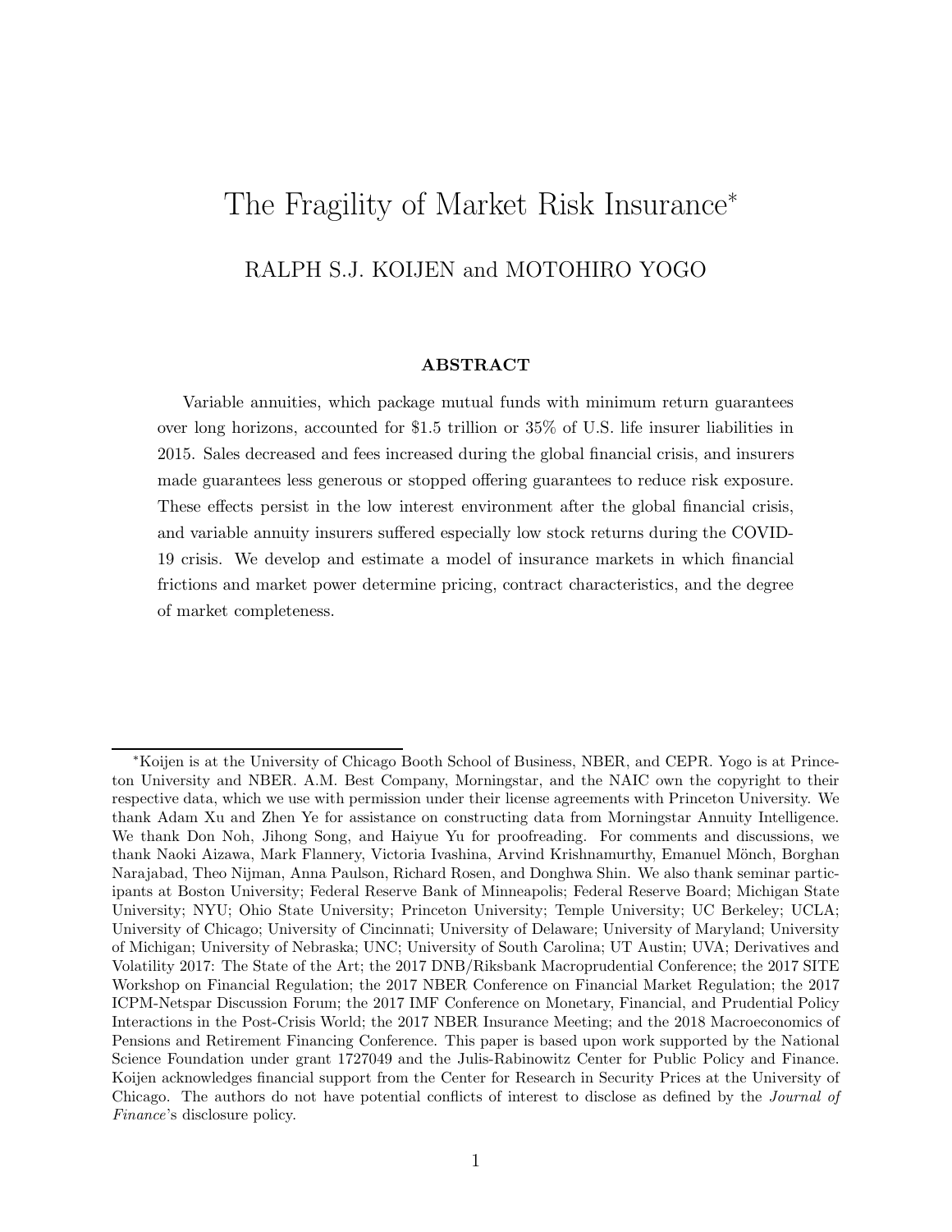# The Fragility of Market Risk Insurance*

RALPH S.J. KOIJEN and MOTOHIRO YOGO

## ABSTRACT

Variable annuities, which package mutual funds with minimum return guarantees over long horizons, accounted for \$1.5 trillion or 35% of U.S. life insurer liabilities in 2015. Sales decreased and fees increased during the global financial crisis, and insurers made guarantees less generous or stopped offering guarantees to reduce risk exposure. These effects persist in the low interest environment after the global financial crisis, and variable annuity insurers suffered especially low stock returns during the COVID-19 crisis. We develop and estimate a model of insurance markets in which financial frictions and market power determine pricing, contract characteristics, and the degree of market completeness.

---

*Koijen is at the University of Chicago Booth School of Business, NBER, and CEPR. Yogo is at Princeton University and NBER. A.M. Best Company, Morningstar, and the NAIC own the copyright to their respective data, which we use with permission under their license agreements with Princeton University. We thank Adam Xu and Zhen Ye for assistance on constructing data from Morningstar Annuity Intelligence. We thank Don Noh, Jihong Song, and Haiyue Yu for proofreading. For comments and discussions, we thank Naoki Aizawa, Mark Flannery, Victoria Ivashina, Arvind Krishnamurthy, Emanuel Mönch, Borghan Narajabad, Theo Nijman, Anna Paulson, Richard Rosen, and Donghwa Shin. We also thank seminar participants at Boston University; Federal Reserve Bank of Minneapolis; Federal Reserve Board; Michigan State University; NYU; Ohio State University; Princeton University; Temple University; UC Berkeley; UCLA; University of Chicago; University of Cincinnati; University of Delaware; University of Maryland; University of Michigan; University of Nebraska; UNC; University of South Carolina; UT Austin; UVA; Derivatives and Volatility 2017: The State of the Art; the 2017 DNB/Riksbank Macroprudential Conference; the 2017 SITE Workshop on Financial Regulation; the 2017 NBER Conference on Financial Market Regulation; the 2017 ICPM-Netspar Discussion Forum; the 2017 IMF Conference on Monetary, Financial, and Prudential Policy Interactions in the Post-Crisis World; the 2017 NBER Insurance Meeting; and the 2018 Macroeconomics of Pensions and Retirement Financing Conference. This paper is based upon work supported by the National Science Foundation under grant 1727049 and the Julis-Rabinowitz Center for Public Policy and Finance. Koijen acknowledges financial support from the Center for Research in Security Prices at the University of Chicago. The authors do not have potential conflicts of interest to disclose as defined by the *Journal of Finance*'s disclosure policy.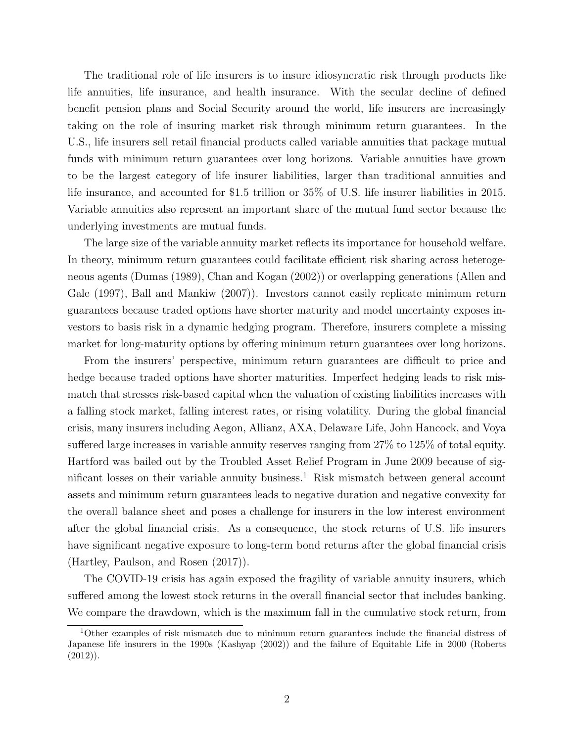The traditional role of life insurers is to insure idiosyncratic risk through products like life annuities, life insurance, and health insurance. With the secular decline of defined benefit pension plans and Social Security around the world, life insurers are increasingly taking on the role of insuring market risk through minimum return guarantees. In the U.S., life insurers sell retail financial products called variable annuities that package mutual funds with minimum return guarantees over long horizons. Variable annuities have grown to be the largest category of life insurer liabilities, larger than traditional annuities and life insurance, and accounted for $1.5 trillion or 35% of U.S. life insurer liabilities in 2015. Variable annuities also represent an important share of the mutual fund sector because the underlying investments are mutual funds.

The large size of the variable annuity market reflects its importance for household welfare. In theory, minimum return guarantees could facilitate efficient risk sharing across heterogeneous agents (Dumas (1989), Chan and Kogan (2002)) or overlapping generations (Allen and Gale (1997), Ball and Mankiw (2007)). Investors cannot easily replicate minimum return guarantees because traded options have shorter maturity and model uncertainty exposes investors to basis risk in a dynamic hedging program. Therefore, insurers complete a missing market for long-maturity options by offering minimum return guarantees over long horizons.

From the insurers' perspective, minimum return guarantees are difficult to price and hedge because traded options have shorter maturities. Imperfect hedging leads to risk mismatch that stresses risk-based capital when the valuation of existing liabilities increases with a falling stock market, falling interest rates, or rising volatility. During the global financial crisis, many insurers including Aegon, Allianz, AXA, Delaware Life, John Hancock, and Voya suffered large increases in variable annuity reserves ranging from 27% to 125% of total equity. Hartford was bailed out by the Troubled Asset Relief Program in June 2009 because of significant losses on their variable annuity business.[1] Risk mismatch between general account assets and minimum return guarantees leads to negative duration and negative convexity for the overall balance sheet and poses a challenge for insurers in the low interest environment after the global financial crisis. As a consequence, the stock returns of U.S. life insurers have significant negative exposure to long-term bond returns after the global financial crisis (Hartley, Paulson, and Rosen (2017)).

The COVID-19 crisis has again exposed the fragility of variable annuity insurers, which suffered among the lowest stock returns in the overall financial sector that includes banking. We compare the drawdown, which is the maximum fall in the cumulative stock return, from

[1] Other examples of risk mismatch due to minimum return guarantees include the financial distress of Japanese life insurers in the 1990s (Kashyap (2002)) and the failure of Equitable Life in 2000 (Roberts (2012)).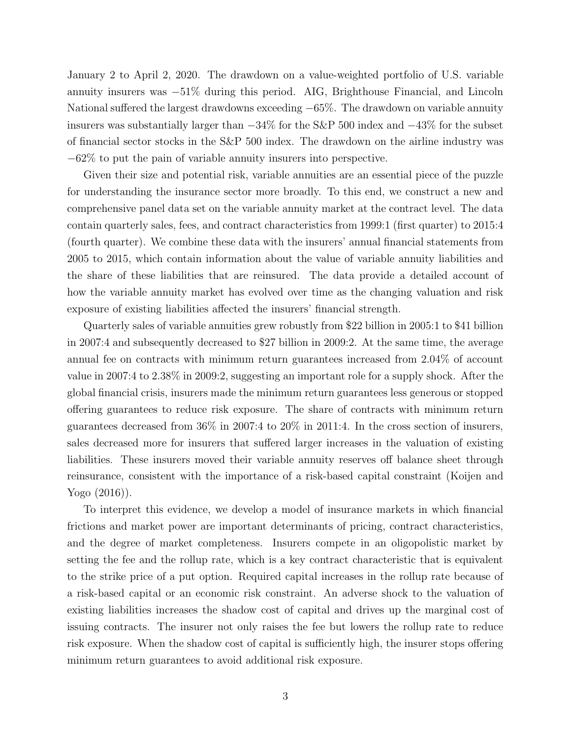January 2 to April 2, 2020. The drawdown on a value-weighted portfolio of U.S. variable annuity insurers was −51% during this period. AIG, Brighthouse Financial, and Lincoln National suffered the largest drawdowns exceeding −65%. The drawdown on variable annuity insurers was substantially larger than −34% for the S&P 500 index and −43% for the subset of financial sector stocks in the S&P 500 index. The drawdown on the airline industry was −62% to put the pain of variable annuity insurers into perspective.

Given their size and potential risk, variable annuities are an essential piece of the puzzle for understanding the insurance sector more broadly. To this end, we construct a new and comprehensive panel data set on the variable annuity market at the contract level. The data contain quarterly sales, fees, and contract characteristics from 1999:1 (first quarter) to 2015:4 (fourth quarter). We combine these data with the insurers' annual financial statements from 2005 to 2015, which contain information about the value of variable annuity liabilities and the share of these liabilities that are reinsured. The data provide a detailed account of how the variable annuity market has evolved over time as the changing valuation and risk exposure of existing liabilities affected the insurers' financial strength.

Quarterly sales of variable annuities grew robustly from $22 billion in 2005:1 to $41 billion in 2007:4 and subsequently decreased to $27 billion in 2009:2. At the same time, the average annual fee on contracts with minimum return guarantees increased from 2.04% of account value in 2007:4 to 2.38% in 2009:2, suggesting an important role for a supply shock. After the global financial crisis, insurers made the minimum return guarantees less generous or stopped offering guarantees to reduce risk exposure. The share of contracts with minimum return guarantees decreased from 36% in 2007:4 to 20% in 2011:4. In the cross section of insurers, sales decreased more for insurers that suffered larger increases in the valuation of existing liabilities. These insurers moved their variable annuity reserves off balance sheet through reinsurance, consistent with the importance of a risk-based capital constraint (Koijen and Yogo (2016)).

To interpret this evidence, we develop a model of insurance markets in which financial frictions and market power are important determinants of pricing, contract characteristics, and the degree of market completeness. Insurers compete in an oligopolistic market by setting the fee and the rollup rate, which is a key contract characteristic that is equivalent to the strike price of a put option. Required capital increases in the rollup rate because of a risk-based capital or an economic risk constraint. An adverse shock to the valuation of existing liabilities increases the shadow cost of capital and drives up the marginal cost of issuing contracts. The insurer not only raises the fee but lowers the rollup rate to reduce risk exposure. When the shadow cost of capital is sufficiently high, the insurer stops offering minimum return guarantees to avoid additional risk exposure.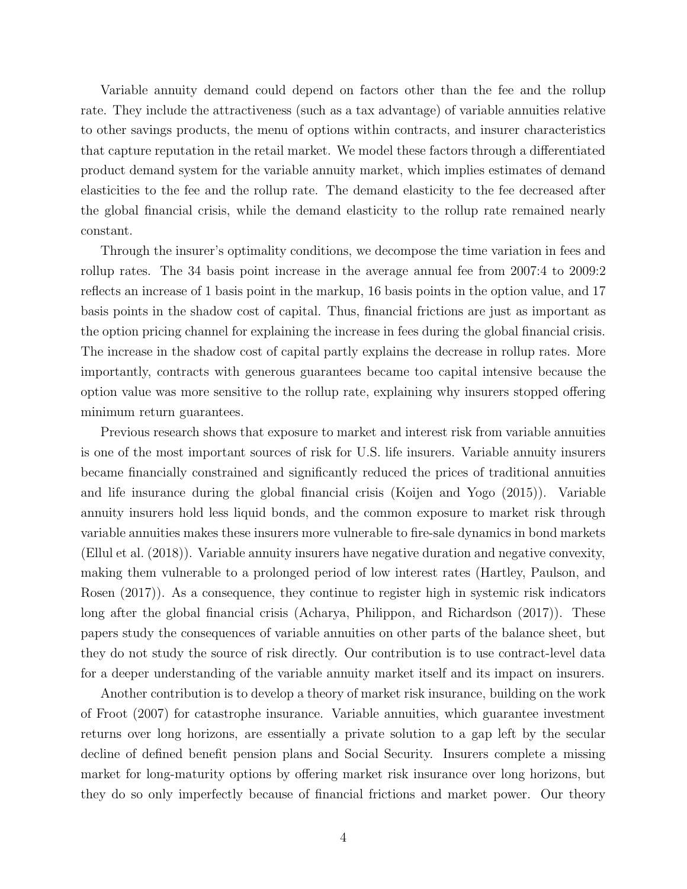Variable annuity demand could depend on factors other than the fee and the rollup rate. They include the attractiveness (such as a tax advantage) of variable annuities relative to other savings products, the menu of options within contracts, and insurer characteristics that capture reputation in the retail market. We model these factors through a differentiated product demand system for the variable annuity market, which implies estimates of demand elasticities to the fee and the rollup rate. The demand elasticity to the fee decreased after the global financial crisis, while the demand elasticity to the rollup rate remained nearly constant.

Through the insurer's optimality conditions, we decompose the time variation in fees and rollup rates. The 34 basis point increase in the average annual fee from 2007:4 to 2009:2 reflects an increase of 1 basis point in the markup, 16 basis points in the option value, and 17 basis points in the shadow cost of capital. Thus, financial frictions are just as important as the option pricing channel for explaining the increase in fees during the global financial crisis. The increase in the shadow cost of capital partly explains the decrease in rollup rates. More importantly, contracts with generous guarantees became too capital intensive because the option value was more sensitive to the rollup rate, explaining why insurers stopped offering minimum return guarantees.

Previous research shows that exposure to market and interest risk from variable annuities is one of the most important sources of risk for U.S. life insurers. Variable annuity insurers became financially constrained and significantly reduced the prices of traditional annuities and life insurance during the global financial crisis (Koijen and Yogo (2015)). Variable annuity insurers hold less liquid bonds, and the common exposure to market risk through variable annuities makes these insurers more vulnerable to fire-sale dynamics in bond markets (Ellul et al. (2018)). Variable annuity insurers have negative duration and negative convexity, making them vulnerable to a prolonged period of low interest rates (Hartley, Paulson, and Rosen (2017)). As a consequence, they continue to register high in systemic risk indicators long after the global financial crisis (Acharya, Philippon, and Richardson (2017)). These papers study the consequences of variable annuities on other parts of the balance sheet, but they do not study the source of risk directly. Our contribution is to use contract-level data for a deeper understanding of the variable annuity market itself and its impact on insurers.

Another contribution is to develop a theory of market risk insurance, building on the work of Froot (2007) for catastrophe insurance. Variable annuities, which guarantee investment returns over long horizons, are essentially a private solution to a gap left by the secular decline of defined benefit pension plans and Social Security. Insurers complete a missing market for long-maturity options by offering market risk insurance over long horizons, but they do so only imperfectly because of financial frictions and market power. Our theory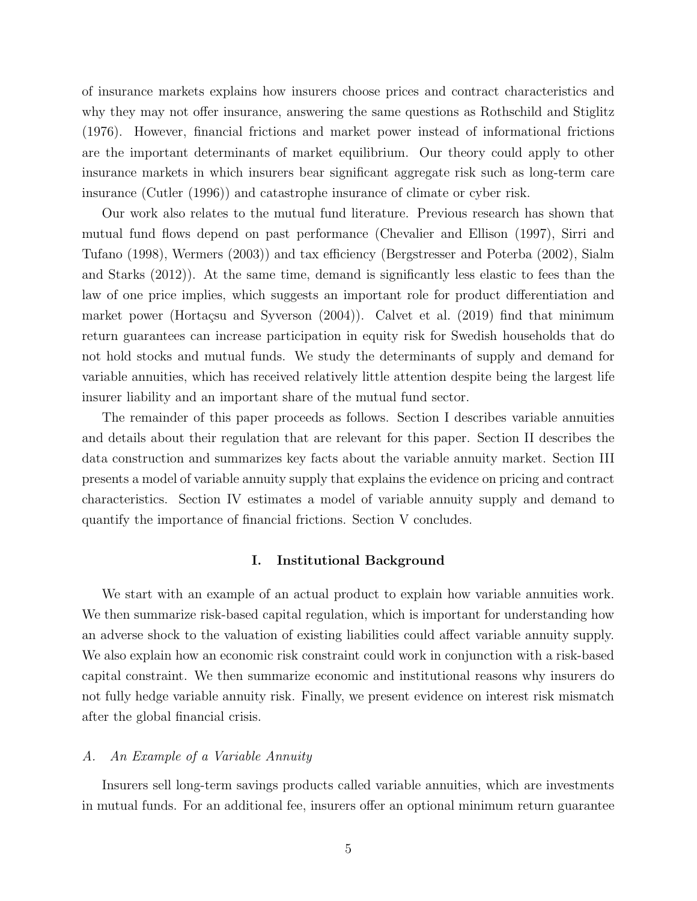of insurance markets explains how insurers choose prices and contract characteristics and why they may not offer insurance, answering the same questions as Rothschild and Stiglitz (1976). However, financial frictions and market power instead of informational frictions are the important determinants of market equilibrium. Our theory could apply to other insurance markets in which insurers bear significant aggregate risk such as long-term care insurance (Cutler (1996)) and catastrophe insurance of climate or cyber risk.

Our work also relates to the mutual fund literature. Previous research has shown that mutual fund flows depend on past performance (Chevalier and Ellison (1997), Sirri and Tufano (1998), Wermers (2003)) and tax efficiency (Bergstresser and Poterba (2002), Sialm and Starks (2012)). At the same time, demand is significantly less elastic to fees than the law of one price implies, which suggests an important role for product differentiation and market power (Hortaçsu and Syverson (2004)). Calvet et al. (2019) find that minimum return guarantees can increase participation in equity risk for Swedish households that do not hold stocks and mutual funds. We study the determinants of supply and demand for variable annuities, which has received relatively little attention despite being the largest life insurer liability and an important share of the mutual fund sector.

The remainder of this paper proceeds as follows. Section I describes variable annuities and details about their regulation that are relevant for this paper. Section II describes the data construction and summarizes key facts about the variable annuity market. Section III presents a model of variable annuity supply that explains the evidence on pricing and contract characteristics. Section IV estimates a model of variable annuity supply and demand to quantify the importance of financial frictions. Section V concludes.

## I. Institutional Background

We start with an example of an actual product to explain how variable annuities work. We then summarize risk-based capital regulation, which is important for understanding how an adverse shock to the valuation of existing liabilities could affect variable annuity supply. We also explain how an economic risk constraint could work in conjunction with a risk-based capital constraint. We then summarize economic and institutional reasons why insurers do not fully hedge variable annuity risk. Finally, we present evidence on interest risk mismatch after the global financial crisis.

### *A. An Example of a Variable Annuity*

Insurers sell long-term savings products called variable annuities, which are investments in mutual funds. For an additional fee, insurers offer an optional minimum return guarantee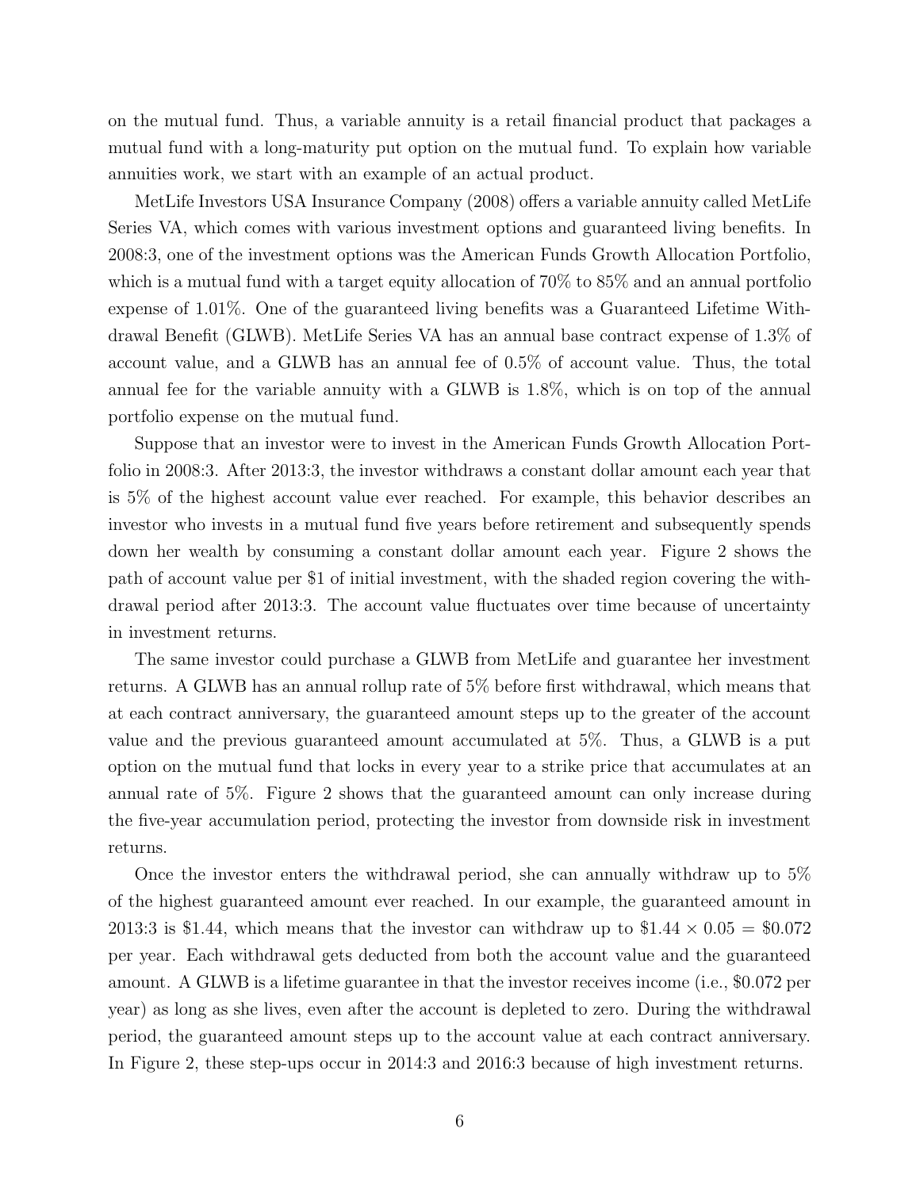on the mutual fund. Thus, a variable annuity is a retail financial product that packages a mutual fund with a long-maturity put option on the mutual fund. To explain how variable annuities work, we start with an example of an actual product.

MetLife Investors USA Insurance Company (2008) offers a variable annuity called MetLife Series VA, which comes with various investment options and guaranteed living benefits. In 2008:3, one of the investment options was the American Funds Growth Allocation Portfolio, which is a mutual fund with a target equity allocation of 70% to 85% and an annual portfolio expense of 1.01%. One of the guaranteed living benefits was a Guaranteed Lifetime Withdrawal Benefit (GLWB). MetLife Series VA has an annual base contract expense of 1.3% of account value, and a GLWB has an annual fee of 0.5% of account value. Thus, the total annual fee for the variable annuity with a GLWB is 1.8%, which is on top of the annual portfolio expense on the mutual fund.

Suppose that an investor were to invest in the American Funds Growth Allocation Portfolio in 2008:3. After 2013:3, the investor withdraws a constant dollar amount each year that is 5% of the highest account value ever reached. For example, this behavior describes an investor who invests in a mutual fund five years before retirement and subsequently spends down her wealth by consuming a constant dollar amount each year. Figure 2 shows the path of account value per $1 of initial investment, with the shaded region covering the withdrawal period after 2013:3. The account value fluctuates over time because of uncertainty in investment returns.

The same investor could purchase a GLWB from MetLife and guarantee her investment returns. A GLWB has an annual rollup rate of 5% before first withdrawal, which means that at each contract anniversary, the guaranteed amount steps up to the greater of the account value and the previous guaranteed amount accumulated at 5%. Thus, a GLWB is a put option on the mutual fund that locks in every year to a strike price that accumulates at an annual rate of 5%. Figure 2 shows that the guaranteed amount can only increase during the five-year accumulation period, protecting the investor from downside risk in investment returns.

Once the investor enters the withdrawal period, she can annually withdraw up to 5% of the highest guaranteed amount ever reached. In our example, the guaranteed amount in 2013:3 is $1.44, which means that the investor can withdraw up to $\$1.44 \times 0.05 = \$0.072$ per year. Each withdrawal gets deducted from both the account value and the guaranteed amount. A GLWB is a lifetime guarantee in that the investor receives income (i.e., $0.072 per year) as long as she lives, even after the account is depleted to zero. During the withdrawal period, the guaranteed amount steps up to the account value at each contract anniversary. In Figure 2, these step-ups occur in 2014:3 and 2016:3 because of high investment returns.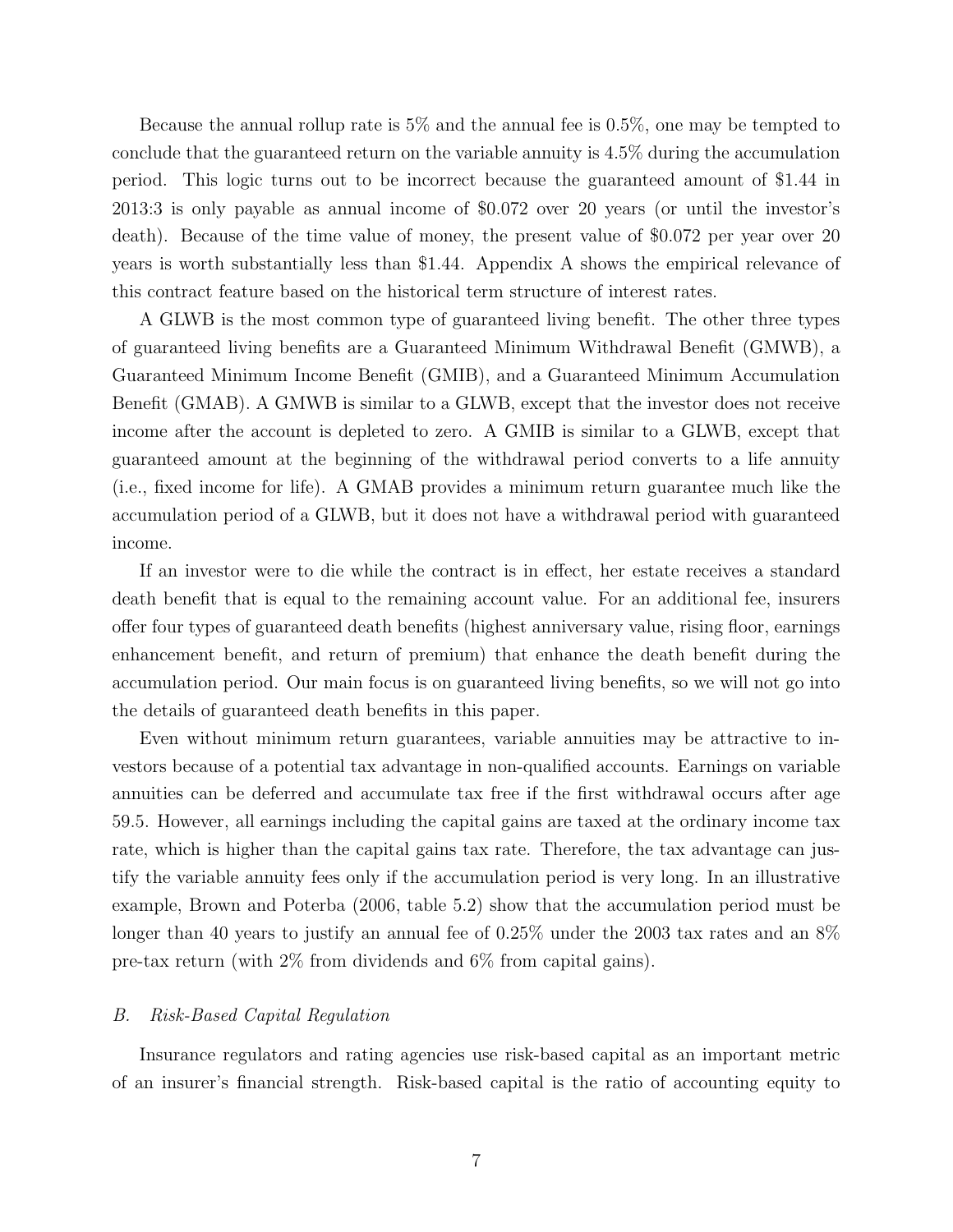Because the annual rollup rate is 5% and the annual fee is 0.5%, one may be tempted to conclude that the guaranteed return on the variable annuity is 4.5% during the accumulation period. This logic turns out to be incorrect because the guaranteed amount of \$1.44 in 2013:3 is only payable as annual income of \$0.072 over 20 years (or until the investor's death). Because of the time value of money, the present value of \$0.072 per year over 20 years is worth substantially less than \$1.44. Appendix A shows the empirical relevance of this contract feature based on the historical term structure of interest rates.

A GLWB is the most common type of guaranteed living benefit. The other three types of guaranteed living benefits are a Guaranteed Minimum Withdrawal Benefit (GMWB), a Guaranteed Minimum Income Benefit (GMIB), and a Guaranteed Minimum Accumulation Benefit (GMAB). A GMWB is similar to a GLWB, except that the investor does not receive income after the account is depleted to zero. A GMIB is similar to a GLWB, except that guaranteed amount at the beginning of the withdrawal period converts to a life annuity (i.e., fixed income for life). A GMAB provides a minimum return guarantee much like the accumulation period of a GLWB, but it does not have a withdrawal period with guaranteed income.

If an investor were to die while the contract is in effect, her estate receives a standard death benefit that is equal to the remaining account value. For an additional fee, insurers offer four types of guaranteed death benefits (highest anniversary value, rising floor, earnings enhancement benefit, and return of premium) that enhance the death benefit during the accumulation period. Our main focus is on guaranteed living benefits, so we will not go into the details of guaranteed death benefits in this paper.

Even without minimum return guarantees, variable annuities may be attractive to investors because of a potential tax advantage in non-qualified accounts. Earnings on variable annuities can be deferred and accumulate tax free if the first withdrawal occurs after age 59.5. However, all earnings including the capital gains are taxed at the ordinary income tax rate, which is higher than the capital gains tax rate. Therefore, the tax advantage can justify the variable annuity fees only if the accumulation period is very long. In an illustrative example, Brown and Poterba (2006, table 5.2) show that the accumulation period must be longer than 40 years to justify an annual fee of 0.25% under the 2003 tax rates and an 8% pre-tax return (with 2% from dividends and 6% from capital gains).

### *B. Risk-Based Capital Regulation*

Insurance regulators and rating agencies use risk-based capital as an important metric of an insurer's financial strength. Risk-based capital is the ratio of accounting equity to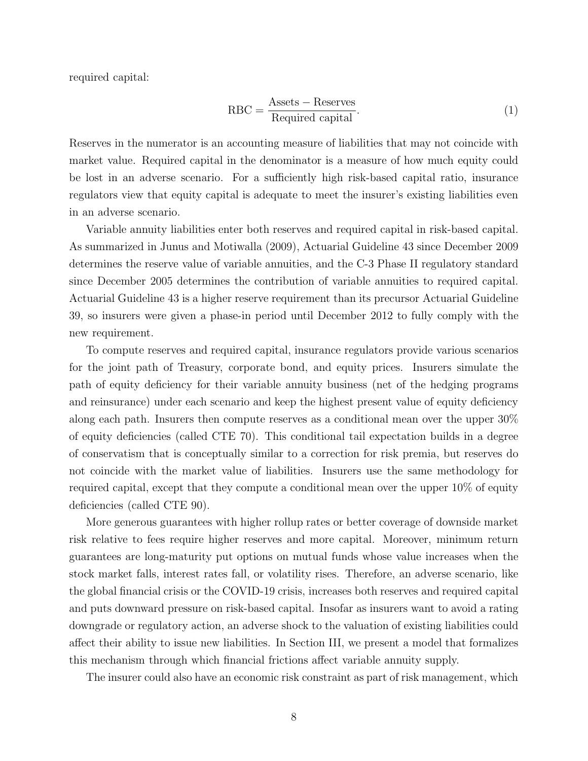required capital:

$$\text{RBC} = \frac{\text{Assets} - \text{Reserves}}{\text{Required capital}}. \tag{1}$$

Reserves in the numerator is an accounting measure of liabilities that may not coincide with market value. Required capital in the denominator is a measure of how much equity could be lost in an adverse scenario. For a sufficiently high risk-based capital ratio, insurance regulators view that equity capital is adequate to meet the insurer's existing liabilities even in an adverse scenario.

Variable annuity liabilities enter both reserves and required capital in risk-based capital. As summarized in Junus and Motiwalla (2009), Actuarial Guideline 43 since December 2009 determines the reserve value of variable annuities, and the C-3 Phase II regulatory standard since December 2005 determines the contribution of variable annuities to required capital. Actuarial Guideline 43 is a higher reserve requirement than its precursor Actuarial Guideline 39, so insurers were given a phase-in period until December 2012 to fully comply with the new requirement.

To compute reserves and required capital, insurance regulators provide various scenarios for the joint path of Treasury, corporate bond, and equity prices. Insurers simulate the path of equity deficiency for their variable annuity business (net of the hedging programs and reinsurance) under each scenario and keep the highest present value of equity deficiency along each path. Insurers then compute reserves as a conditional mean over the upper 30% of equity deficiencies (called CTE 70). This conditional tail expectation builds in a degree of conservatism that is conceptually similar to a correction for risk premia, but reserves do not coincide with the market value of liabilities. Insurers use the same methodology for required capital, except that they compute a conditional mean over the upper 10% of equity deficiencies (called CTE 90).

More generous guarantees with higher rollup rates or better coverage of downside market risk relative to fees require higher reserves and more capital. Moreover, minimum return guarantees are long-maturity put options on mutual funds whose value increases when the stock market falls, interest rates fall, or volatility rises. Therefore, an adverse scenario, like the global financial crisis or the COVID-19 crisis, increases both reserves and required capital and puts downward pressure on risk-based capital. Insofar as insurers want to avoid a rating downgrade or regulatory action, an adverse shock to the valuation of existing liabilities could affect their ability to issue new liabilities. In Section III, we present a model that formalizes this mechanism through which financial frictions affect variable annuity supply.

The insurer could also have an economic risk constraint as part of risk management, which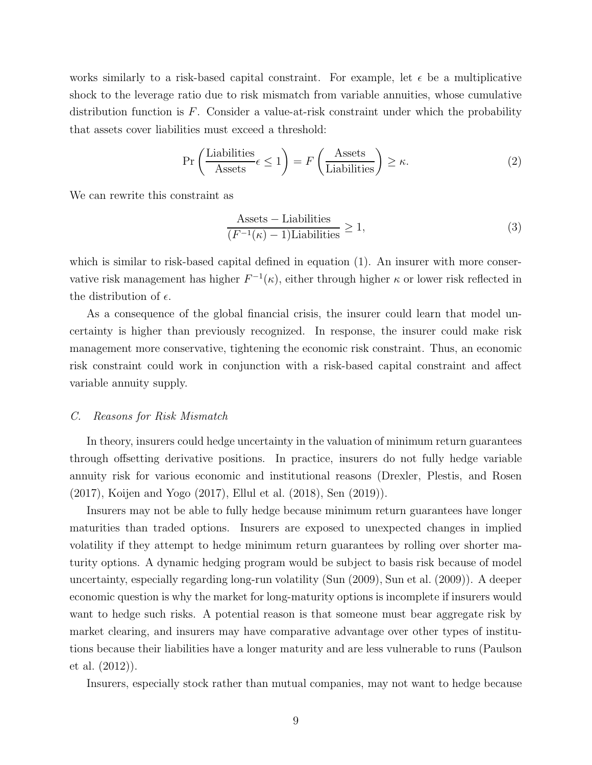works similarly to a risk-based capital constraint. For example, let $\epsilon$ be a multiplicative shock to the leverage ratio due to risk mismatch from variable annuities, whose cumulative distribution function is $F$. Consider a value-at-risk constraint under which the probability that assets cover liabilities must exceed a threshold:

$$\Pr\left(\frac{\text{Liabilities}}{\text{Assets}}\epsilon \leq 1\right) = F\left(\frac{\text{Assets}}{\text{Liabilities}}\right) \geq \kappa. \tag{2}$$

We can rewrite this constraint as

$$\frac{\text{Assets} - \text{Liabilities}}{(F^{-1}(\kappa) - 1)\text{Liabilities}} \geq 1, \tag{3}$$

which is similar to risk-based capital defined in equation (1). An insurer with more conservative risk management has higher $F^{-1}(\kappa)$, either through higher $\kappa$ or lower risk reflected in the distribution of $\epsilon$.

As a consequence of the global financial crisis, the insurer could learn that model uncertainty is higher than previously recognized. In response, the insurer could make risk management more conservative, tightening the economic risk constraint. Thus, an economic risk constraint could work in conjunction with a risk-based capital constraint and affect variable annuity supply.

### *C. Reasons for Risk Mismatch*

In theory, insurers could hedge uncertainty in the valuation of minimum return guarantees through offsetting derivative positions. In practice, insurers do not fully hedge variable annuity risk for various economic and institutional reasons (Drexler, Plestis, and Rosen (2017), Koijen and Yogo (2017), Ellul et al. (2018), Sen (2019)).

Insurers may not be able to fully hedge because minimum return guarantees have longer maturities than traded options. Insurers are exposed to unexpected changes in implied volatility if they attempt to hedge minimum return guarantees by rolling over shorter maturity options. A dynamic hedging program would be subject to basis risk because of model uncertainty, especially regarding long-run volatility (Sun (2009), Sun et al. (2009)). A deeper economic question is why the market for long-maturity options is incomplete if insurers would want to hedge such risks. A potential reason is that someone must bear aggregate risk by market clearing, and insurers may have comparative advantage over other types of institutions because their liabilities have a longer maturity and are less vulnerable to runs (Paulson et al. (2012)).

Insurers, especially stock rather than mutual companies, may not want to hedge because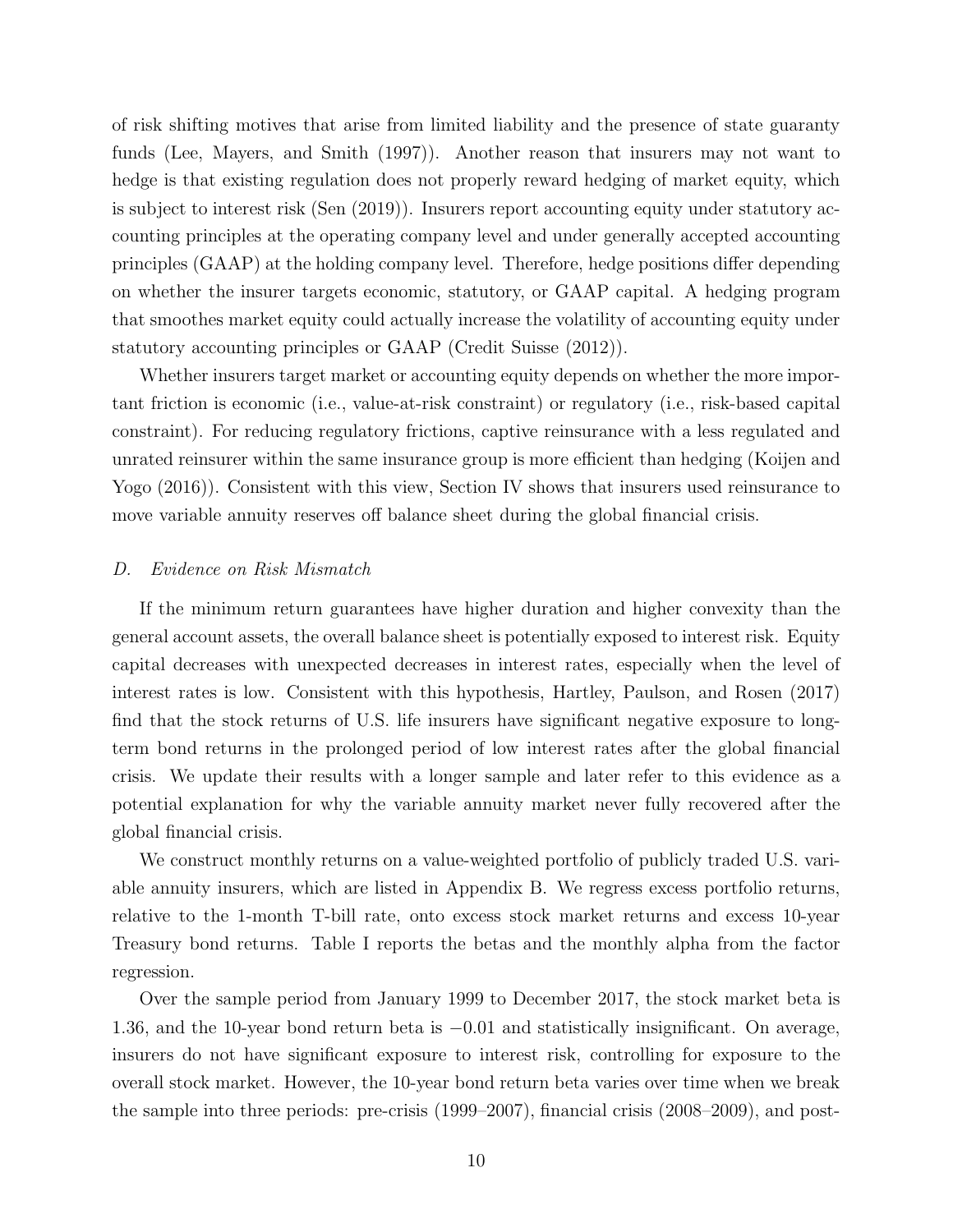of risk shifting motives that arise from limited liability and the presence of state guaranty funds (Lee, Mayers, and Smith (1997)). Another reason that insurers may not want to hedge is that existing regulation does not properly reward hedging of market equity, which is subject to interest risk (Sen (2019)). Insurers report accounting equity under statutory accounting principles at the operating company level and under generally accepted accounting principles (GAAP) at the holding company level. Therefore, hedge positions differ depending on whether the insurer targets economic, statutory, or GAAP capital. A hedging program that smoothes market equity could actually increase the volatility of accounting equity under statutory accounting principles or GAAP (Credit Suisse (2012)).

Whether insurers target market or accounting equity depends on whether the more important friction is economic (i.e., value-at-risk constraint) or regulatory (i.e., risk-based capital constraint). For reducing regulatory frictions, captive reinsurance with a less regulated and unrated reinsurer within the same insurance group is more efficient than hedging (Koijen and Yogo (2016)). Consistent with this view, Section IV shows that insurers used reinsurance to move variable annuity reserves off balance sheet during the global financial crisis.

### *D. Evidence on Risk Mismatch*

If the minimum return guarantees have higher duration and higher convexity than the general account assets, the overall balance sheet is potentially exposed to interest risk. Equity capital decreases with unexpected decreases in interest rates, especially when the level of interest rates is low. Consistent with this hypothesis, Hartley, Paulson, and Rosen (2017) find that the stock returns of U.S. life insurers have significant negative exposure to long-term bond returns in the prolonged period of low interest rates after the global financial crisis. We update their results with a longer sample and later refer to this evidence as a potential explanation for why the variable annuity market never fully recovered after the global financial crisis.

We construct monthly returns on a value-weighted portfolio of publicly traded U.S. variable annuity insurers, which are listed in Appendix B. We regress excess portfolio returns, relative to the 1-month T-bill rate, onto excess stock market returns and excess 10-year Treasury bond returns. Table I reports the betas and the monthly alpha from the factor regression.

Over the sample period from January 1999 to December 2017, the stock market beta is 1.36, and the 10-year bond return beta is $-0.01$ and statistically insignificant. On average, insurers do not have significant exposure to interest risk, controlling for exposure to the overall stock market. However, the 10-year bond return beta varies over time when we break the sample into three periods: pre-crisis (1999–2007), financial crisis (2008–2009), and post-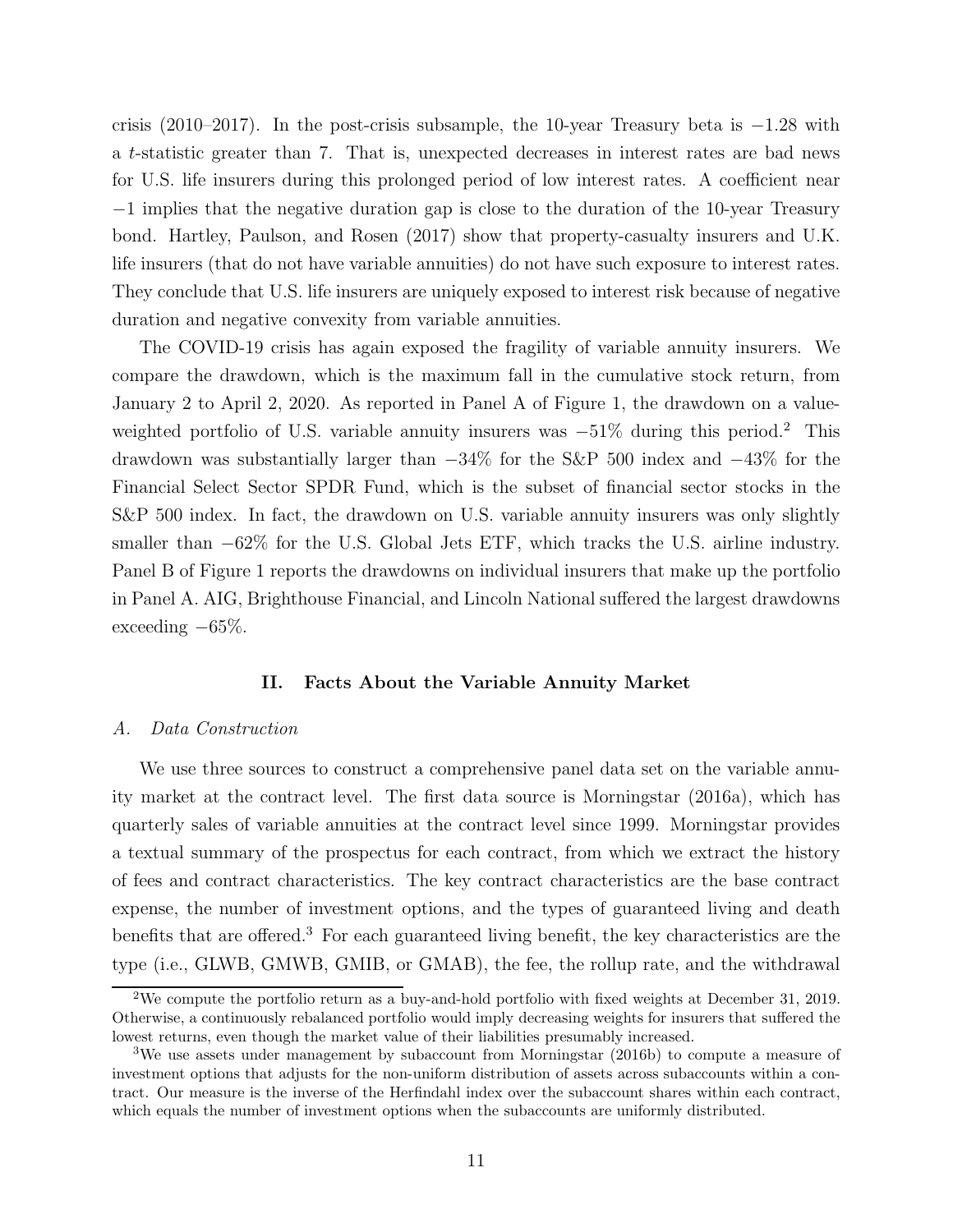crisis (2010–2017). In the post-crisis subsample, the 10-year Treasury beta is $-1.28$ with a $t$-statistic greater than 7. That is, unexpected decreases in interest rates are bad news for U.S. life insurers during this prolonged period of low interest rates. A coefficient near $-1$ implies that the negative duration gap is close to the duration of the 10-year Treasury bond. Hartley, Paulson, and Rosen (2017) show that property-casualty insurers and U.K. life insurers (that do not have variable annuities) do not have such exposure to interest rates. They conclude that U.S. life insurers are uniquely exposed to interest risk because of negative duration and negative convexity from variable annuities.

The COVID-19 crisis has again exposed the fragility of variable annuity insurers. We compare the drawdown, which is the maximum fall in the cumulative stock return, from January 2 to April 2, 2020. As reported in Panel A of Figure 1, the drawdown on a value-weighted portfolio of U.S. variable annuity insurers was $-51\%$ during this period.[2] This drawdown was substantially larger than $-34\%$ for the S&P 500 index and $-43\%$ for the Financial Select Sector SPDR Fund, which is the subset of financial sector stocks in the S&P 500 index. In fact, the drawdown on U.S. variable annuity insurers was only slightly smaller than $-62\%$ for the U.S. Global Jets ETF, which tracks the U.S. airline industry. Panel B of Figure 1 reports the drawdowns on individual insurers that make up the portfolio in Panel A. AIG, Brighthouse Financial, and Lincoln National suffered the largest drawdowns exceeding $-65\%$.

## II. Facts About the Variable Annuity Market

### *A. Data Construction*

We use three sources to construct a comprehensive panel data set on the variable annuity market at the contract level. The first data source is Morningstar (2016a), which has quarterly sales of variable annuities at the contract level since 1999. Morningstar provides a textual summary of the prospectus for each contract, from which we extract the history of fees and contract characteristics. The key contract characteristics are the base contract expense, the number of investment options, and the types of guaranteed living and death benefits that are offered.[3] For each guaranteed living benefit, the key characteristics are the type (i.e., GLWB, GMWB, GMIB, or GMAB), the fee, the rollup rate, and the withdrawal

[2] We compute the portfolio return as a buy-and-hold portfolio with fixed weights at December 31, 2019. Otherwise, a continuously rebalanced portfolio would imply decreasing weights for insurers that suffered the lowest returns, even though the market value of their liabilities presumably increased.

[3] We use assets under management by subaccount from Morningstar (2016b) to compute a measure of investment options that adjusts for the non-uniform distribution of assets across subaccounts within a contract. Our measure is the inverse of the Herfindahl index over the subaccount shares within each contract, which equals the number of investment options when the subaccounts are uniformly distributed.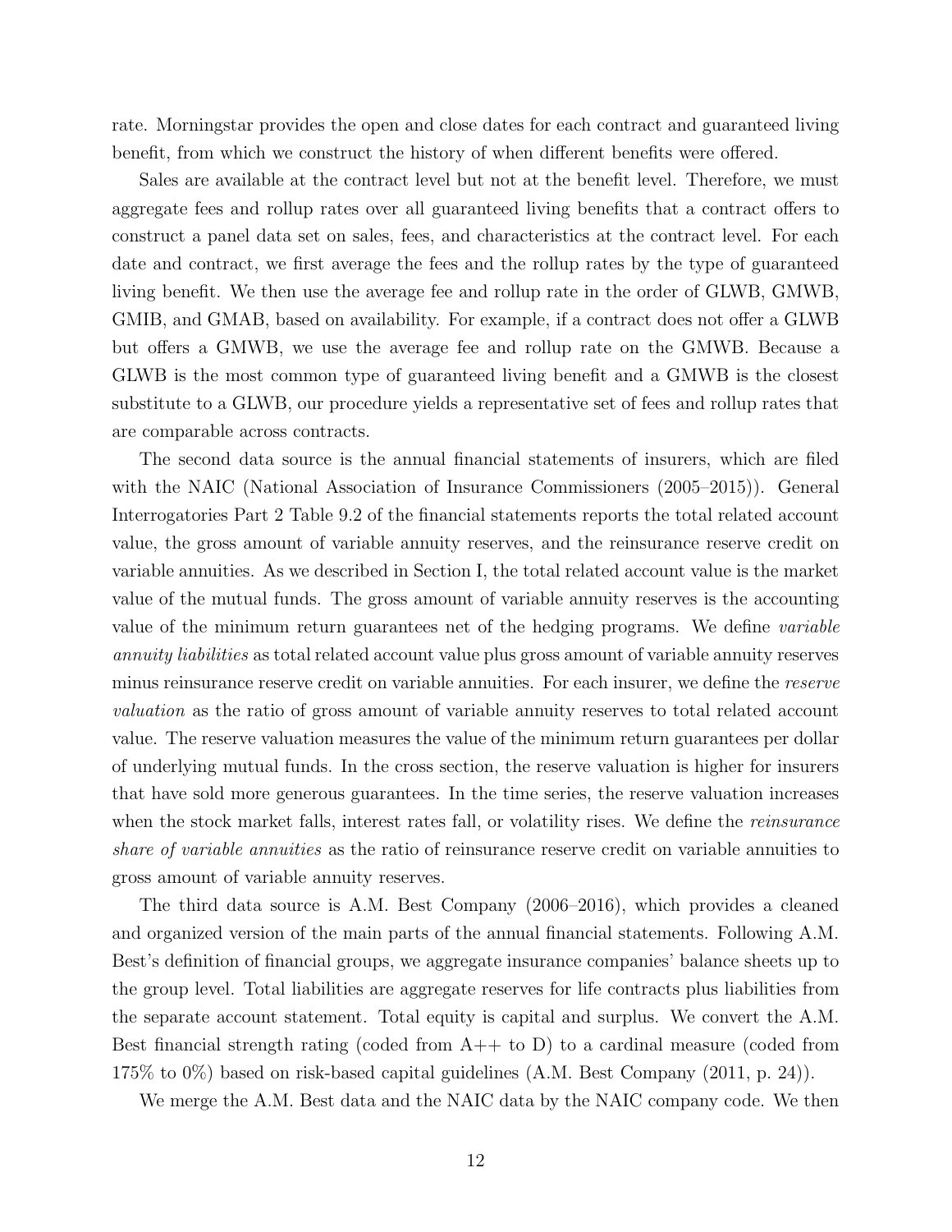rate. Morningstar provides the open and close dates for each contract and guaranteed living benefit, from which we construct the history of when different benefits were offered.

Sales are available at the contract level but not at the benefit level. Therefore, we must aggregate fees and rollup rates over all guaranteed living benefits that a contract offers to construct a panel data set on sales, fees, and characteristics at the contract level. For each date and contract, we first average the fees and the rollup rates by the type of guaranteed living benefit. We then use the average fee and rollup rate in the order of GLWB, GMWB, GMIB, and GMAB, based on availability. For example, if a contract does not offer a GLWB but offers a GMWB, we use the average fee and rollup rate on the GMWB. Because a GLWB is the most common type of guaranteed living benefit and a GMWB is the closest substitute to a GLWB, our procedure yields a representative set of fees and rollup rates that are comparable across contracts.

The second data source is the annual financial statements of insurers, which are filed with the NAIC (National Association of Insurance Commissioners (2005–2015)). General Interrogatories Part 2 Table 9.2 of the financial statements reports the total related account value, the gross amount of variable annuity reserves, and the reinsurance reserve credit on variable annuities. As we described in Section I, the total related account value is the market value of the mutual funds. The gross amount of variable annuity reserves is the accounting value of the minimum return guarantees net of the hedging programs. We define *variable annuity liabilities* as total related account value plus gross amount of variable annuity reserves minus reinsurance reserve credit on variable annuities. For each insurer, we define the *reserve valuation* as the ratio of gross amount of variable annuity reserves to total related account value. The reserve valuation measures the value of the minimum return guarantees per dollar of underlying mutual funds. In the cross section, the reserve valuation is higher for insurers that have sold more generous guarantees. In the time series, the reserve valuation increases when the stock market falls, interest rates fall, or volatility rises. We define the *reinsurance share of variable annuities* as the ratio of reinsurance reserve credit on variable annuities to gross amount of variable annuity reserves.

The third data source is A.M. Best Company (2006–2016), which provides a cleaned and organized version of the main parts of the annual financial statements. Following A.M. Best's definition of financial groups, we aggregate insurance companies' balance sheets up to the group level. Total liabilities are aggregate reserves for life contracts plus liabilities from the separate account statement. Total equity is capital and surplus. We convert the A.M. Best financial strength rating (coded from A++ to D) to a cardinal measure (coded from 175% to 0%) based on risk-based capital guidelines (A.M. Best Company (2011, p. 24)).

We merge the A.M. Best data and the NAIC data by the NAIC company code. We then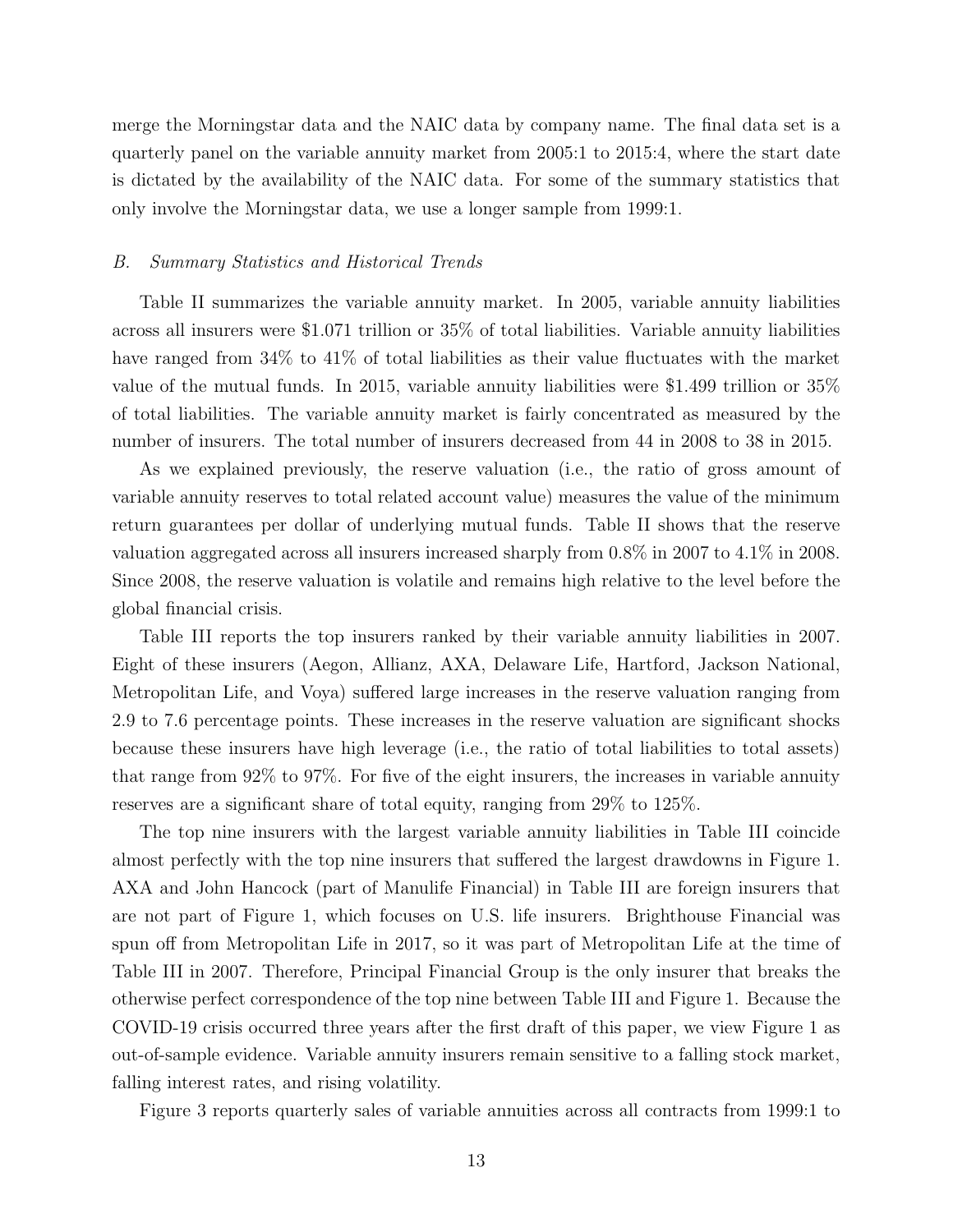merge the Morningstar data and the NAIC data by company name. The final data set is a quarterly panel on the variable annuity market from 2005:1 to 2015:4, where the start date is dictated by the availability of the NAIC data. For some of the summary statistics that only involve the Morningstar data, we use a longer sample from 1999:1.

### *B. Summary Statistics and Historical Trends*

Table II summarizes the variable annuity market. In 2005, variable annuity liabilities across all insurers were \$1.071 trillion or 35% of total liabilities. Variable annuity liabilities have ranged from 34% to 41% of total liabilities as their value fluctuates with the market value of the mutual funds. In 2015, variable annuity liabilities were \$1.499 trillion or 35% of total liabilities. The variable annuity market is fairly concentrated as measured by the number of insurers. The total number of insurers decreased from 44 in 2008 to 38 in 2015.

As we explained previously, the reserve valuation (i.e., the ratio of gross amount of variable annuity reserves to total related account value) measures the value of the minimum return guarantees per dollar of underlying mutual funds. Table II shows that the reserve valuation aggregated across all insurers increased sharply from 0.8% in 2007 to 4.1% in 2008. Since 2008, the reserve valuation is volatile and remains high relative to the level before the global financial crisis.

Table III reports the top insurers ranked by their variable annuity liabilities in 2007. Eight of these insurers (Aegon, Allianz, AXA, Delaware Life, Hartford, Jackson National, Metropolitan Life, and Voya) suffered large increases in the reserve valuation ranging from 2.9 to 7.6 percentage points. These increases in the reserve valuation are significant shocks because these insurers have high leverage (i.e., the ratio of total liabilities to total assets) that range from 92% to 97%. For five of the eight insurers, the increases in variable annuity reserves are a significant share of total equity, ranging from 29% to 125%.

The top nine insurers with the largest variable annuity liabilities in Table III coincide almost perfectly with the top nine insurers that suffered the largest drawdowns in Figure 1. AXA and John Hancock (part of Manulife Financial) in Table III are foreign insurers that are not part of Figure 1, which focuses on U.S. life insurers. Brighthouse Financial was spun off from Metropolitan Life in 2017, so it was part of Metropolitan Life at the time of Table III in 2007. Therefore, Principal Financial Group is the only insurer that breaks the otherwise perfect correspondence of the top nine between Table III and Figure 1. Because the COVID-19 crisis occurred three years after the first draft of this paper, we view Figure 1 as out-of-sample evidence. Variable annuity insurers remain sensitive to a falling stock market, falling interest rates, and rising volatility.

Figure 3 reports quarterly sales of variable annuities across all contracts from 1999:1 to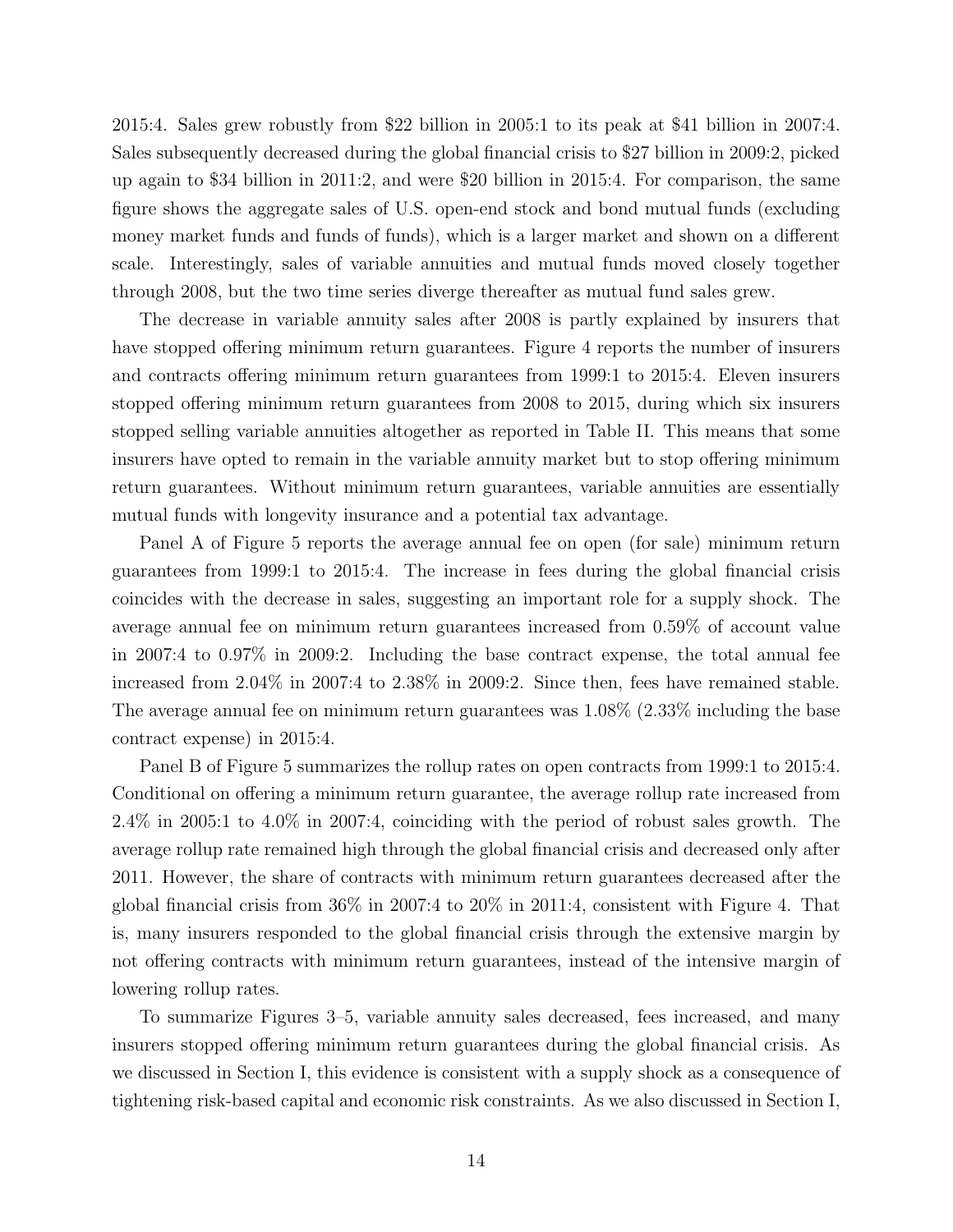2015:4. Sales grew robustly from $22 billion in 2005:1 to its peak at $41 billion in 2007:4. Sales subsequently decreased during the global financial crisis to $27 billion in 2009:2, picked up again to $34 billion in 2011:2, and were $20 billion in 2015:4. For comparison, the same figure shows the aggregate sales of U.S. open-end stock and bond mutual funds (excluding money market funds and funds of funds), which is a larger market and shown on a different scale. Interestingly, sales of variable annuities and mutual funds moved closely together through 2008, but the two time series diverge thereafter as mutual fund sales grew.

The decrease in variable annuity sales after 2008 is partly explained by insurers that have stopped offering minimum return guarantees. Figure 4 reports the number of insurers and contracts offering minimum return guarantees from 1999:1 to 2015:4. Eleven insurers stopped offering minimum return guarantees from 2008 to 2015, during which six insurers stopped selling variable annuities altogether as reported in Table II. This means that some insurers have opted to remain in the variable annuity market but to stop offering minimum return guarantees. Without minimum return guarantees, variable annuities are essentially mutual funds with longevity insurance and a potential tax advantage.

Panel A of Figure 5 reports the average annual fee on open (for sale) minimum return guarantees from 1999:1 to 2015:4. The increase in fees during the global financial crisis coincides with the decrease in sales, suggesting an important role for a supply shock. The average annual fee on minimum return guarantees increased from 0.59% of account value in 2007:4 to 0.97% in 2009:2. Including the base contract expense, the total annual fee increased from 2.04% in 2007:4 to 2.38% in 2009:2. Since then, fees have remained stable. The average annual fee on minimum return guarantees was 1.08% (2.33% including the base contract expense) in 2015:4.

Panel B of Figure 5 summarizes the rollup rates on open contracts from 1999:1 to 2015:4. Conditional on offering a minimum return guarantee, the average rollup rate increased from 2.4% in 2005:1 to 4.0% in 2007:4, coinciding with the period of robust sales growth. The average rollup rate remained high through the global financial crisis and decreased only after 2011. However, the share of contracts with minimum return guarantees decreased after the global financial crisis from 36% in 2007:4 to 20% in 2011:4, consistent with Figure 4. That is, many insurers responded to the global financial crisis through the extensive margin by not offering contracts with minimum return guarantees, instead of the intensive margin of lowering rollup rates.

To summarize Figures 3–5, variable annuity sales decreased, fees increased, and many insurers stopped offering minimum return guarantees during the global financial crisis. As we discussed in Section I, this evidence is consistent with a supply shock as a consequence of tightening risk-based capital and economic risk constraints. As we also discussed in Section I,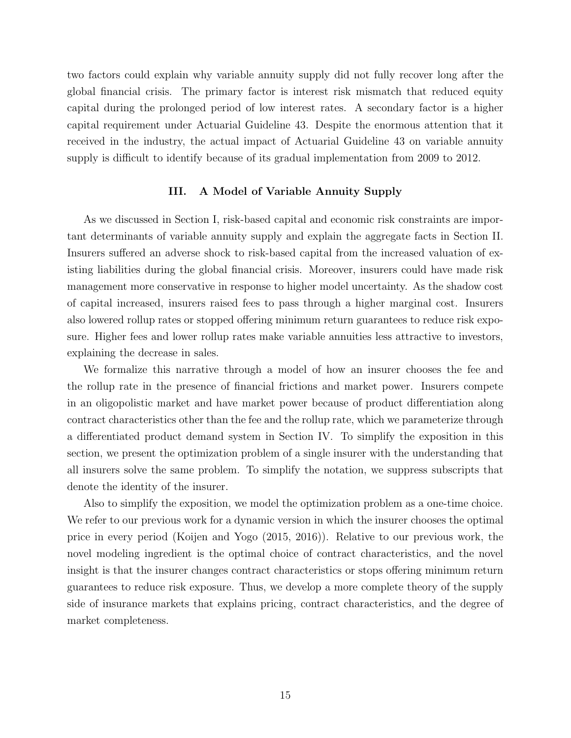two factors could explain why variable annuity supply did not fully recover long after the global financial crisis. The primary factor is interest risk mismatch that reduced equity capital during the prolonged period of low interest rates. A secondary factor is a higher capital requirement under Actuarial Guideline 43. Despite the enormous attention that it received in the industry, the actual impact of Actuarial Guideline 43 on variable annuity supply is difficult to identify because of its gradual implementation from 2009 to 2012.

## III. A Model of Variable Annuity Supply

As we discussed in Section I, risk-based capital and economic risk constraints are important determinants of variable annuity supply and explain the aggregate facts in Section II. Insurers suffered an adverse shock to risk-based capital from the increased valuation of existing liabilities during the global financial crisis. Moreover, insurers could have made risk management more conservative in response to higher model uncertainty. As the shadow cost of capital increased, insurers raised fees to pass through a higher marginal cost. Insurers also lowered rollup rates or stopped offering minimum return guarantees to reduce risk exposure. Higher fees and lower rollup rates make variable annuities less attractive to investors, explaining the decrease in sales.

We formalize this narrative through a model of how an insurer chooses the fee and the rollup rate in the presence of financial frictions and market power. Insurers compete in an oligopolistic market and have market power because of product differentiation along contract characteristics other than the fee and the rollup rate, which we parameterize through a differentiated product demand system in Section IV. To simplify the exposition in this section, we present the optimization problem of a single insurer with the understanding that all insurers solve the same problem. To simplify the notation, we suppress subscripts that denote the identity of the insurer.

Also to simplify the exposition, we model the optimization problem as a one-time choice. We refer to our previous work for a dynamic version in which the insurer chooses the optimal price in every period (Koijen and Yogo (2015, 2016)). Relative to our previous work, the novel modeling ingredient is the optimal choice of contract characteristics, and the novel insight is that the insurer changes contract characteristics or stops offering minimum return guarantees to reduce risk exposure. Thus, we develop a more complete theory of the supply side of insurance markets that explains pricing, contract characteristics, and the degree of market completeness.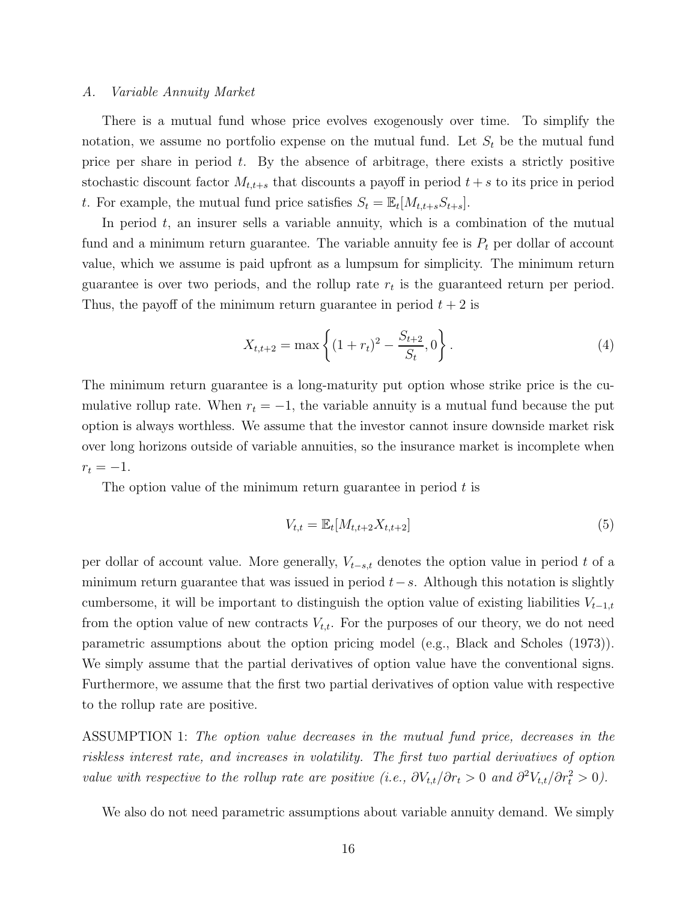### A. *Variable Annuity Market*

There is a mutual fund whose price evolves exogenously over time. To simplify the notation, we assume no portfolio expense on the mutual fund. Let $S_t$ be the mutual fund price per share in period $t$. By the absence of arbitrage, there exists a strictly positive stochastic discount factor $M_{t,t+s}$ that discounts a payoff in period $t+s$ to its price in period $t$. For example, the mutual fund price satisfies $S_t = \mathbb{E}_t[M_{t,t+s}S_{t+s}]$.

In period $t$, an insurer sells a variable annuity, which is a combination of the mutual fund and a minimum return guarantee. The variable annuity fee is $P_t$ per dollar of account value, which we assume is paid upfront as a lumpsum for simplicity. The minimum return guarantee is over two periods, and the rollup rate $r_t$ is the guaranteed return per period. Thus, the payoff of the minimum return guarantee in period $t+2$ is

$$X_{t,t+2} = \max\left\{(1+r_t)^2 - \frac{S_{t+2}}{S_t}, 0\right\}. \tag{4}$$

The minimum return guarantee is a long-maturity put option whose strike price is the cumulative rollup rate. When $r_t = -1$, the variable annuity is a mutual fund because the put option is always worthless. We assume that the investor cannot insure downside market risk over long horizons outside of variable annuities, so the insurance market is incomplete when $r_t = -1$.

The option value of the minimum return guarantee in period $t$ is

$$V_{t,t} = \mathbb{E}_t[M_{t,t+2}X_{t,t+2}] \tag{5}$$

per dollar of account value. More generally, $V_{t-s,t}$ denotes the option value in period $t$ of a minimum return guarantee that was issued in period $t-s$. Although this notation is slightly cumbersome, it will be important to distinguish the option value of existing liabilities $V_{t-1,t}$ from the option value of new contracts $V_{t,t}$. For the purposes of our theory, we do not need parametric assumptions about the option pricing model (e.g., Black and Scholes (1973)). We simply assume that the partial derivatives of option value have the conventional signs. Furthermore, we assume that the first two partial derivatives of option value with respective to the rollup rate are positive.

ASSUMPTION 1: *The option value decreases in the mutual fund price, decreases in the riskless interest rate, and increases in volatility. The first two partial derivatives of option value with respective to the rollup rate are positive (i.e.,* $\partial V_{t,t}/\partial r_t > 0$ *and* $\partial^2 V_{t,t}/\partial r_t^2 > 0$*).*

We also do not need parametric assumptions about variable annuity demand. We simply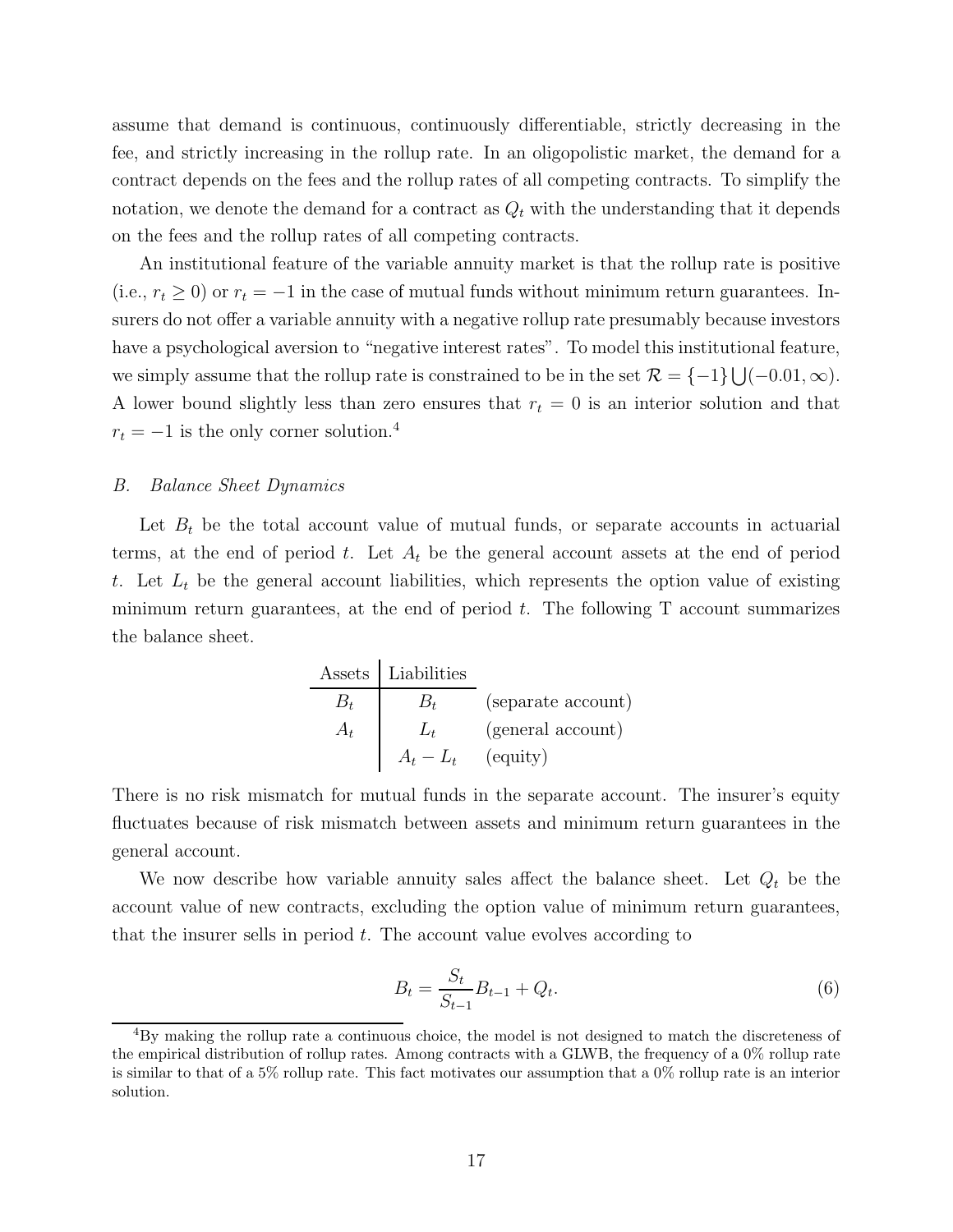assume that demand is continuous, continuously differentiable, strictly decreasing in the fee, and strictly increasing in the rollup rate. In an oligopolistic market, the demand for a contract depends on the fees and the rollup rates of all competing contracts. To simplify the notation, we denote the demand for a contract as $Q_t$ with the understanding that it depends on the fees and the rollup rates of all competing contracts.

An institutional feature of the variable annuity market is that the rollup rate is positive (i.e., $r_t \geq 0$) or $r_t = -1$ in the case of mutual funds without minimum return guarantees. Insurers do not offer a variable annuity with a negative rollup rate presumably because investors have a psychological aversion to "negative interest rates". To model this institutional feature, we simply assume that the rollup rate is constrained to be in the set $\mathcal{R} = \{-1\} \bigcup (-0.01, \infty)$. A lower bound slightly less than zero ensures that $r_t = 0$ is an interior solution and that $r_t = -1$ is the only corner solution.[4]

### *B. Balance Sheet Dynamics*

Let $B_t$ be the total account value of mutual funds, or separate accounts in actuarial terms, at the end of period $t$. Let $A_t$ be the general account assets at the end of period $t$. Let $L_t$ be the general account liabilities, which represents the option value of existing minimum return guarantees, at the end of period $t$. The following T account summarizes the balance sheet.

| Assets | Liabilities | |
|---|---|---|
| $B_t$ | $B_t$ | (separate account) |
| $A_t$ | $L_t$ | (general account) |
| | $A_t - L_t$ | (equity) |

There is no risk mismatch for mutual funds in the separate account. The insurer's equity fluctuates because of risk mismatch between assets and minimum return guarantees in the general account.

We now describe how variable annuity sales affect the balance sheet. Let $Q_t$ be the account value of new contracts, excluding the option value of minimum return guarantees, that the insurer sells in period $t$. The account value evolves according to

$$B_t = \frac{S_t}{S_{t-1}} B_{t-1} + Q_t. \tag{6}$$

[4]By making the rollup rate a continuous choice, the model is not designed to match the discreteness of the empirical distribution of rollup rates. Among contracts with a GLWB, the frequency of a 0% rollup rate is similar to that of a 5% rollup rate. This fact motivates our assumption that a 0% rollup rate is an interior solution.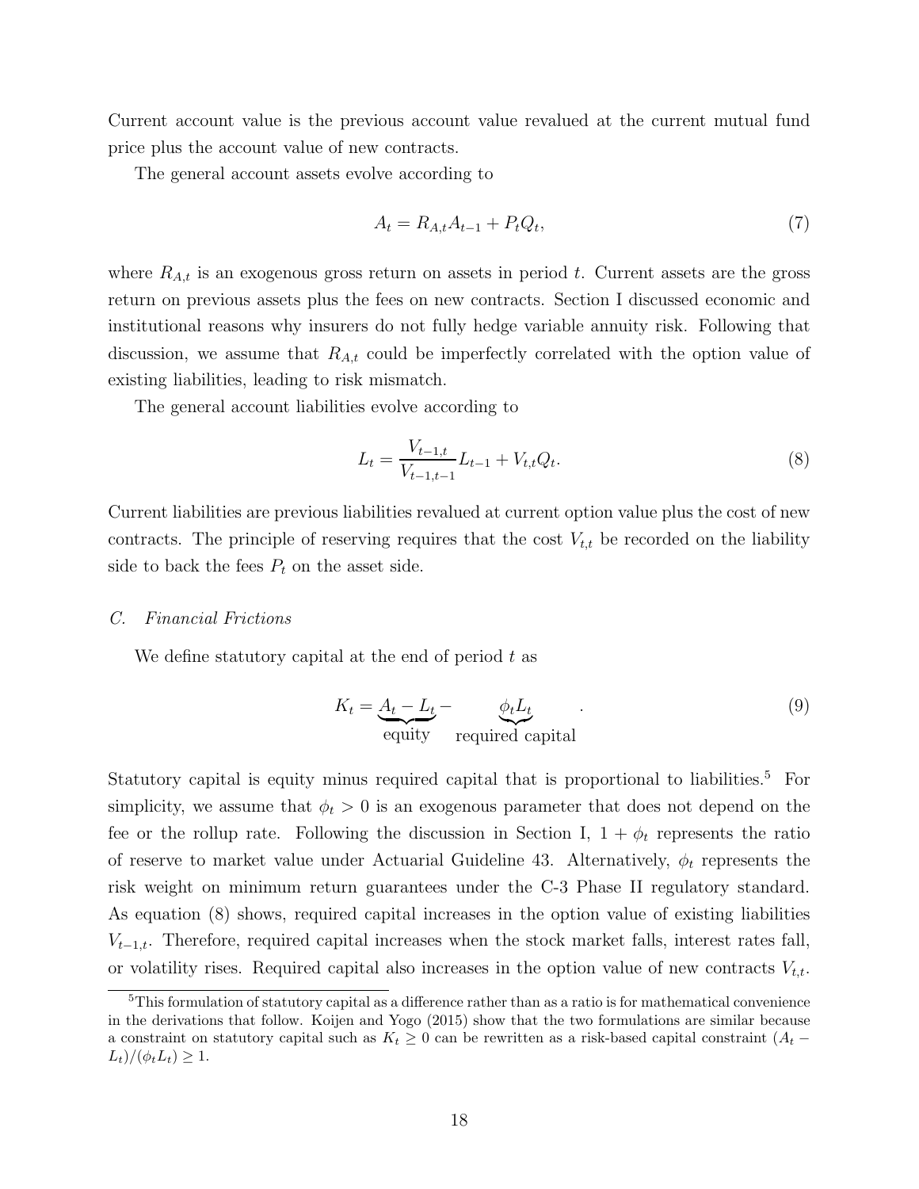Current account value is the previous account value revalued at the current mutual fund price plus the account value of new contracts.

The general account assets evolve according to

$$A_t = R_{A,t} A_{t-1} + P_t Q_t, \tag{7}$$

where $R_{A,t}$ is an exogenous gross return on assets in period $t$. Current assets are the gross return on previous assets plus the fees on new contracts. Section I discussed economic and institutional reasons why insurers do not fully hedge variable annuity risk. Following that discussion, we assume that $R_{A,t}$ could be imperfectly correlated with the option value of existing liabilities, leading to risk mismatch.

The general account liabilities evolve according to

$$L_t = \frac{V_{t-1,t}}{V_{t-1,t-1}} L_{t-1} + V_{t,t} Q_t. \tag{8}$$

Current liabilities are previous liabilities revalued at current option value plus the cost of new contracts. The principle of reserving requires that the cost $V_{t,t}$ be recorded on the liability side to back the fees $P_t$ on the asset side.

### *C. Financial Frictions*

We define statutory capital at the end of period $t$ as

$$K_t = \underbrace{A_t - L_t}_{\text{equity}} - \underbrace{\phi_t L_t}_{\text{required capital}}. \tag{9}$$

Statutory capital is equity minus required capital that is proportional to liabilities.[5] For simplicity, we assume that $\phi_t > 0$ is an exogenous parameter that does not depend on the fee or the rollup rate. Following the discussion in Section I, $1 + \phi_t$ represents the ratio of reserve to market value under Actuarial Guideline 43. Alternatively, $\phi_t$ represents the risk weight on minimum return guarantees under the C-3 Phase II regulatory standard. As equation (8) shows, required capital increases in the option value of existing liabilities $V_{t-1,t}$. Therefore, required capital increases when the stock market falls, interest rates fall, or volatility rises. Required capital also increases in the option value of new contracts $V_{t,t}$.

[5] This formulation of statutory capital as a difference rather than as a ratio is for mathematical convenience in the derivations that follow. Koijen and Yogo (2015) show that the two formulations are similar because a constraint on statutory capital such as $K_t \geq 0$ can be rewritten as a risk-based capital constraint $(A_t - L_t)/(\phi_t L_t) \geq 1$.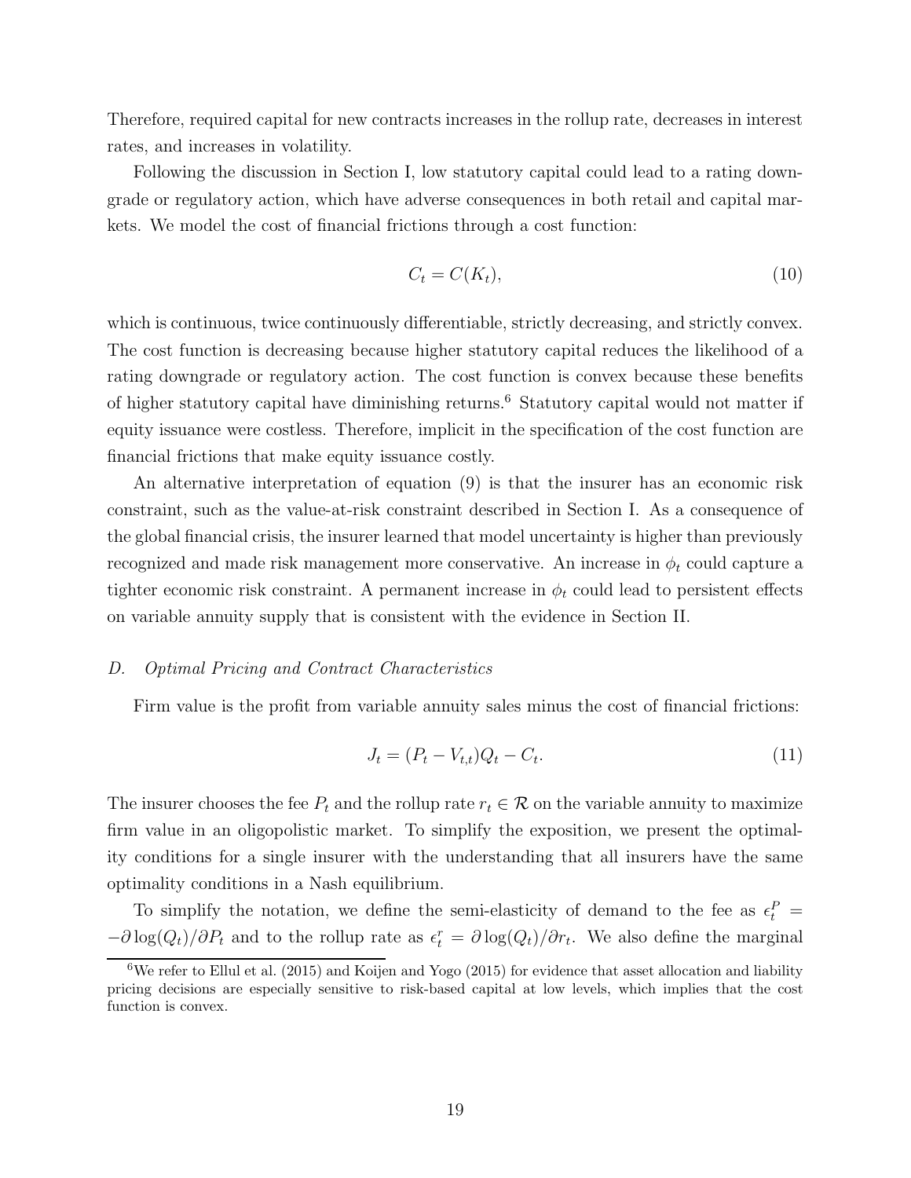Therefore, required capital for new contracts increases in the rollup rate, decreases in interest rates, and increases in volatility.

Following the discussion in Section I, low statutory capital could lead to a rating downgrade or regulatory action, which have adverse consequences in both retail and capital markets. We model the cost of financial frictions through a cost function:

$$C_t = C(K_t), \tag{10}$$

which is continuous, twice continuously differentiable, strictly decreasing, and strictly convex. The cost function is decreasing because higher statutory capital reduces the likelihood of a rating downgrade or regulatory action. The cost function is convex because these benefits of higher statutory capital have diminishing returns.[6] Statutory capital would not matter if equity issuance were costless. Therefore, implicit in the specification of the cost function are financial frictions that make equity issuance costly.

An alternative interpretation of equation (9) is that the insurer has an economic risk constraint, such as the value-at-risk constraint described in Section I. As a consequence of the global financial crisis, the insurer learned that model uncertainty is higher than previously recognized and made risk management more conservative. An increase in $\phi_t$ could capture a tighter economic risk constraint. A permanent increase in $\phi_t$ could lead to persistent effects on variable annuity supply that is consistent with the evidence in Section II.

### *D. Optimal Pricing and Contract Characteristics*

Firm value is the profit from variable annuity sales minus the cost of financial frictions:

$$J_t = (P_t - V_{t,t})Q_t - C_t. \tag{11}$$

The insurer chooses the fee $P_t$ and the rollup rate $r_t \in \mathcal{R}$ on the variable annuity to maximize firm value in an oligopolistic market. To simplify the exposition, we present the optimality conditions for a single insurer with the understanding that all insurers have the same optimality conditions in a Nash equilibrium.

To simplify the notation, we define the semi-elasticity of demand to the fee as $\epsilon_t^P = -\partial \log(Q_t)/\partial P_t$ and to the rollup rate as $\epsilon_t^r = \partial \log(Q_t)/\partial r_t$. We also define the marginal

[6] We refer to Ellul et al. (2015) and Koijen and Yogo (2015) for evidence that asset allocation and liability pricing decisions are especially sensitive to risk-based capital at low levels, which implies that the cost function is convex.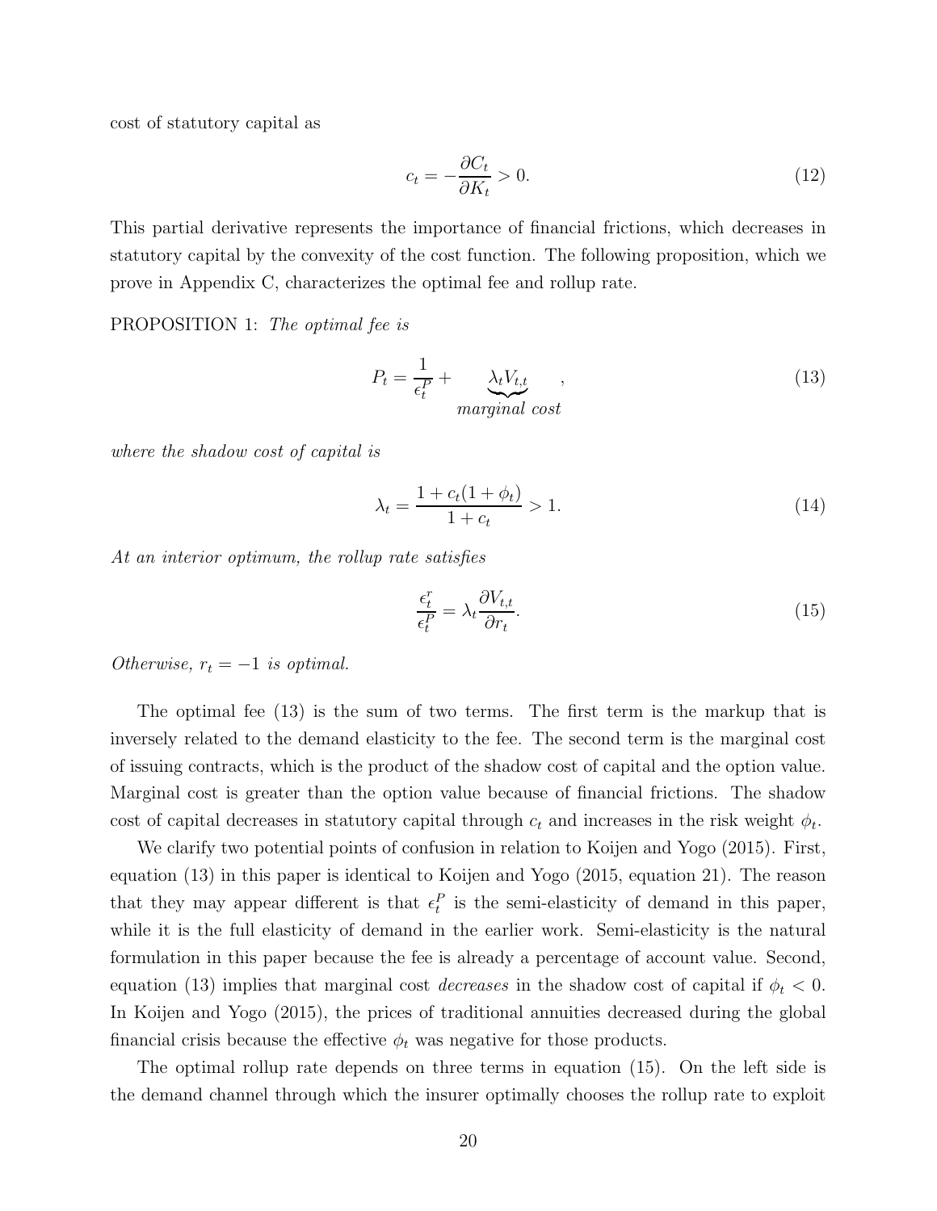cost of statutory capital as

$$c_t = -\frac{\partial C_t}{\partial K_t} > 0. \tag{12}$$

This partial derivative represents the importance of financial frictions, which decreases in statutory capital by the convexity of the cost function. The following proposition, which we prove in Appendix C, characterizes the optimal fee and rollup rate.

PROPOSITION 1: *The optimal fee is*

$$P_t = \frac{1}{\epsilon_t^P} + \underbrace{\lambda_t V_{t,t}}_{\textit{marginal cost}}, \tag{13}$$

*where the shadow cost of capital is*

$$\lambda_t = \frac{1 + c_t(1 + \phi_t)}{1 + c_t} > 1. \tag{14}$$

*At an interior optimum, the rollup rate satisfies*

$$\frac{\epsilon_t^r}{\epsilon_t^P} = \lambda_t \frac{\partial V_{t,t}}{\partial r_t}. \tag{15}$$

*Otherwise, $r_t = -1$ is optimal.*

The optimal fee (13) is the sum of two terms. The first term is the markup that is inversely related to the demand elasticity to the fee. The second term is the marginal cost of issuing contracts, which is the product of the shadow cost of capital and the option value. Marginal cost is greater than the option value because of financial frictions. The shadow cost of capital decreases in statutory capital through $c_t$ and increases in the risk weight $\phi_t$.

We clarify two potential points of confusion in relation to Koijen and Yogo (2015). First, equation (13) in this paper is identical to Koijen and Yogo (2015, equation 21). The reason that they may appear different is that $\epsilon_t^P$ is the semi-elasticity of demand in this paper, while it is the full elasticity of demand in the earlier work. Semi-elasticity is the natural formulation in this paper because the fee is already a percentage of account value. Second, equation (13) implies that marginal cost *decreases* in the shadow cost of capital if $\phi_t < 0$. In Koijen and Yogo (2015), the prices of traditional annuities decreased during the global financial crisis because the effective $\phi_t$ was negative for those products.

The optimal rollup rate depends on three terms in equation (15). On the left side is the demand channel through which the insurer optimally chooses the rollup rate to exploit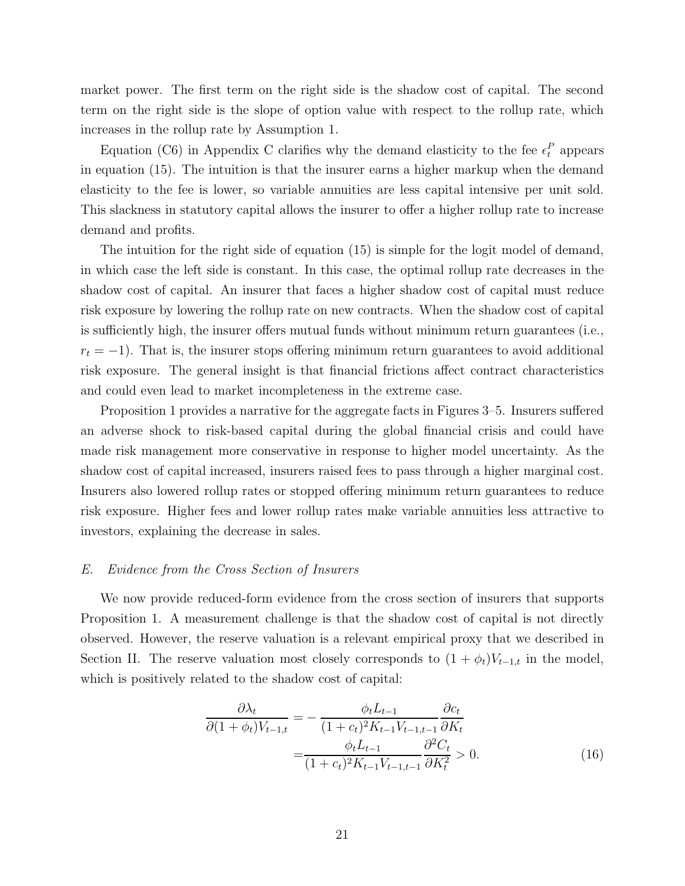market power. The first term on the right side is the shadow cost of capital. The second term on the right side is the slope of option value with respect to the rollup rate, which increases in the rollup rate by Assumption 1.

Equation (C6) in Appendix C clarifies why the demand elasticity to the fee $\epsilon_t^P$ appears in equation (15). The intuition is that the insurer earns a higher markup when the demand elasticity to the fee is lower, so variable annuities are less capital intensive per unit sold. This slackness in statutory capital allows the insurer to offer a higher rollup rate to increase demand and profits.

The intuition for the right side of equation (15) is simple for the logit model of demand, in which case the left side is constant. In this case, the optimal rollup rate decreases in the shadow cost of capital. An insurer that faces a higher shadow cost of capital must reduce risk exposure by lowering the rollup rate on new contracts. When the shadow cost of capital is sufficiently high, the insurer offers mutual funds without minimum return guarantees (i.e., $r_t = -1$). That is, the insurer stops offering minimum return guarantees to avoid additional risk exposure. The general insight is that financial frictions affect contract characteristics and could even lead to market incompleteness in the extreme case.

Proposition 1 provides a narrative for the aggregate facts in Figures 3–5. Insurers suffered an adverse shock to risk-based capital during the global financial crisis and could have made risk management more conservative in response to higher model uncertainty. As the shadow cost of capital increased, insurers raised fees to pass through a higher marginal cost. Insurers also lowered rollup rates or stopped offering minimum return guarantees to reduce risk exposure. Higher fees and lower rollup rates make variable annuities less attractive to investors, explaining the decrease in sales.

### *E. Evidence from the Cross Section of Insurers*

We now provide reduced-form evidence from the cross section of insurers that supports Proposition 1. A measurement challenge is that the shadow cost of capital is not directly observed. However, the reserve valuation is a relevant empirical proxy that we described in Section II. The reserve valuation most closely corresponds to $(1+\phi_t)V_{t-1,t}$ in the model, which is positively related to the shadow cost of capital:

$$
\begin{aligned}
\frac{\partial \lambda_t}{\partial (1+\phi_t)V_{t-1,t}} &= -\frac{\phi_t L_{t-1}}{(1+c_t)^2 K_{t-1} V_{t-1,t-1}} \frac{\partial c_t}{\partial K_t} \\
&= \frac{\phi_t L_{t-1}}{(1+c_t)^2 K_{t-1} V_{t-1,t-1}} \frac{\partial^2 C_t}{\partial K_t^2} > 0.
\end{aligned}
\tag{16}
$$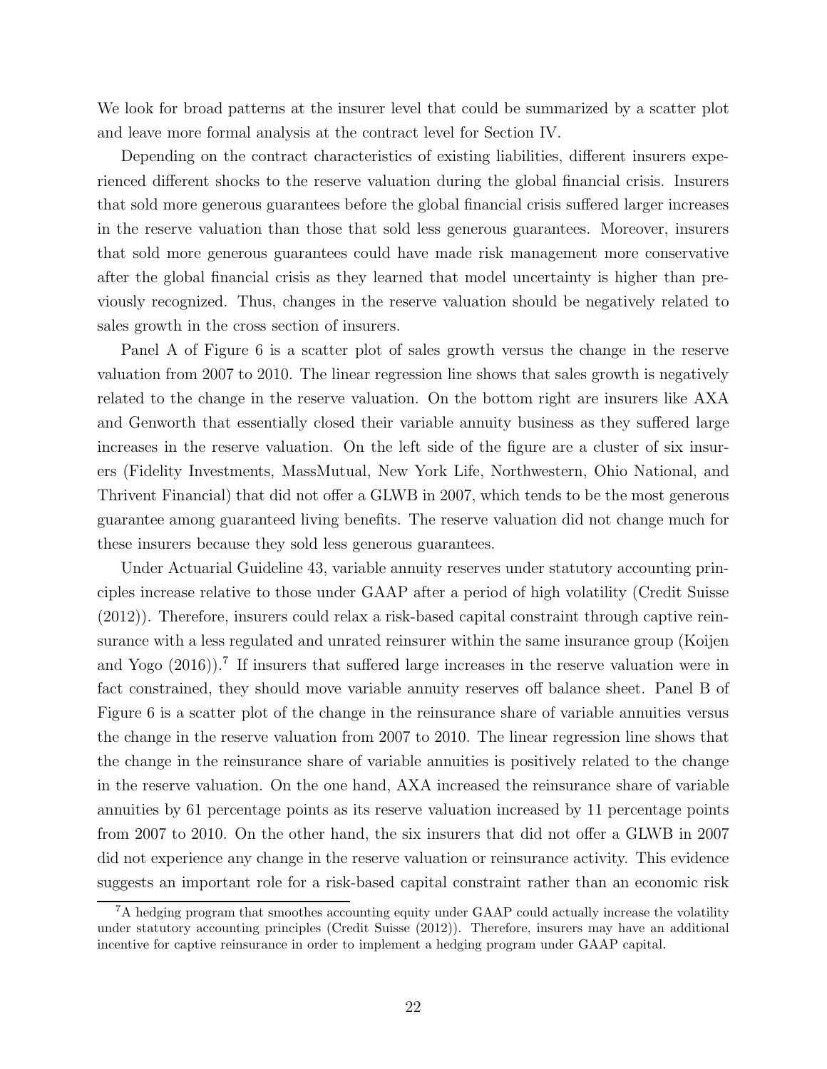We look for broad patterns at the insurer level that could be summarized by a scatter plot and leave more formal analysis at the contract level for Section IV.

Depending on the contract characteristics of existing liabilities, different insurers experienced different shocks to the reserve valuation during the global financial crisis. Insurers that sold more generous guarantees before the global financial crisis suffered larger increases in the reserve valuation than those that sold less generous guarantees. Moreover, insurers that sold more generous guarantees could have made risk management more conservative after the global financial crisis as they learned that model uncertainty is higher than previously recognized. Thus, changes in the reserve valuation should be negatively related to sales growth in the cross section of insurers.

Panel A of Figure 6 is a scatter plot of sales growth versus the change in the reserve valuation from 2007 to 2010. The linear regression line shows that sales growth is negatively related to the change in the reserve valuation. On the bottom right are insurers like AXA and Genworth that essentially closed their variable annuity business as they suffered large increases in the reserve valuation. On the left side of the figure are a cluster of six insurers (Fidelity Investments, MassMutual, New York Life, Northwestern, Ohio National, and Thrivent Financial) that did not offer a GLWB in 2007, which tends to be the most generous guarantee among guaranteed living benefits. The reserve valuation did not change much for these insurers because they sold less generous guarantees.

Under Actuarial Guideline 43, variable annuity reserves under statutory accounting principles increase relative to those under GAAP after a period of high volatility (Credit Suisse (2012)). Therefore, insurers could relax a risk-based capital constraint through captive reinsurance with a less regulated and unrated reinsurer within the same insurance group (Koijen and Yogo (2016)).[7] If insurers that suffered large increases in the reserve valuation were in fact constrained, they should move variable annuity reserves off balance sheet. Panel B of Figure 6 is a scatter plot of the change in the reinsurance share of variable annuities versus the change in the reserve valuation from 2007 to 2010. The linear regression line shows that the change in the reinsurance share of variable annuities is positively related to the change in the reserve valuation. On the one hand, AXA increased the reinsurance share of variable annuities by 61 percentage points as its reserve valuation increased by 11 percentage points from 2007 to 2010. On the other hand, the six insurers that did not offer a GLWB in 2007 did not experience any change in the reserve valuation or reinsurance activity. This evidence suggests an important role for a risk-based capital constraint rather than an economic risk

[7] A hedging program that smoothes accounting equity under GAAP could actually increase the volatility under statutory accounting principles (Credit Suisse (2012)). Therefore, insurers may have an additional incentive for captive reinsurance in order to implement a hedging program under GAAP capital.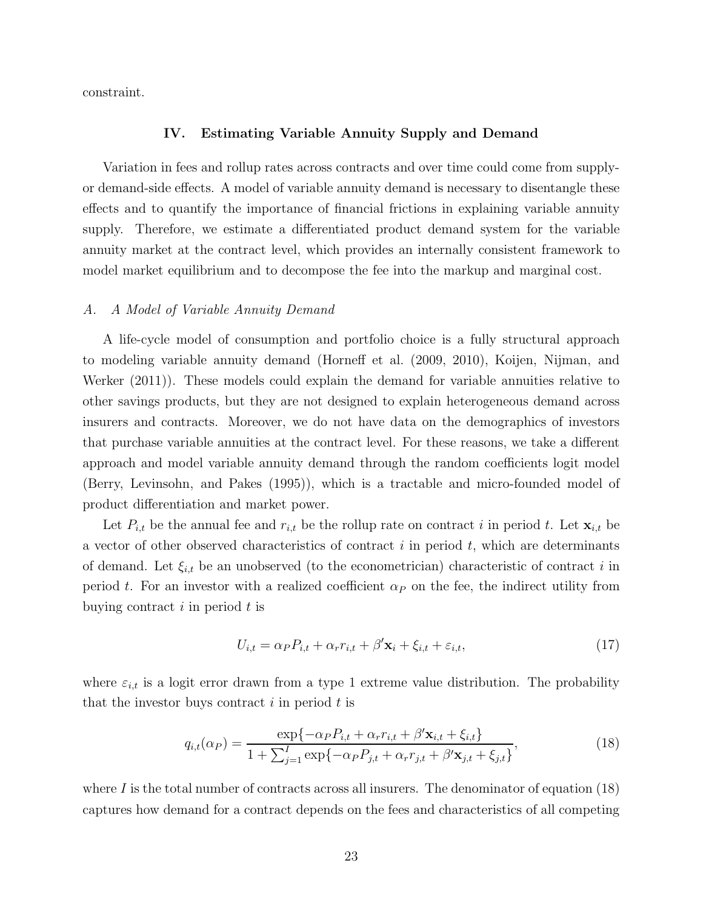constraint.

## IV. Estimating Variable Annuity Supply and Demand

Variation in fees and rollup rates across contracts and over time could come from supply- or demand-side effects. A model of variable annuity demand is necessary to disentangle these effects and to quantify the importance of financial frictions in explaining variable annuity supply. Therefore, we estimate a differentiated product demand system for the variable annuity market at the contract level, which provides an internally consistent framework to model market equilibrium and to decompose the fee into the markup and marginal cost.

### *A. A Model of Variable Annuity Demand*

A life-cycle model of consumption and portfolio choice is a fully structural approach to modeling variable annuity demand (Horneff et al. (2009, 2010), Koijen, Nijman, and Werker (2011)). These models could explain the demand for variable annuities relative to other savings products, but they are not designed to explain heterogeneous demand across insurers and contracts. Moreover, we do not have data on the demographics of investors that purchase variable annuities at the contract level. For these reasons, we take a different approach and model variable annuity demand through the random coefficients logit model (Berry, Levinsohn, and Pakes (1995)), which is a tractable and micro-founded model of product differentiation and market power.

Let $P_{i,t}$ be the annual fee and $r_{i,t}$ be the rollup rate on contract $i$ in period $t$. Let $\mathbf{x}_{i,t}$ be a vector of other observed characteristics of contract $i$ in period $t$, which are determinants of demand. Let $\xi_{i,t}$ be an unobserved (to the econometrician) characteristic of contract $i$ in period $t$. For an investor with a realized coefficient $\alpha_P$ on the fee, the indirect utility from buying contract $i$ in period $t$ is

$$U_{i,t} = \alpha_P P_{i,t} + \alpha_r r_{i,t} + \beta' \mathbf{x}_i + \xi_{i,t} + \varepsilon_{i,t}, \tag{17}$$

where $\varepsilon_{i,t}$ is a logit error drawn from a type 1 extreme value distribution. The probability that the investor buys contract $i$ in period $t$ is

$$q_{i,t}(\alpha_P) = \frac{\exp\{-\alpha_P P_{i,t} + \alpha_r r_{i,t} + \beta' \mathbf{x}_{i,t} + \xi_{i,t}\}}{1 + \sum_{j=1}^{I} \exp\{-\alpha_P P_{j,t} + \alpha_r r_{j,t} + \beta' \mathbf{x}_{j,t} + \xi_{j,t}\}}, \tag{18}$$

where $I$ is the total number of contracts across all insurers. The denominator of equation (18) captures how demand for a contract depends on the fees and characteristics of all competing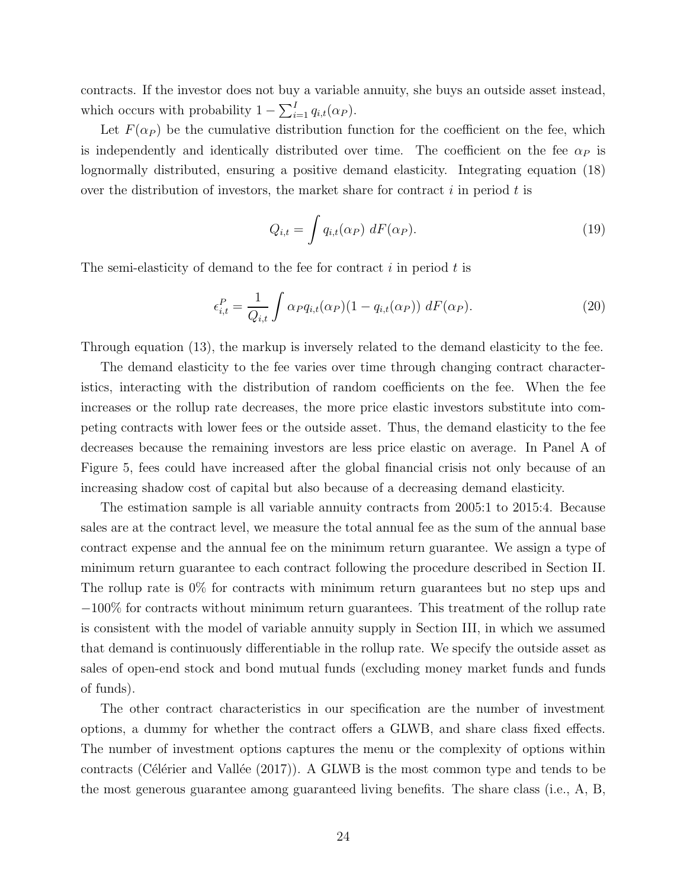contracts. If the investor does not buy a variable annuity, she buys an outside asset instead, which occurs with probability $1 - \sum_{i=1}^{I} q_{i,t}(\alpha_P)$.

Let $F(\alpha_P)$ be the cumulative distribution function for the coefficient on the fee, which is independently and identically distributed over time. The coefficient on the fee $\alpha_P$ is lognormally distributed, ensuring a positive demand elasticity. Integrating equation (18) over the distribution of investors, the market share for contract $i$ in period $t$ is

$$Q_{i,t} = \int q_{i,t}(\alpha_P) \; dF(\alpha_P). \tag{19}$$

The semi-elasticity of demand to the fee for contract $i$ in period $t$ is

$$\epsilon_{i,t}^{P} = \frac{1}{Q_{i,t}} \int \alpha_P q_{i,t}(\alpha_P)(1 - q_{i,t}(\alpha_P)) \; dF(\alpha_P). \tag{20}$$

Through equation (13), the markup is inversely related to the demand elasticity to the fee.

The demand elasticity to the fee varies over time through changing contract characteristics, interacting with the distribution of random coefficients on the fee. When the fee increases or the rollup rate decreases, the more price elastic investors substitute into competing contracts with lower fees or the outside asset. Thus, the demand elasticity to the fee decreases because the remaining investors are less price elastic on average. In Panel A of Figure 5, fees could have increased after the global financial crisis not only because of an increasing shadow cost of capital but also because of a decreasing demand elasticity.

The estimation sample is all variable annuity contracts from 2005:1 to 2015:4. Because sales are at the contract level, we measure the total annual fee as the sum of the annual base contract expense and the annual fee on the minimum return guarantee. We assign a type of minimum return guarantee to each contract following the procedure described in Section II. The rollup rate is 0% for contracts with minimum return guarantees but no step ups and −100% for contracts without minimum return guarantees. This treatment of the rollup rate is consistent with the model of variable annuity supply in Section III, in which we assumed that demand is continuously differentiable in the rollup rate. We specify the outside asset as sales of open-end stock and bond mutual funds (excluding money market funds and funds of funds).

The other contract characteristics in our specification are the number of investment options, a dummy for whether the contract offers a GLWB, and share class fixed effects. The number of investment options captures the menu or the complexity of options within contracts (Célérier and Vallée (2017)). A GLWB is the most common type and tends to be the most generous guarantee among guaranteed living benefits. The share class (i.e., A, B,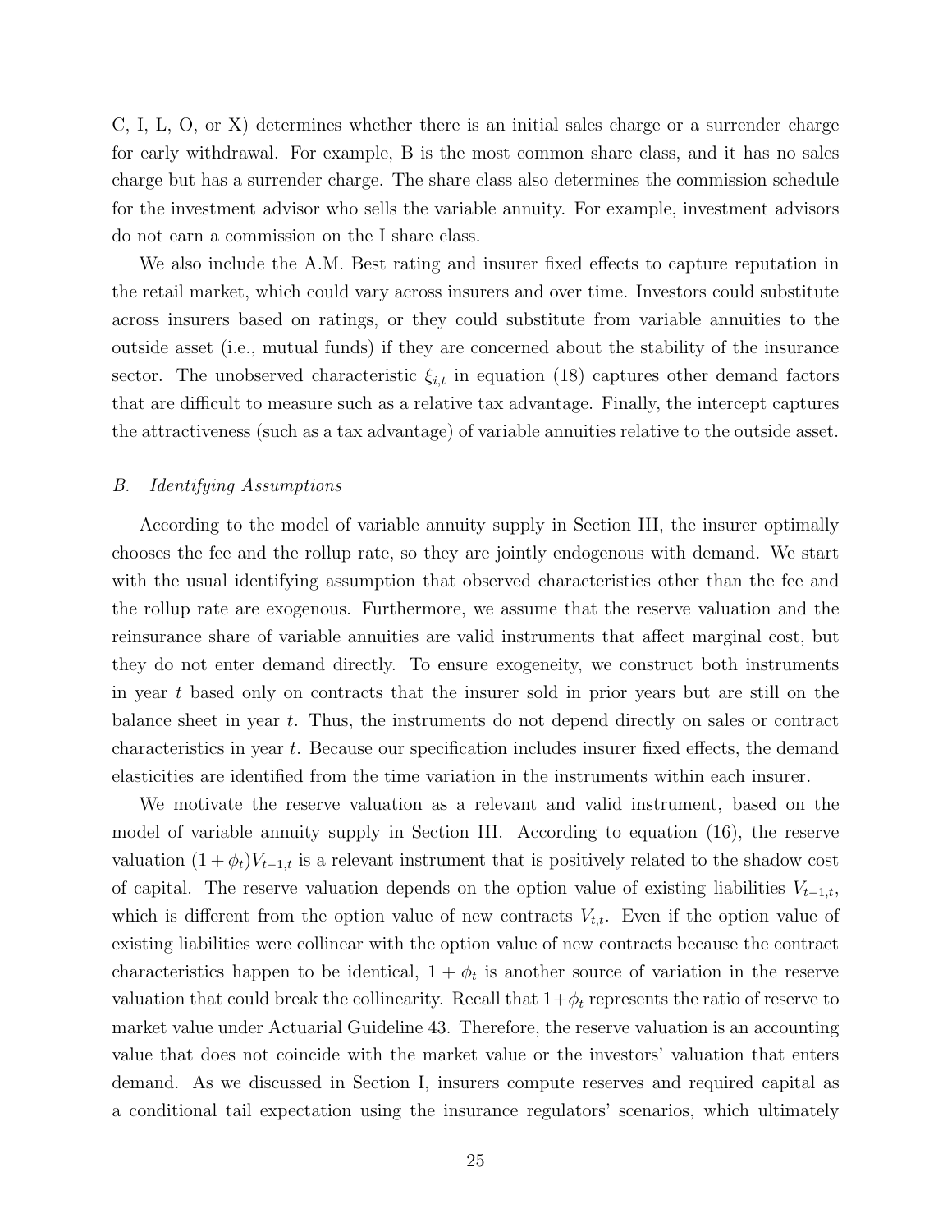C, I, L, O, or X) determines whether there is an initial sales charge or a surrender charge for early withdrawal. For example, B is the most common share class, and it has no sales charge but has a surrender charge. The share class also determines the commission schedule for the investment advisor who sells the variable annuity. For example, investment advisors do not earn a commission on the I share class.

We also include the A.M. Best rating and insurer fixed effects to capture reputation in the retail market, which could vary across insurers and over time. Investors could substitute across insurers based on ratings, or they could substitute from variable annuities to the outside asset (i.e., mutual funds) if they are concerned about the stability of the insurance sector. The unobserved characteristic $\xi_{i,t}$ in equation (18) captures other demand factors that are difficult to measure such as a relative tax advantage. Finally, the intercept captures the attractiveness (such as a tax advantage) of variable annuities relative to the outside asset.

### *B. Identifying Assumptions*

According to the model of variable annuity supply in Section III, the insurer optimally chooses the fee and the rollup rate, so they are jointly endogenous with demand. We start with the usual identifying assumption that observed characteristics other than the fee and the rollup rate are exogenous. Furthermore, we assume that the reserve valuation and the reinsurance share of variable annuities are valid instruments that affect marginal cost, but they do not enter demand directly. To ensure exogeneity, we construct both instruments in year $t$ based only on contracts that the insurer sold in prior years but are still on the balance sheet in year $t$. Thus, the instruments do not depend directly on sales or contract characteristics in year $t$. Because our specification includes insurer fixed effects, the demand elasticities are identified from the time variation in the instruments within each insurer.

We motivate the reserve valuation as a relevant and valid instrument, based on the model of variable annuity supply in Section III. According to equation (16), the reserve valuation $(1+\phi_t)V_{t-1,t}$ is a relevant instrument that is positively related to the shadow cost of capital. The reserve valuation depends on the option value of existing liabilities $V_{t-1,t}$, which is different from the option value of new contracts $V_{t,t}$. Even if the option value of existing liabilities were collinear with the option value of new contracts because the contract characteristics happen to be identical, $1+\phi_t$ is another source of variation in the reserve valuation that could break the collinearity. Recall that $1+\phi_t$ represents the ratio of reserve to market value under Actuarial Guideline 43. Therefore, the reserve valuation is an accounting value that does not coincide with the market value or the investors' valuation that enters demand. As we discussed in Section I, insurers compute reserves and required capital as a conditional tail expectation using the insurance regulators' scenarios, which ultimately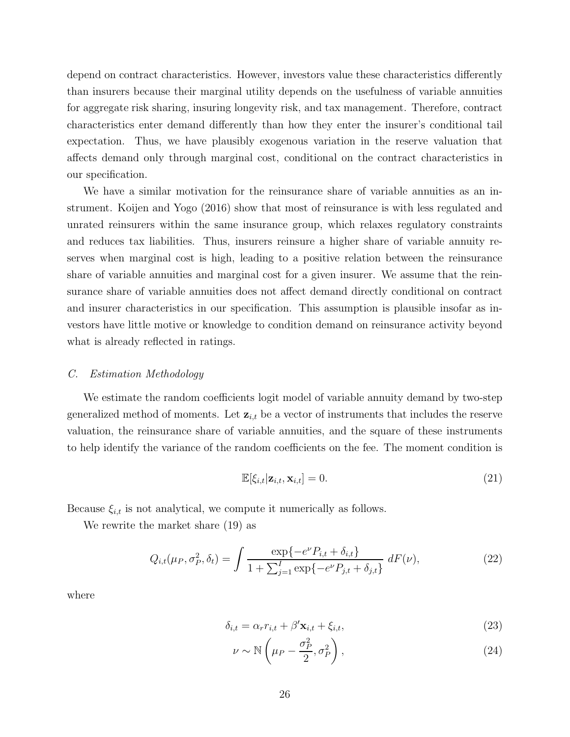depend on contract characteristics. However, investors value these characteristics differently than insurers because their marginal utility depends on the usefulness of variable annuities for aggregate risk sharing, insuring longevity risk, and tax management. Therefore, contract characteristics enter demand differently than how they enter the insurer's conditional tail expectation. Thus, we have plausibly exogenous variation in the reserve valuation that affects demand only through marginal cost, conditional on the contract characteristics in our specification.

We have a similar motivation for the reinsurance share of variable annuities as an instrument. Koijen and Yogo (2016) show that most of reinsurance is with less regulated and unrated reinsurers within the same insurance group, which relaxes regulatory constraints and reduces tax liabilities. Thus, insurers reinsure a higher share of variable annuity reserves when marginal cost is high, leading to a positive relation between the reinsurance share of variable annuities and marginal cost for a given insurer. We assume that the reinsurance share of variable annuities does not affect demand directly conditional on contract and insurer characteristics in our specification. This assumption is plausible insofar as investors have little motive or knowledge to condition demand on reinsurance activity beyond what is already reflected in ratings.

### *C. Estimation Methodology*

We estimate the random coefficients logit model of variable annuity demand by two-step generalized method of moments. Let $\mathbf{z}_{i,t}$ be a vector of instruments that includes the reserve valuation, the reinsurance share of variable annuities, and the square of these instruments to help identify the variance of the random coefficients on the fee. The moment condition is

$$\mathbb{E}[\xi_{i,t}|\mathbf{z}_{i,t}, \mathbf{x}_{i,t}] = 0. \tag{21}$$

Because $\xi_{i,t}$ is not analytical, we compute it numerically as follows.

We rewrite the market share (19) as

$$Q_{i,t}(\mu_P, \sigma_P^2, \delta_t) = \int \frac{\exp\{-e^{\nu} P_{i,t} + \delta_{i,t}\}}{1 + \sum_{j=1}^{I} \exp\{-e^{\nu} P_{j,t} + \delta_{j,t}\}} \, dF(\nu), \tag{22}$$

where

$$\delta_{i,t} = \alpha_r r_{i,t} + \beta' \mathbf{x}_{i,t} + \xi_{i,t}, \tag{23}$$

$$\nu \sim \mathbb{N}\left(\mu_P - \frac{\sigma_P^2}{2}, \sigma_P^2\right), \tag{24}$$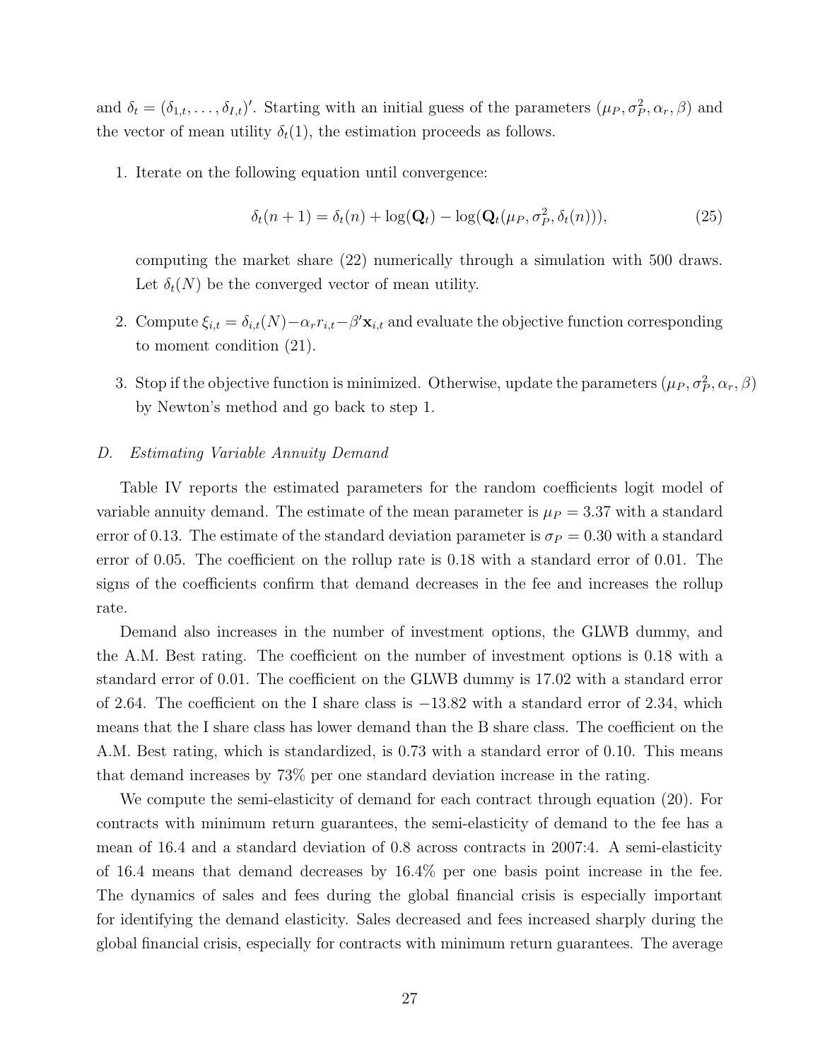and $\delta_t = (\delta_{1,t}, \ldots, \delta_{I,t})'$. Starting with an initial guess of the parameters $(\mu_P, \sigma_P^2, \alpha_r, \beta)$ and the vector of mean utility $\delta_t(1)$, the estimation proceeds as follows.

1. Iterate on the following equation until convergence:

$$\delta_t(n+1) = \delta_t(n) + \log(\mathbf{Q}_t) - \log(\mathbf{Q}_t(\mu_P, \sigma_P^2, \delta_t(n))), \tag{25}$$

   computing the market share (22) numerically through a simulation with 500 draws. Let $\delta_t(N)$ be the converged vector of mean utility.

2. Compute $\xi_{i,t} = \delta_{i,t}(N) - \alpha_r r_{i,t} - \beta' \mathbf{x}_{i,t}$ and evaluate the objective function corresponding to moment condition (21).

3. Stop if the objective function is minimized. Otherwise, update the parameters $(\mu_P, \sigma_P^2, \alpha_r, \beta)$ by Newton's method and go back to step 1.

### *D. Estimating Variable Annuity Demand*

Table IV reports the estimated parameters for the random coefficients logit model of variable annuity demand. The estimate of the mean parameter is $\mu_P = 3.37$ with a standard error of 0.13. The estimate of the standard deviation parameter is $\sigma_P = 0.30$ with a standard error of 0.05. The coefficient on the rollup rate is 0.18 with a standard error of 0.01. The signs of the coefficients confirm that demand decreases in the fee and increases the rollup rate.

Demand also increases in the number of investment options, the GLWB dummy, and the A.M. Best rating. The coefficient on the number of investment options is 0.18 with a standard error of 0.01. The coefficient on the GLWB dummy is 17.02 with a standard error of 2.64. The coefficient on the I share class is −13.82 with a standard error of 2.34, which means that the I share class has lower demand than the B share class. The coefficient on the A.M. Best rating, which is standardized, is 0.73 with a standard error of 0.10. This means that demand increases by 73% per one standard deviation increase in the rating.

We compute the semi-elasticity of demand for each contract through equation (20). For contracts with minimum return guarantees, the semi-elasticity of demand to the fee has a mean of 16.4 and a standard deviation of 0.8 across contracts in 2007:4. A semi-elasticity of 16.4 means that demand decreases by 16.4% per one basis point increase in the fee. The dynamics of sales and fees during the global financial crisis is especially important for identifying the demand elasticity. Sales decreased and fees increased sharply during the global financial crisis, especially for contracts with minimum return guarantees. The average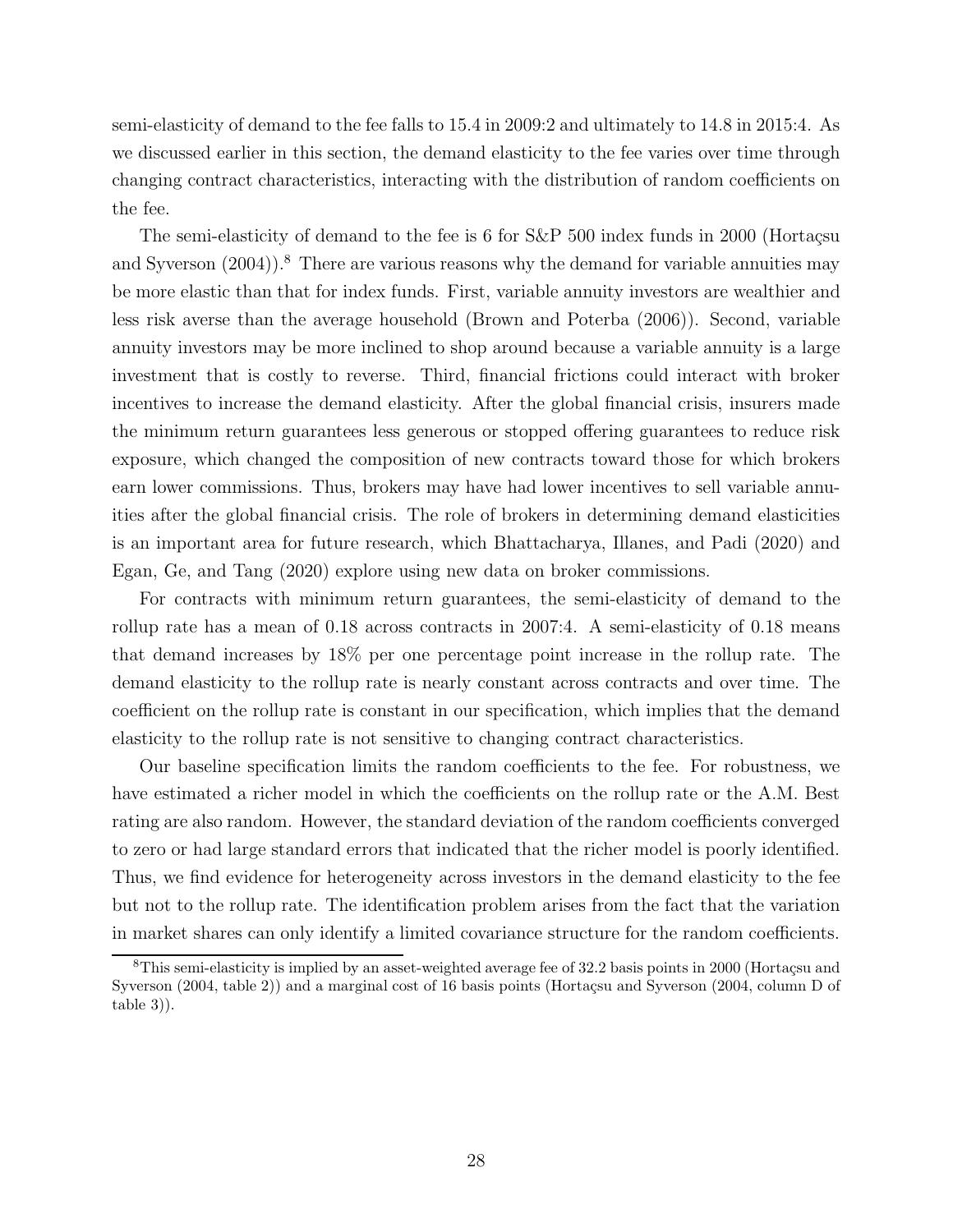semi-elasticity of demand to the fee falls to 15.4 in 2009:2 and ultimately to 14.8 in 2015:4. As we discussed earlier in this section, the demand elasticity to the fee varies over time through changing contract characteristics, interacting with the distribution of random coefficients on the fee.

The semi-elasticity of demand to the fee is 6 for S&P 500 index funds in 2000 (Hortaçsu and Syverson (2004)).[8] There are various reasons why the demand for variable annuities may be more elastic than that for index funds. First, variable annuity investors are wealthier and less risk averse than the average household (Brown and Poterba (2006)). Second, variable annuity investors may be more inclined to shop around because a variable annuity is a large investment that is costly to reverse. Third, financial frictions could interact with broker incentives to increase the demand elasticity. After the global financial crisis, insurers made the minimum return guarantees less generous or stopped offering guarantees to reduce risk exposure, which changed the composition of new contracts toward those for which brokers earn lower commissions. Thus, brokers may have had lower incentives to sell variable annuities after the global financial crisis. The role of brokers in determining demand elasticities is an important area for future research, which Bhattacharya, Illanes, and Padi (2020) and Egan, Ge, and Tang (2020) explore using new data on broker commissions.

For contracts with minimum return guarantees, the semi-elasticity of demand to the rollup rate has a mean of 0.18 across contracts in 2007:4. A semi-elasticity of 0.18 means that demand increases by 18% per one percentage point increase in the rollup rate. The demand elasticity to the rollup rate is nearly constant across contracts and over time. The coefficient on the rollup rate is constant in our specification, which implies that the demand elasticity to the rollup rate is not sensitive to changing contract characteristics.

Our baseline specification limits the random coefficients to the fee. For robustness, we have estimated a richer model in which the coefficients on the rollup rate or the A.M. Best rating are also random. However, the standard deviation of the random coefficients converged to zero or had large standard errors that indicated that the richer model is poorly identified. Thus, we find evidence for heterogeneity across investors in the demand elasticity to the fee but not to the rollup rate. The identification problem arises from the fact that the variation in market shares can only identify a limited covariance structure for the random coefficients.

[8] This semi-elasticity is implied by an asset-weighted average fee of 32.2 basis points in 2000 (Hortaçsu and Syverson (2004, table 2)) and a marginal cost of 16 basis points (Hortaçsu and Syverson (2004, column D of table 3)).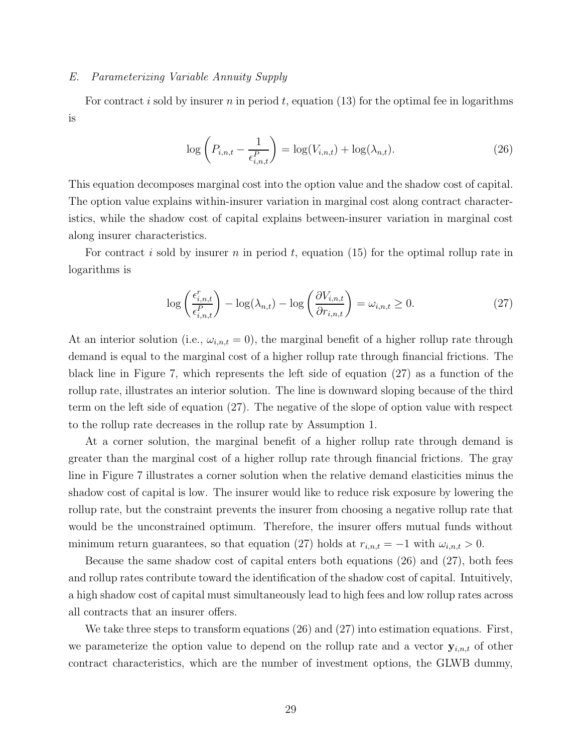### E. Parameterizing Variable Annuity Supply

For contract $i$ sold by insurer $n$ in period $t$, equation (13) for the optimal fee in logarithms is

$$\log\left(P_{i,n,t} - \frac{1}{\epsilon^P_{i,n,t}}\right) = \log(V_{i,n,t}) + \log(\lambda_{n,t}). \tag{26}$$

This equation decomposes marginal cost into the option value and the shadow cost of capital. The option value explains within-insurer variation in marginal cost along contract characteristics, while the shadow cost of capital explains between-insurer variation in marginal cost along insurer characteristics.

For contract $i$ sold by insurer $n$ in period $t$, equation (15) for the optimal rollup rate in logarithms is

$$\log\left(\frac{\epsilon^r_{i,n,t}}{\epsilon^P_{i,n,t}}\right) - \log(\lambda_{n,t}) - \log\left(\frac{\partial V_{i,n,t}}{\partial r_{i,n,t}}\right) = \omega_{i,n,t} \geq 0. \tag{27}$$

At an interior solution (i.e., $\omega_{i,n,t} = 0$), the marginal benefit of a higher rollup rate through demand is equal to the marginal cost of a higher rollup rate through financial frictions. The black line in Figure 7, which represents the left side of equation (27) as a function of the rollup rate, illustrates an interior solution. The line is downward sloping because of the third term on the left side of equation (27). The negative of the slope of option value with respect to the rollup rate decreases in the rollup rate by Assumption 1.

At a corner solution, the marginal benefit of a higher rollup rate through demand is greater than the marginal cost of a higher rollup rate through financial frictions. The gray line in Figure 7 illustrates a corner solution when the relative demand elasticities minus the shadow cost of capital is low. The insurer would like to reduce risk exposure by lowering the rollup rate, but the constraint prevents the insurer from choosing a negative rollup rate that would be the unconstrained optimum. Therefore, the insurer offers mutual funds without minimum return guarantees, so that equation (27) holds at $r_{i,n,t} = -1$ with $\omega_{i,n,t} > 0$.

Because the same shadow cost of capital enters both equations (26) and (27), both fees and rollup rates contribute toward the identification of the shadow cost of capital. Intuitively, a high shadow cost of capital must simultaneously lead to high fees and low rollup rates across all contracts that an insurer offers.

We take three steps to transform equations (26) and (27) into estimation equations. First, we parameterize the option value to depend on the rollup rate and a vector $\mathbf{y}_{i,n,t}$ of other contract characteristics, which are the number of investment options, the GLWB dummy,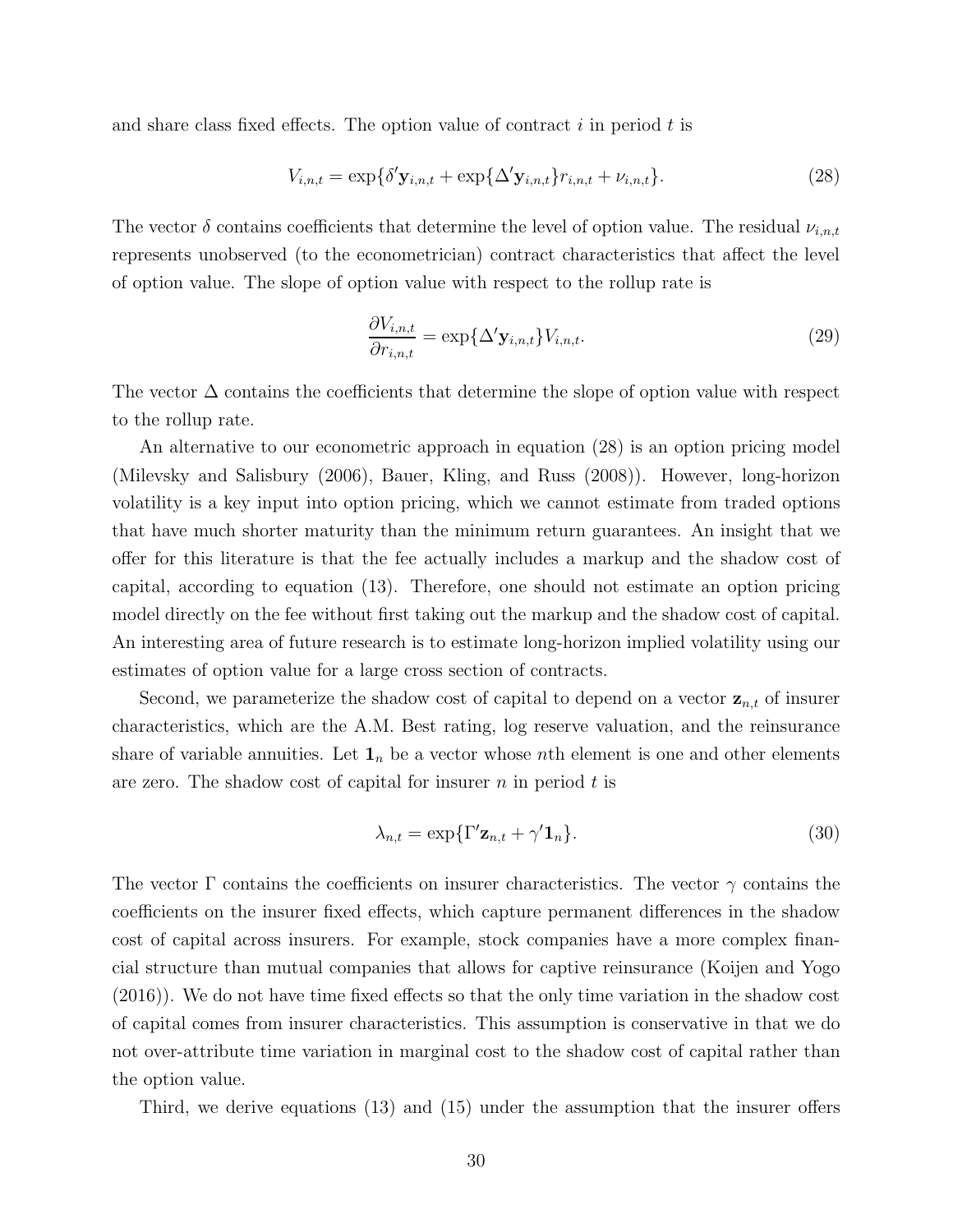and share class fixed effects. The option value of contract $i$ in period $t$ is

$$V_{i,n,t} = \exp\{\delta' \mathbf{y}_{i,n,t} + \exp\{\Delta' \mathbf{y}_{i,n,t}\} r_{i,n,t} + \nu_{i,n,t}\}. \tag{28}$$

The vector $\delta$ contains coefficients that determine the level of option value. The residual $\nu_{i,n,t}$ represents unobserved (to the econometrician) contract characteristics that affect the level of option value. The slope of option value with respect to the rollup rate is

$$\frac{\partial V_{i,n,t}}{\partial r_{i,n,t}} = \exp\{\Delta' \mathbf{y}_{i,n,t}\} V_{i,n,t}. \tag{29}$$

The vector $\Delta$ contains the coefficients that determine the slope of option value with respect to the rollup rate.

An alternative to our econometric approach in equation (28) is an option pricing model (Milevsky and Salisbury (2006), Bauer, Kling, and Russ (2008)). However, long-horizon volatility is a key input into option pricing, which we cannot estimate from traded options that have much shorter maturity than the minimum return guarantees. An insight that we offer for this literature is that the fee actually includes a markup and the shadow cost of capital, according to equation (13). Therefore, one should not estimate an option pricing model directly on the fee without first taking out the markup and the shadow cost of capital. An interesting area of future research is to estimate long-horizon implied volatility using our estimates of option value for a large cross section of contracts.

Second, we parameterize the shadow cost of capital to depend on a vector $\mathbf{z}_{n,t}$ of insurer characteristics, which are the A.M. Best rating, log reserve valuation, and the reinsurance share of variable annuities. Let $\mathbf{1}_n$ be a vector whose $n$th element is one and other elements are zero. The shadow cost of capital for insurer $n$ in period $t$ is

$$\lambda_{n,t} = \exp\{\Gamma' \mathbf{z}_{n,t} + \gamma' \mathbf{1}_n\}. \tag{30}$$

The vector $\Gamma$ contains the coefficients on insurer characteristics. The vector $\gamma$ contains the coefficients on the insurer fixed effects, which capture permanent differences in the shadow cost of capital across insurers. For example, stock companies have a more complex financial structure than mutual companies that allows for captive reinsurance (Koijen and Yogo (2016)). We do not have time fixed effects so that the only time variation in the shadow cost of capital comes from insurer characteristics. This assumption is conservative in that we do not over-attribute time variation in marginal cost to the shadow cost of capital rather than the option value.

Third, we derive equations (13) and (15) under the assumption that the insurer offers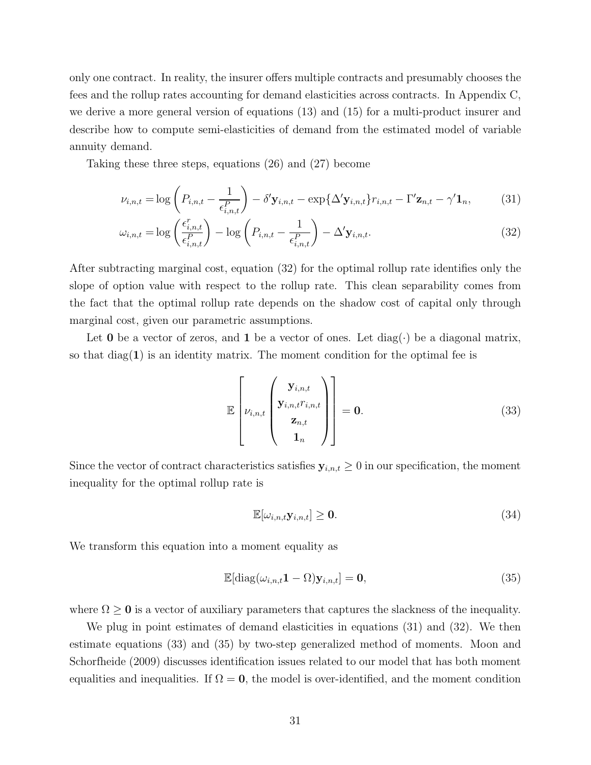only one contract. In reality, the insurer offers multiple contracts and presumably chooses the fees and the rollup rates accounting for demand elasticities across contracts. In Appendix C, we derive a more general version of equations (13) and (15) for a multi-product insurer and describe how to compute semi-elasticities of demand from the estimated model of variable annuity demand.

Taking these three steps, equations (26) and (27) become

$$\nu_{i,n,t} = \log\left(P_{i,n,t} - \frac{1}{\epsilon^P_{i,n,t}}\right) - \delta' \mathbf{y}_{i,n,t} - \exp\{\Delta' \mathbf{y}_{i,n,t}\} r_{i,n,t} - \Gamma' \mathbf{z}_{n,t} - \gamma' \mathbf{1}_n, \tag{31}$$

$$\omega_{i,n,t} = \log\left(\frac{\epsilon^r_{i,n,t}}{\epsilon^P_{i,n,t}}\right) - \log\left(P_{i,n,t} - \frac{1}{\epsilon^P_{i,n,t}}\right) - \Delta' \mathbf{y}_{i,n,t}. \tag{32}$$

After subtracting marginal cost, equation (32) for the optimal rollup rate identifies only the slope of option value with respect to the rollup rate. This clean separability comes from the fact that the optimal rollup rate depends on the shadow cost of capital only through marginal cost, given our parametric assumptions.

Let $\mathbf{0}$ be a vector of zeros, and $\mathbf{1}$ be a vector of ones. Let $\text{diag}(\cdot)$ be a diagonal matrix, so that $\text{diag}(\mathbf{1})$ is an identity matrix. The moment condition for the optimal fee is

$$\mathbb{E}\left[\nu_{i,n,t}\begin{pmatrix} \mathbf{y}_{i,n,t} \\ \mathbf{y}_{i,n,t} r_{i,n,t} \\ \mathbf{z}_{n,t} \\ \mathbf{1}_n \end{pmatrix}\right] = \mathbf{0}. \tag{33}$$

Since the vector of contract characteristics satisfies $\mathbf{y}_{i,n,t} \geq 0$ in our specification, the moment inequality for the optimal rollup rate is

$$\mathbb{E}[\omega_{i,n,t}\mathbf{y}_{i,n,t}] \geq \mathbf{0}. \tag{34}$$

We transform this equation into a moment equality as

$$\mathbb{E}[\text{diag}(\omega_{i,n,t}\mathbf{1} - \Omega)\mathbf{y}_{i,n,t}] = \mathbf{0}, \tag{35}$$

where $\Omega \geq \mathbf{0}$ is a vector of auxiliary parameters that captures the slackness of the inequality.

We plug in point estimates of demand elasticities in equations (31) and (32). We then estimate equations (33) and (35) by two-step generalized method of moments. Moon and Schorfheide (2009) discusses identification issues related to our model that has both moment equalities and inequalities. If $\Omega = \mathbf{0}$, the model is over-identified, and the moment condition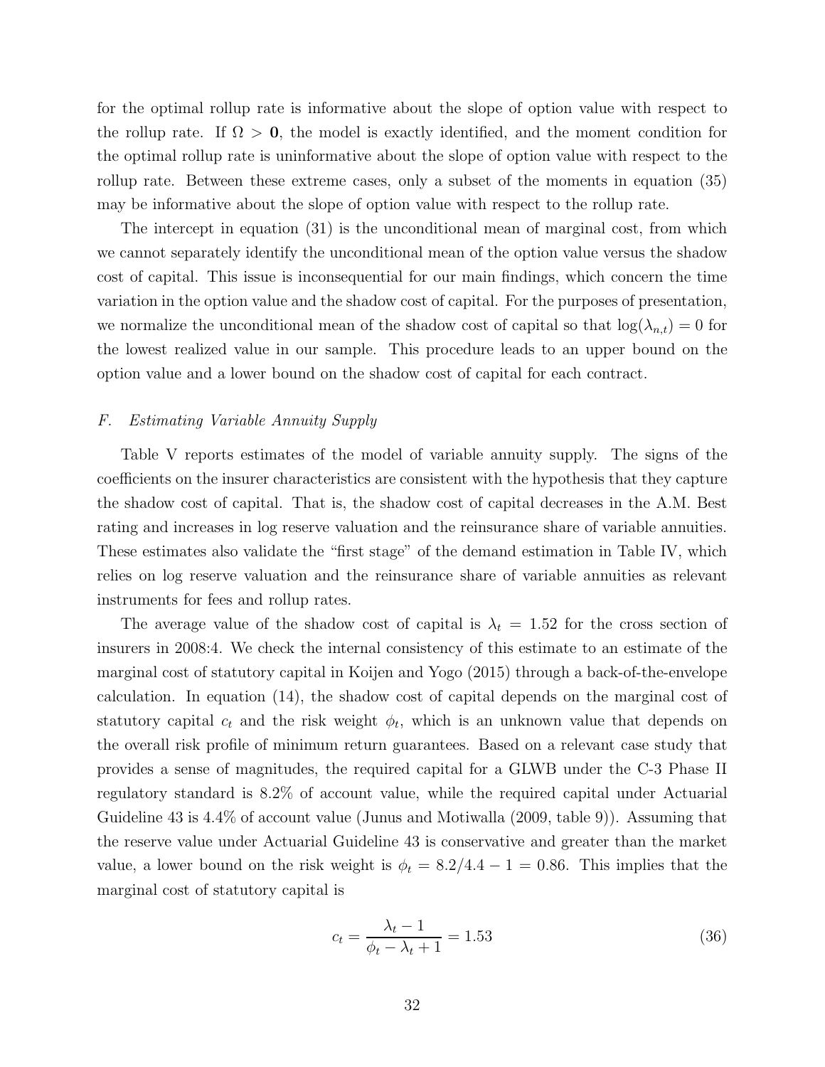for the optimal rollup rate is informative about the slope of option value with respect to the rollup rate. If $\Omega > \mathbf{0}$, the model is exactly identified, and the moment condition for the optimal rollup rate is uninformative about the slope of option value with respect to the rollup rate. Between these extreme cases, only a subset of the moments in equation (35) may be informative about the slope of option value with respect to the rollup rate.

The intercept in equation (31) is the unconditional mean of marginal cost, from which we cannot separately identify the unconditional mean of the option value versus the shadow cost of capital. This issue is inconsequential for our main findings, which concern the time variation in the option value and the shadow cost of capital. For the purposes of presentation, we normalize the unconditional mean of the shadow cost of capital so that $\log(\lambda_{n,t}) = 0$ for the lowest realized value in our sample. This procedure leads to an upper bound on the option value and a lower bound on the shadow cost of capital for each contract.

### *F. Estimating Variable Annuity Supply*

Table V reports estimates of the model of variable annuity supply. The signs of the coefficients on the insurer characteristics are consistent with the hypothesis that they capture the shadow cost of capital. That is, the shadow cost of capital decreases in the A.M. Best rating and increases in log reserve valuation and the reinsurance share of variable annuities. These estimates also validate the "first stage" of the demand estimation in Table IV, which relies on log reserve valuation and the reinsurance share of variable annuities as relevant instruments for fees and rollup rates.

The average value of the shadow cost of capital is $\lambda_t = 1.52$ for the cross section of insurers in 2008:4. We check the internal consistency of this estimate to an estimate of the marginal cost of statutory capital in Koijen and Yogo (2015) through a back-of-the-envelope calculation. In equation (14), the shadow cost of capital depends on the marginal cost of statutory capital $c_t$ and the risk weight $\phi_t$, which is an unknown value that depends on the overall risk profile of minimum return guarantees. Based on a relevant case study that provides a sense of magnitudes, the required capital for a GLWB under the C-3 Phase II regulatory standard is 8.2% of account value, while the required capital under Actuarial Guideline 43 is 4.4% of account value (Junus and Motiwalla (2009, table 9)). Assuming that the reserve value under Actuarial Guideline 43 is conservative and greater than the market value, a lower bound on the risk weight is $\phi_t = 8.2/4.4 - 1 = 0.86$. This implies that the marginal cost of statutory capital is

$$c_t = \frac{\lambda_t - 1}{\phi_t - \lambda_t + 1} = 1.53 \tag{36}$$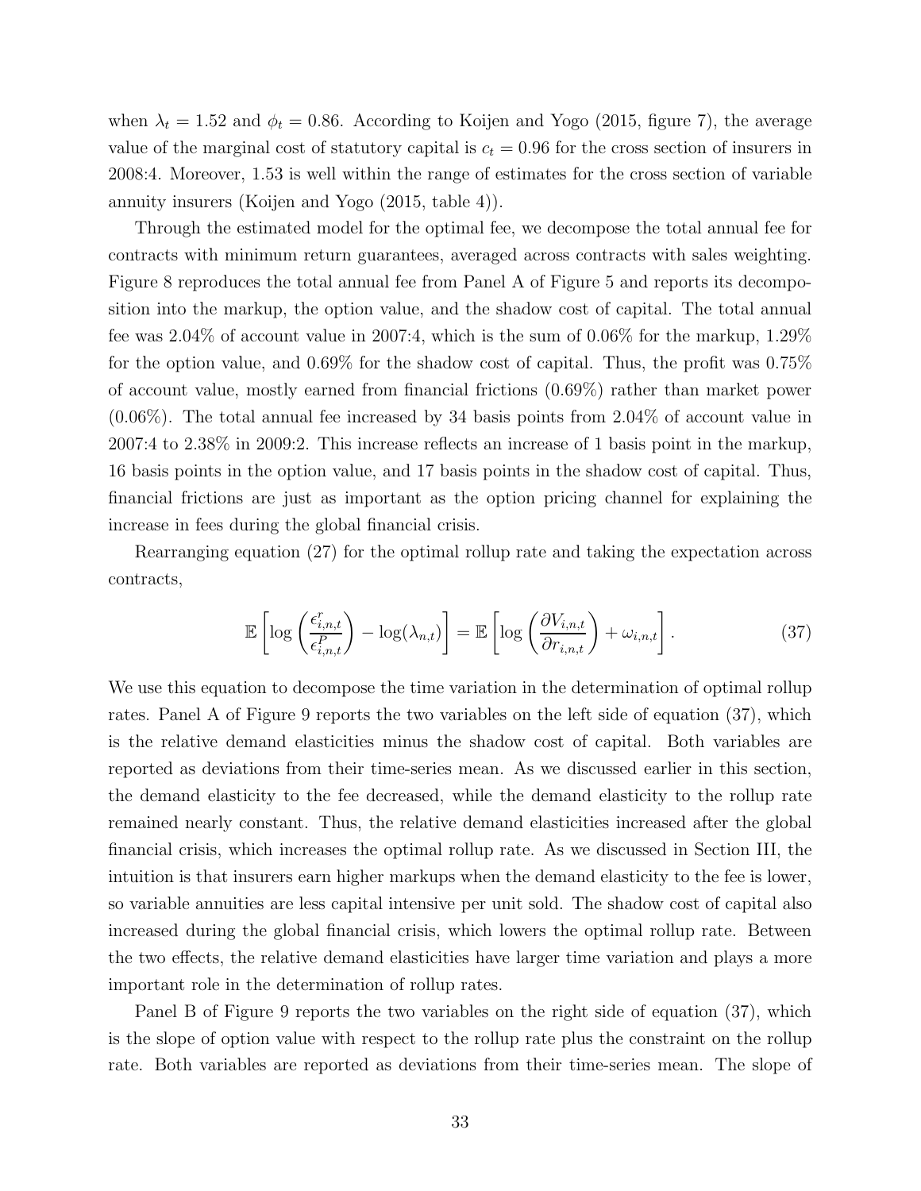when $\lambda_t = 1.52$ and $\phi_t = 0.86$. According to Koijen and Yogo (2015, figure 7), the average value of the marginal cost of statutory capital is $c_t = 0.96$ for the cross section of insurers in 2008:4. Moreover, 1.53 is well within the range of estimates for the cross section of variable annuity insurers (Koijen and Yogo (2015, table 4)).

Through the estimated model for the optimal fee, we decompose the total annual fee for contracts with minimum return guarantees, averaged across contracts with sales weighting. Figure 8 reproduces the total annual fee from Panel A of Figure 5 and reports its decomposition into the markup, the option value, and the shadow cost of capital. The total annual fee was 2.04% of account value in 2007:4, which is the sum of 0.06% for the markup, 1.29% for the option value, and 0.69% for the shadow cost of capital. Thus, the profit was 0.75% of account value, mostly earned from financial frictions (0.69%) rather than market power (0.06%). The total annual fee increased by 34 basis points from 2.04% of account value in 2007:4 to 2.38% in 2009:2. This increase reflects an increase of 1 basis point in the markup, 16 basis points in the option value, and 17 basis points in the shadow cost of capital. Thus, financial frictions are just as important as the option pricing channel for explaining the increase in fees during the global financial crisis.

Rearranging equation (27) for the optimal rollup rate and taking the expectation across contracts,

$$\mathbb{E}\left[\log\left(\frac{\epsilon^r_{i,n,t}}{\epsilon^P_{i,n,t}}\right) - \log(\lambda_{n,t})\right] = \mathbb{E}\left[\log\left(\frac{\partial V_{i,n,t}}{\partial r_{i,n,t}}\right) + \omega_{i,n,t}\right]. \tag{37}$$

We use this equation to decompose the time variation in the determination of optimal rollup rates. Panel A of Figure 9 reports the two variables on the left side of equation (37), which is the relative demand elasticities minus the shadow cost of capital. Both variables are reported as deviations from their time-series mean. As we discussed earlier in this section, the demand elasticity to the fee decreased, while the demand elasticity to the rollup rate remained nearly constant. Thus, the relative demand elasticities increased after the global financial crisis, which increases the optimal rollup rate. As we discussed in Section III, the intuition is that insurers earn higher markups when the demand elasticity to the fee is lower, so variable annuities are less capital intensive per unit sold. The shadow cost of capital also increased during the global financial crisis, which lowers the optimal rollup rate. Between the two effects, the relative demand elasticities have larger time variation and plays a more important role in the determination of rollup rates.

Panel B of Figure 9 reports the two variables on the right side of equation (37), which is the slope of option value with respect to the rollup rate plus the constraint on the rollup rate. Both variables are reported as deviations from their time-series mean. The slope of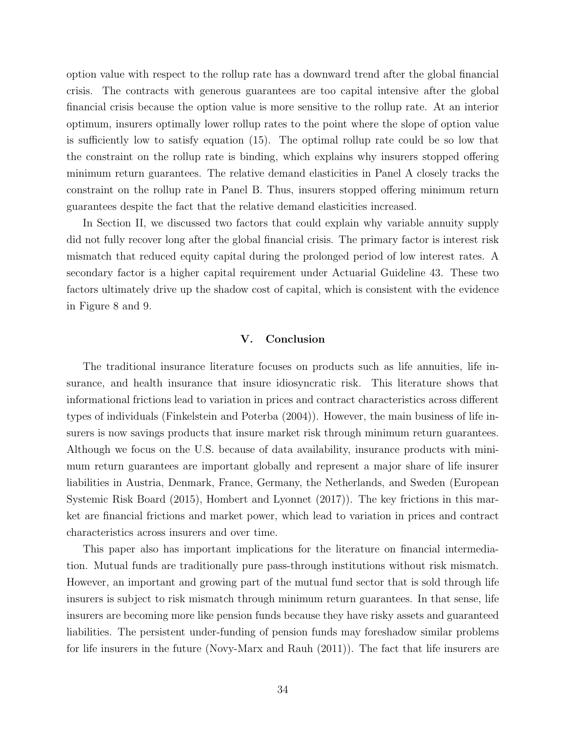option value with respect to the rollup rate has a downward trend after the global financial crisis. The contracts with generous guarantees are too capital intensive after the global financial crisis because the option value is more sensitive to the rollup rate. At an interior optimum, insurers optimally lower rollup rates to the point where the slope of option value is sufficiently low to satisfy equation (15). The optimal rollup rate could be so low that the constraint on the rollup rate is binding, which explains why insurers stopped offering minimum return guarantees. The relative demand elasticities in Panel A closely tracks the constraint on the rollup rate in Panel B. Thus, insurers stopped offering minimum return guarantees despite the fact that the relative demand elasticities increased.

In Section II, we discussed two factors that could explain why variable annuity supply did not fully recover long after the global financial crisis. The primary factor is interest risk mismatch that reduced equity capital during the prolonged period of low interest rates. A secondary factor is a higher capital requirement under Actuarial Guideline 43. These two factors ultimately drive up the shadow cost of capital, which is consistent with the evidence in Figure 8 and 9.

## V. Conclusion

The traditional insurance literature focuses on products such as life annuities, life insurance, and health insurance that insure idiosyncratic risk. This literature shows that informational frictions lead to variation in prices and contract characteristics across different types of individuals (Finkelstein and Poterba (2004)). However, the main business of life insurers is now savings products that insure market risk through minimum return guarantees. Although we focus on the U.S. because of data availability, insurance products with minimum return guarantees are important globally and represent a major share of life insurer liabilities in Austria, Denmark, France, Germany, the Netherlands, and Sweden (European Systemic Risk Board (2015), Hombert and Lyonnet (2017)). The key frictions in this market are financial frictions and market power, which lead to variation in prices and contract characteristics across insurers and over time.

This paper also has important implications for the literature on financial intermediation. Mutual funds are traditionally pure pass-through institutions without risk mismatch. However, an important and growing part of the mutual fund sector that is sold through life insurers is subject to risk mismatch through minimum return guarantees. In that sense, life insurers are becoming more like pension funds because they have risky assets and guaranteed liabilities. The persistent under-funding of pension funds may foreshadow similar problems for life insurers in the future (Novy-Marx and Rauh (2011)). The fact that life insurers are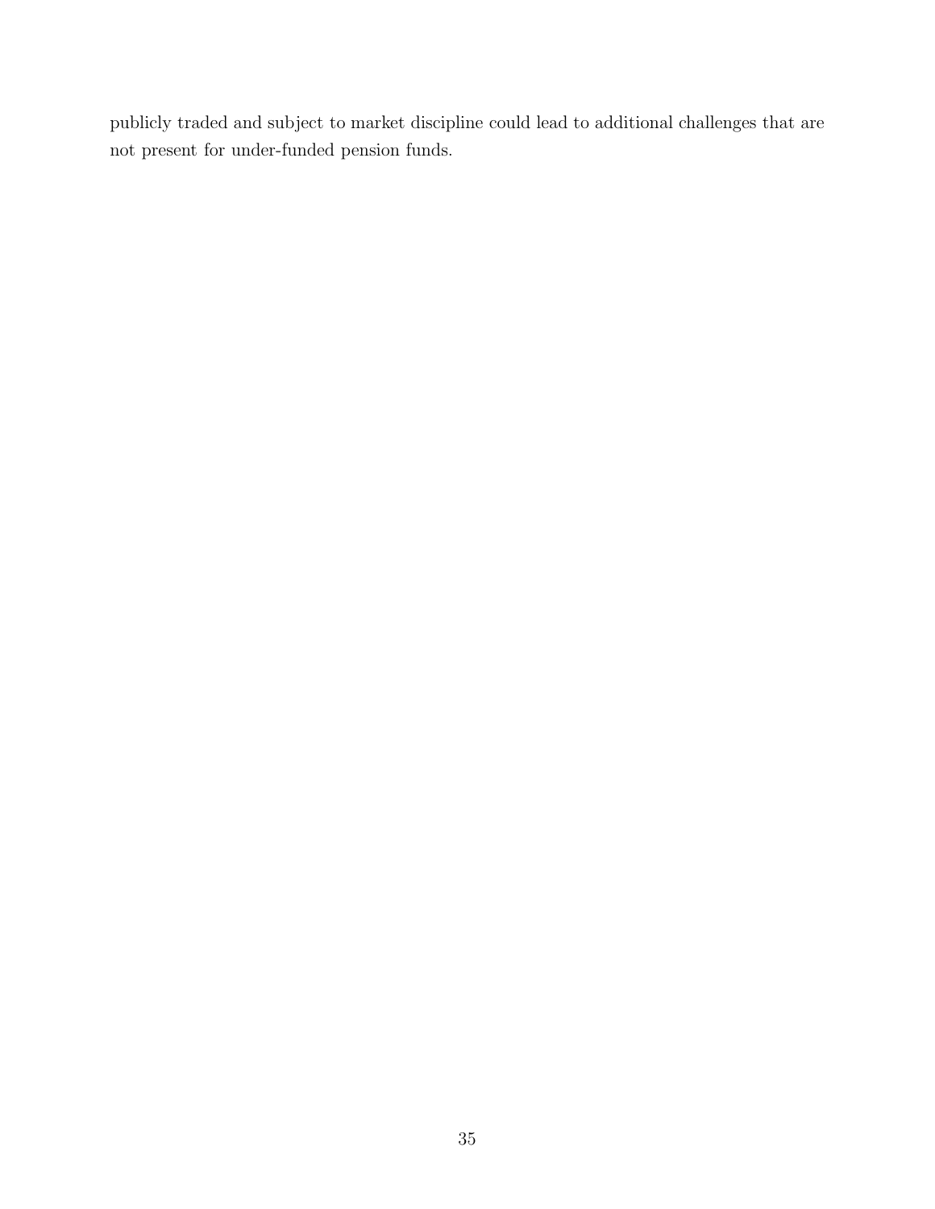publicly traded and subject to market discipline could lead to additional challenges that are not present for under-funded pension funds.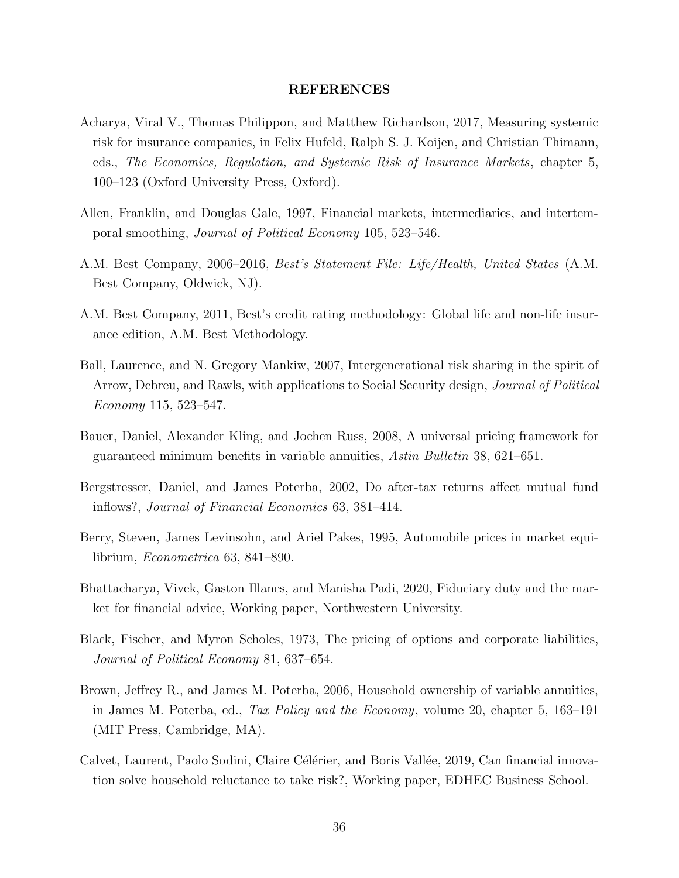## REFERENCES

Acharya, Viral V., Thomas Philippon, and Matthew Richardson, 2017, Measuring systemic risk for insurance companies, in Felix Hufeld, Ralph S. J. Koijen, and Christian Thimann, eds., *The Economics, Regulation, and Systemic Risk of Insurance Markets*, chapter 5, 100–123 (Oxford University Press, Oxford).

Allen, Franklin, and Douglas Gale, 1997, Financial markets, intermediaries, and intertemporal smoothing, *Journal of Political Economy* 105, 523–546.

A.M. Best Company, 2006–2016, *Best's Statement File: Life/Health, United States* (A.M. Best Company, Oldwick, NJ).

A.M. Best Company, 2011, Best's credit rating methodology: Global life and non-life insurance edition, A.M. Best Methodology.

Ball, Laurence, and N. Gregory Mankiw, 2007, Intergenerational risk sharing in the spirit of Arrow, Debreu, and Rawls, with applications to Social Security design, *Journal of Political Economy* 115, 523–547.

Bauer, Daniel, Alexander Kling, and Jochen Russ, 2008, A universal pricing framework for guaranteed minimum benefits in variable annuities, *Astin Bulletin* 38, 621–651.

Bergstresser, Daniel, and James Poterba, 2002, Do after-tax returns affect mutual fund inflows?, *Journal of Financial Economics* 63, 381–414.

Berry, Steven, James Levinsohn, and Ariel Pakes, 1995, Automobile prices in market equilibrium, *Econometrica* 63, 841–890.

Bhattacharya, Vivek, Gaston Illanes, and Manisha Padi, 2020, Fiduciary duty and the market for financial advice, Working paper, Northwestern University.

Black, Fischer, and Myron Scholes, 1973, The pricing of options and corporate liabilities, *Journal of Political Economy* 81, 637–654.

Brown, Jeffrey R., and James M. Poterba, 2006, Household ownership of variable annuities, in James M. Poterba, ed., *Tax Policy and the Economy*, volume 20, chapter 5, 163–191 (MIT Press, Cambridge, MA).

Calvet, Laurent, Paolo Sodini, Claire Célérier, and Boris Vallée, 2019, Can financial innovation solve household reluctance to take risk?, Working paper, EDHEC Business School.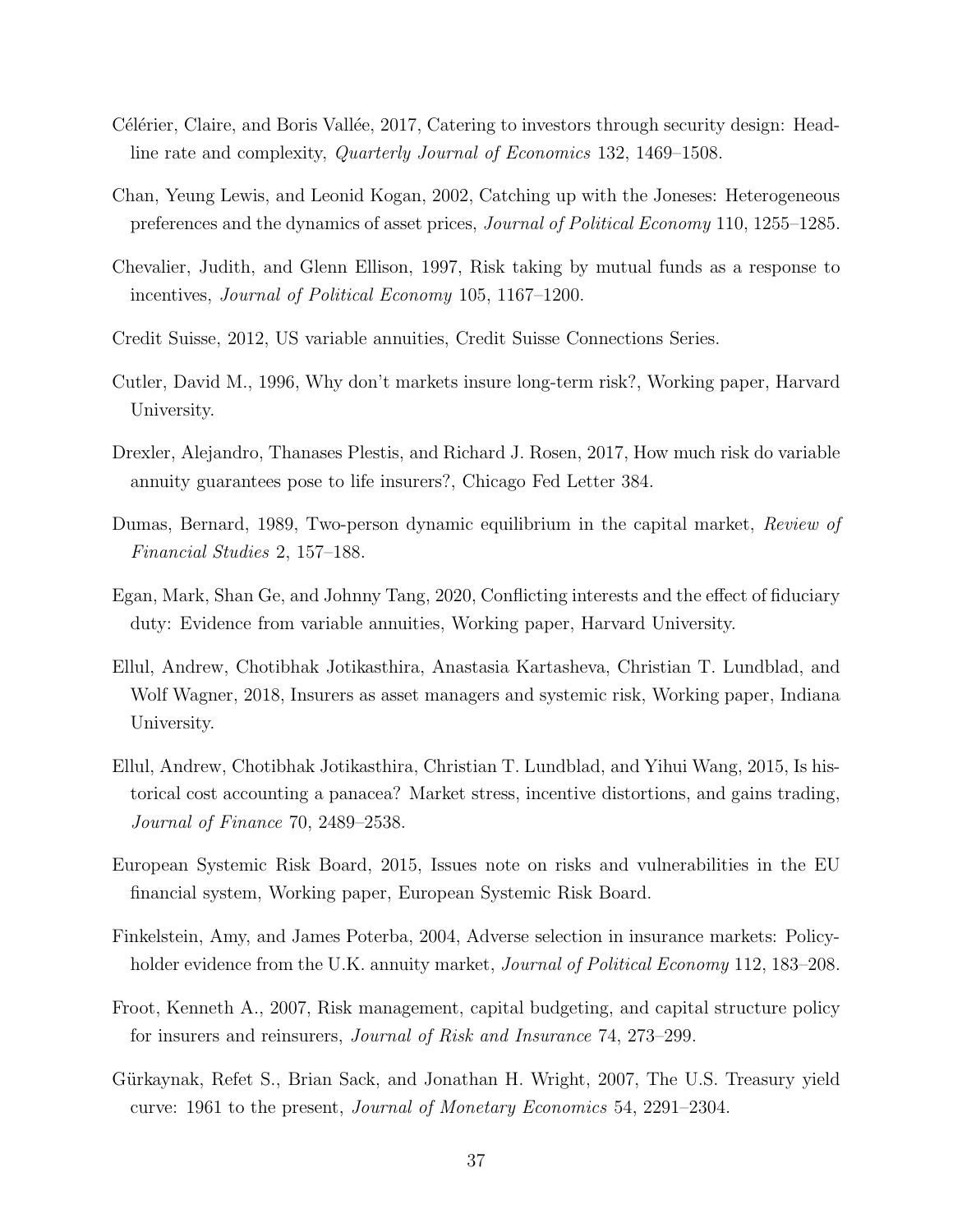Célérier, Claire, and Boris Vallée, 2017, Catering to investors through security design: Headline rate and complexity, *Quarterly Journal of Economics* 132, 1469–1508.

Chan, Yeung Lewis, and Leonid Kogan, 2002, Catching up with the Joneses: Heterogeneous preferences and the dynamics of asset prices, *Journal of Political Economy* 110, 1255–1285.

Chevalier, Judith, and Glenn Ellison, 1997, Risk taking by mutual funds as a response to incentives, *Journal of Political Economy* 105, 1167–1200.

Credit Suisse, 2012, US variable annuities, Credit Suisse Connections Series.

Cutler, David M., 1996, Why don't markets insure long-term risk?, Working paper, Harvard University.

Drexler, Alejandro, Thanases Plestis, and Richard J. Rosen, 2017, How much risk do variable annuity guarantees pose to life insurers?, Chicago Fed Letter 384.

Dumas, Bernard, 1989, Two-person dynamic equilibrium in the capital market, *Review of Financial Studies* 2, 157–188.

Egan, Mark, Shan Ge, and Johnny Tang, 2020, Conflicting interests and the effect of fiduciary duty: Evidence from variable annuities, Working paper, Harvard University.

Ellul, Andrew, Chotibhak Jotikasthira, Anastasia Kartasheva, Christian T. Lundblad, and Wolf Wagner, 2018, Insurers as asset managers and systemic risk, Working paper, Indiana University.

Ellul, Andrew, Chotibhak Jotikasthira, Christian T. Lundblad, and Yihui Wang, 2015, Is historical cost accounting a panacea? Market stress, incentive distortions, and gains trading, *Journal of Finance* 70, 2489–2538.

European Systemic Risk Board, 2015, Issues note on risks and vulnerabilities in the EU financial system, Working paper, European Systemic Risk Board.

Finkelstein, Amy, and James Poterba, 2004, Adverse selection in insurance markets: Policyholder evidence from the U.K. annuity market, *Journal of Political Economy* 112, 183–208.

Froot, Kenneth A., 2007, Risk management, capital budgeting, and capital structure policy for insurers and reinsurers, *Journal of Risk and Insurance* 74, 273–299.

Gürkaynak, Refet S., Brian Sack, and Jonathan H. Wright, 2007, The U.S. Treasury yield curve: 1961 to the present, *Journal of Monetary Economics* 54, 2291–2304.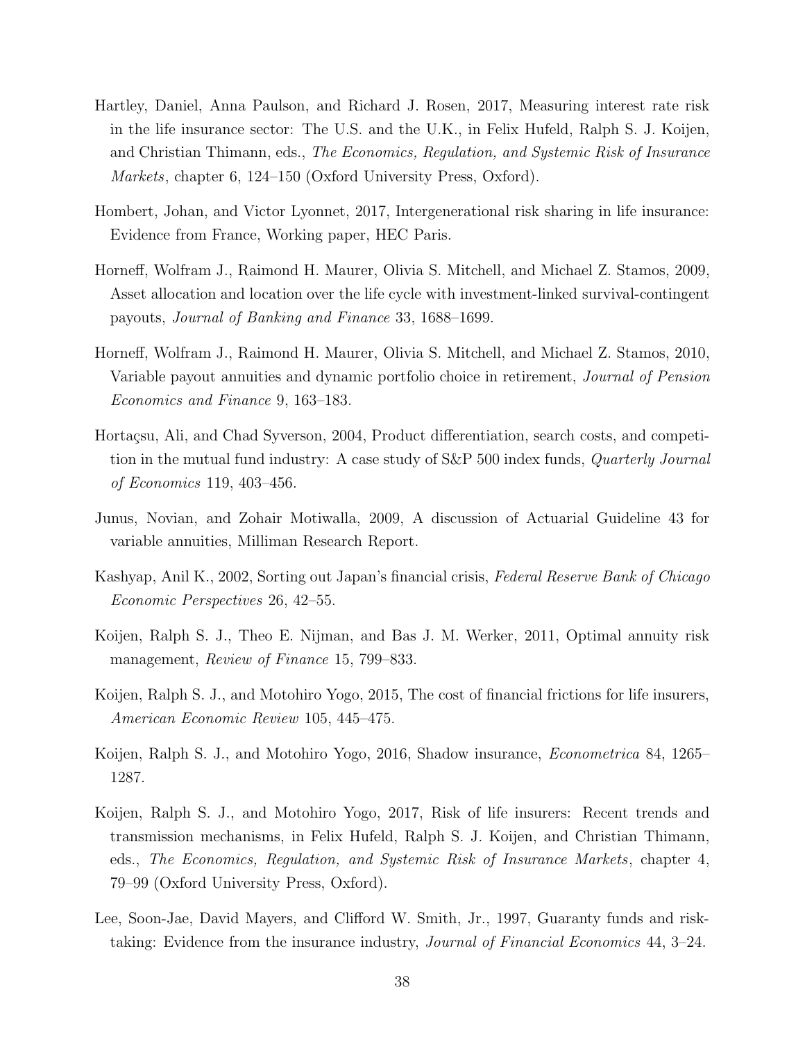Hartley, Daniel, Anna Paulson, and Richard J. Rosen, 2017, Measuring interest rate risk in the life insurance sector: The U.S. and the U.K., in Felix Hufeld, Ralph S. J. Koijen, and Christian Thimann, eds., *The Economics, Regulation, and Systemic Risk of Insurance Markets*, chapter 6, 124–150 (Oxford University Press, Oxford).

Hombert, Johan, and Victor Lyonnet, 2017, Intergenerational risk sharing in life insurance: Evidence from France, Working paper, HEC Paris.

Horneff, Wolfram J., Raimond H. Maurer, Olivia S. Mitchell, and Michael Z. Stamos, 2009, Asset allocation and location over the life cycle with investment-linked survival-contingent payouts, *Journal of Banking and Finance* 33, 1688–1699.

Horneff, Wolfram J., Raimond H. Maurer, Olivia S. Mitchell, and Michael Z. Stamos, 2010, Variable payout annuities and dynamic portfolio choice in retirement, *Journal of Pension Economics and Finance* 9, 163–183.

Hortaçsu, Ali, and Chad Syverson, 2004, Product differentiation, search costs, and competition in the mutual fund industry: A case study of S&P 500 index funds, *Quarterly Journal of Economics* 119, 403–456.

Junus, Novian, and Zohair Motiwalla, 2009, A discussion of Actuarial Guideline 43 for variable annuities, Milliman Research Report.

Kashyap, Anil K., 2002, Sorting out Japan's financial crisis, *Federal Reserve Bank of Chicago Economic Perspectives* 26, 42–55.

Koijen, Ralph S. J., Theo E. Nijman, and Bas J. M. Werker, 2011, Optimal annuity risk management, *Review of Finance* 15, 799–833.

Koijen, Ralph S. J., and Motohiro Yogo, 2015, The cost of financial frictions for life insurers, *American Economic Review* 105, 445–475.

Koijen, Ralph S. J., and Motohiro Yogo, 2016, Shadow insurance, *Econometrica* 84, 1265–1287.

Koijen, Ralph S. J., and Motohiro Yogo, 2017, Risk of life insurers: Recent trends and transmission mechanisms, in Felix Hufeld, Ralph S. J. Koijen, and Christian Thimann, eds., *The Economics, Regulation, and Systemic Risk of Insurance Markets*, chapter 4, 79–99 (Oxford University Press, Oxford).

Lee, Soon-Jae, David Mayers, and Clifford W. Smith, Jr., 1997, Guaranty funds and risk-taking: Evidence from the insurance industry, *Journal of Financial Economics* 44, 3–24.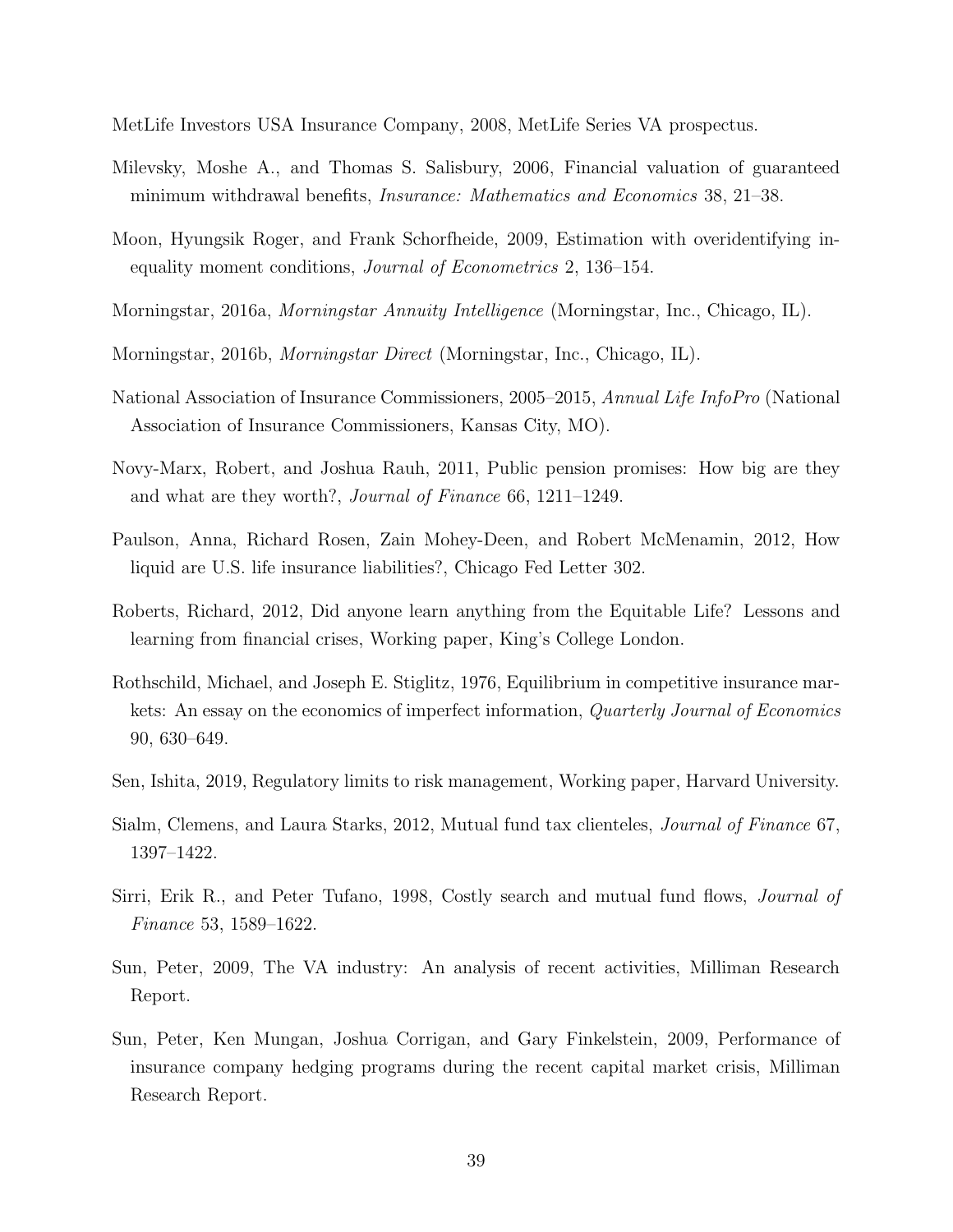MetLife Investors USA Insurance Company, 2008, MetLife Series VA prospectus.

Milevsky, Moshe A., and Thomas S. Salisbury, 2006, Financial valuation of guaranteed minimum withdrawal benefits, *Insurance: Mathematics and Economics* 38, 21–38.

Moon, Hyungsik Roger, and Frank Schorfheide, 2009, Estimation with overidentifying inequality moment conditions, *Journal of Econometrics* 2, 136–154.

Morningstar, 2016a, *Morningstar Annuity Intelligence* (Morningstar, Inc., Chicago, IL).

Morningstar, 2016b, *Morningstar Direct* (Morningstar, Inc., Chicago, IL).

National Association of Insurance Commissioners, 2005–2015, *Annual Life InfoPro* (National Association of Insurance Commissioners, Kansas City, MO).

Novy-Marx, Robert, and Joshua Rauh, 2011, Public pension promises: How big are they and what are they worth?, *Journal of Finance* 66, 1211–1249.

Paulson, Anna, Richard Rosen, Zain Mohey-Deen, and Robert McMenamin, 2012, How liquid are U.S. life insurance liabilities?, Chicago Fed Letter 302.

Roberts, Richard, 2012, Did anyone learn anything from the Equitable Life? Lessons and learning from financial crises, Working paper, King's College London.

Rothschild, Michael, and Joseph E. Stiglitz, 1976, Equilibrium in competitive insurance markets: An essay on the economics of imperfect information, *Quarterly Journal of Economics* 90, 630–649.

Sen, Ishita, 2019, Regulatory limits to risk management, Working paper, Harvard University.

Sialm, Clemens, and Laura Starks, 2012, Mutual fund tax clienteles, *Journal of Finance* 67, 1397–1422.

Sirri, Erik R., and Peter Tufano, 1998, Costly search and mutual fund flows, *Journal of Finance* 53, 1589–1622.

Sun, Peter, 2009, The VA industry: An analysis of recent activities, Milliman Research Report.

Sun, Peter, Ken Mungan, Joshua Corrigan, and Gary Finkelstein, 2009, Performance of insurance company hedging programs during the recent capital market crisis, Milliman Research Report.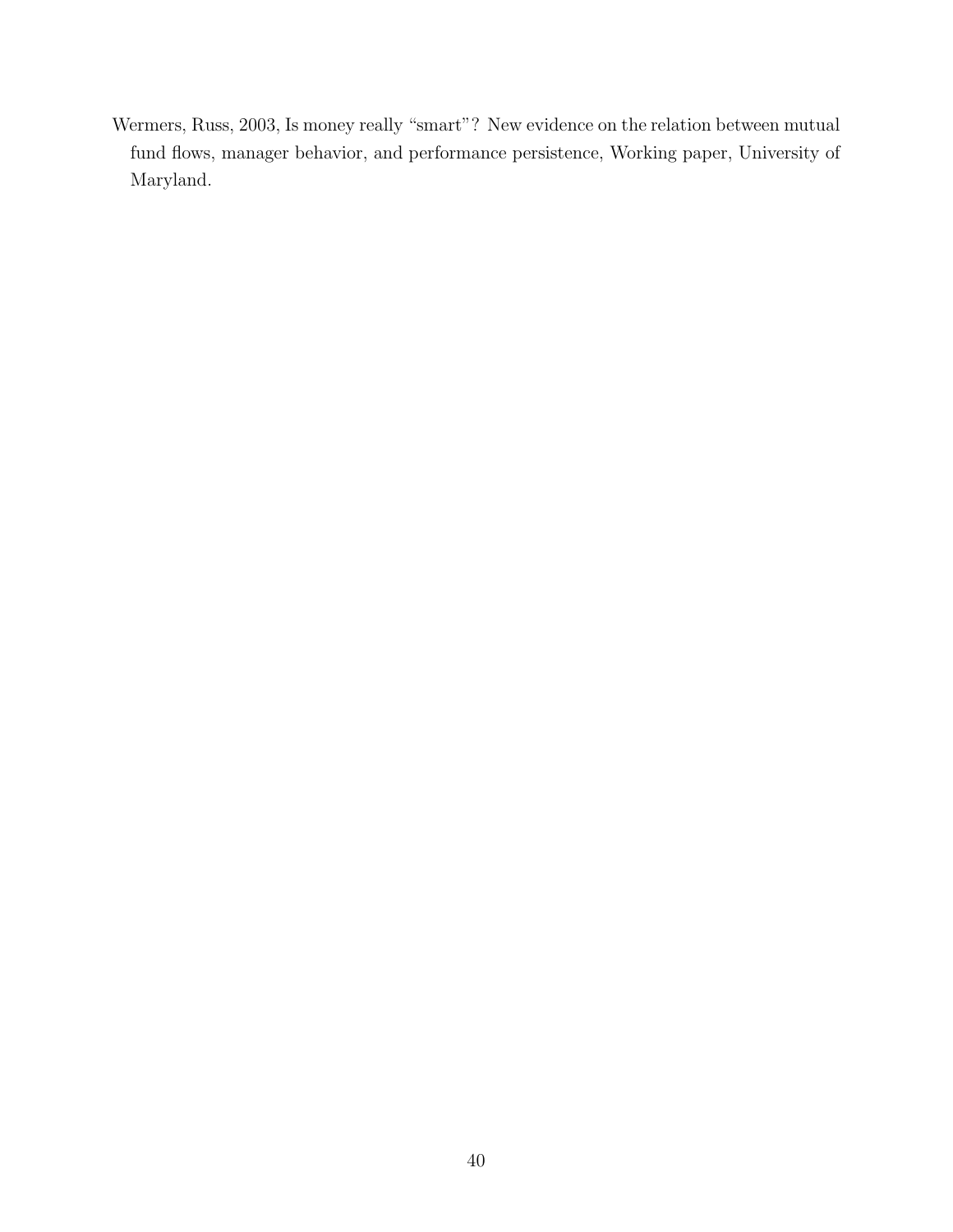Wermers, Russ, 2003, Is money really "smart"? New evidence on the relation between mutual fund flows, manager behavior, and performance persistence, Working paper, University of Maryland.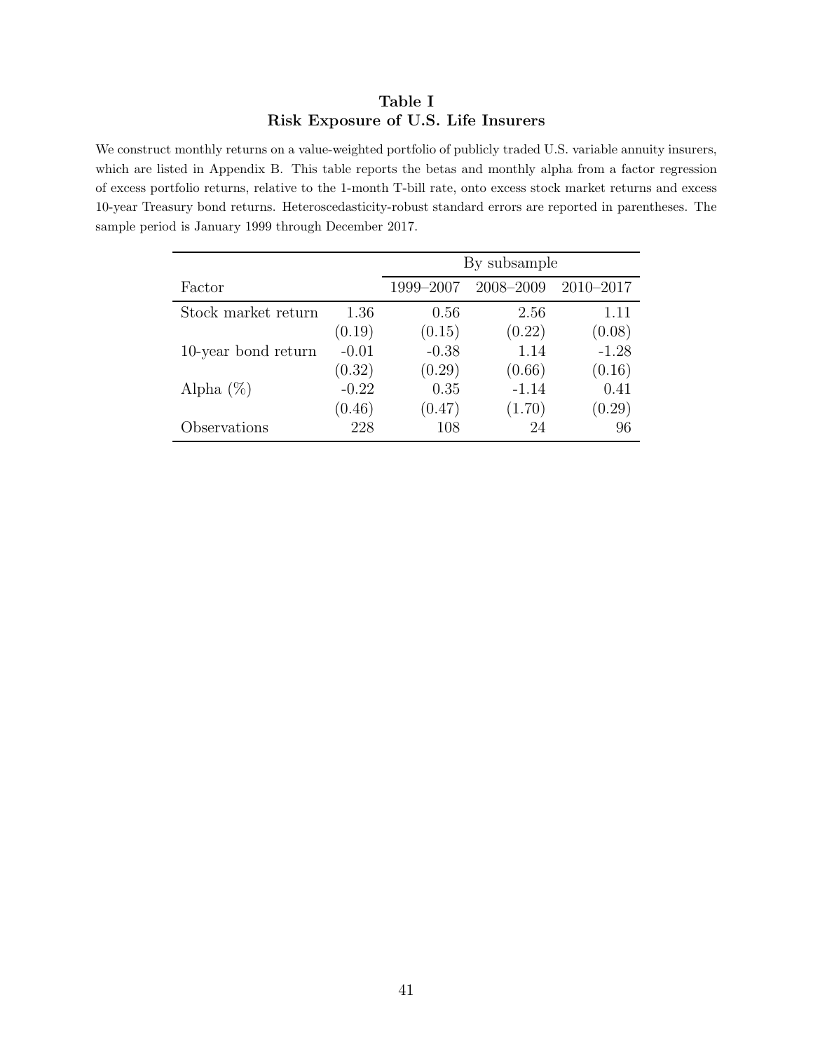**Table I**
**Risk Exposure of U.S. Life Insurers**

We construct monthly returns on a value-weighted portfolio of publicly traded U.S. variable annuity insurers, which are listed in Appendix B. This table reports the betas and monthly alpha from a factor regression of excess portfolio returns, relative to the 1-month T-bill rate, onto excess stock market returns and excess 10-year Treasury bond returns. Heteroscedasticity-robust standard errors are reported in parentheses. The sample period is January 1999 through December 2017.

| | | By subsample | | |
|---|---|---|---|---|
| Factor | | 1999–2007 | 2008–2009 | 2010–2017 |
| Stock market return | 1.36 | 0.56 | 2.56 | 1.11 |
| | (0.19) | (0.15) | (0.22) | (0.08) |
| 10-year bond return | -0.01 | -0.38 | 1.14 | -1.28 |
| | (0.32) | (0.29) | (0.66) | (0.16) |
| Alpha (%) | -0.22 | 0.35 | -1.14 | 0.41 |
| | (0.46) | (0.47) | (1.70) | (0.29) |
| Observations | 228 | 108 | 24 | 96 |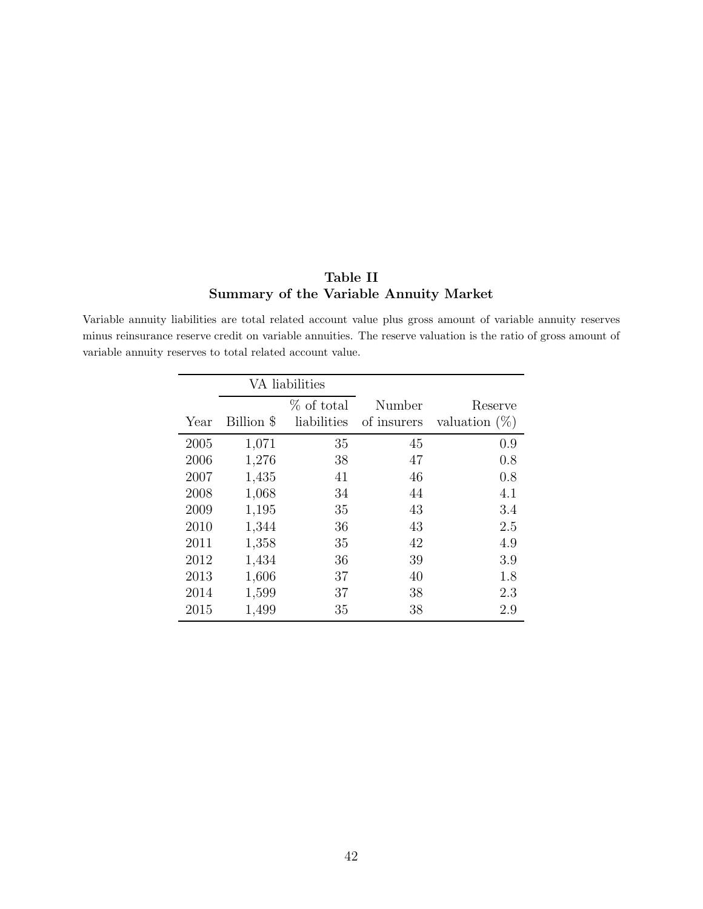**Table II**
**Summary of the Variable Annuity Market**

Variable annuity liabilities are total related account value plus gross amount of variable annuity reserves minus reinsurance reserve credit on variable annuities. The reserve valuation is the ratio of gross amount of variable annuity reserves to total related account value.

| | VA liabilities | | | |
|---|---|---|---|---|
| Year | Billion $ | % of total liabilities | Number of insurers | Reserve valuation (%) |
| 2005 | 1,071 | 35 | 45 | 0.9 |
| 2006 | 1,276 | 38 | 47 | 0.8 |
| 2007 | 1,435 | 41 | 46 | 0.8 |
| 2008 | 1,068 | 34 | 44 | 4.1 |
| 2009 | 1,195 | 35 | 43 | 3.4 |
| 2010 | 1,344 | 36 | 43 | 2.5 |
| 2011 | 1,358 | 35 | 42 | 4.9 |
| 2012 | 1,434 | 36 | 39 | 3.9 |
| 2013 | 1,606 | 37 | 40 | 1.8 |
| 2014 | 1,599 | 37 | 38 | 2.3 |
| 2015 | 1,499 | 35 | 38 | 2.9 |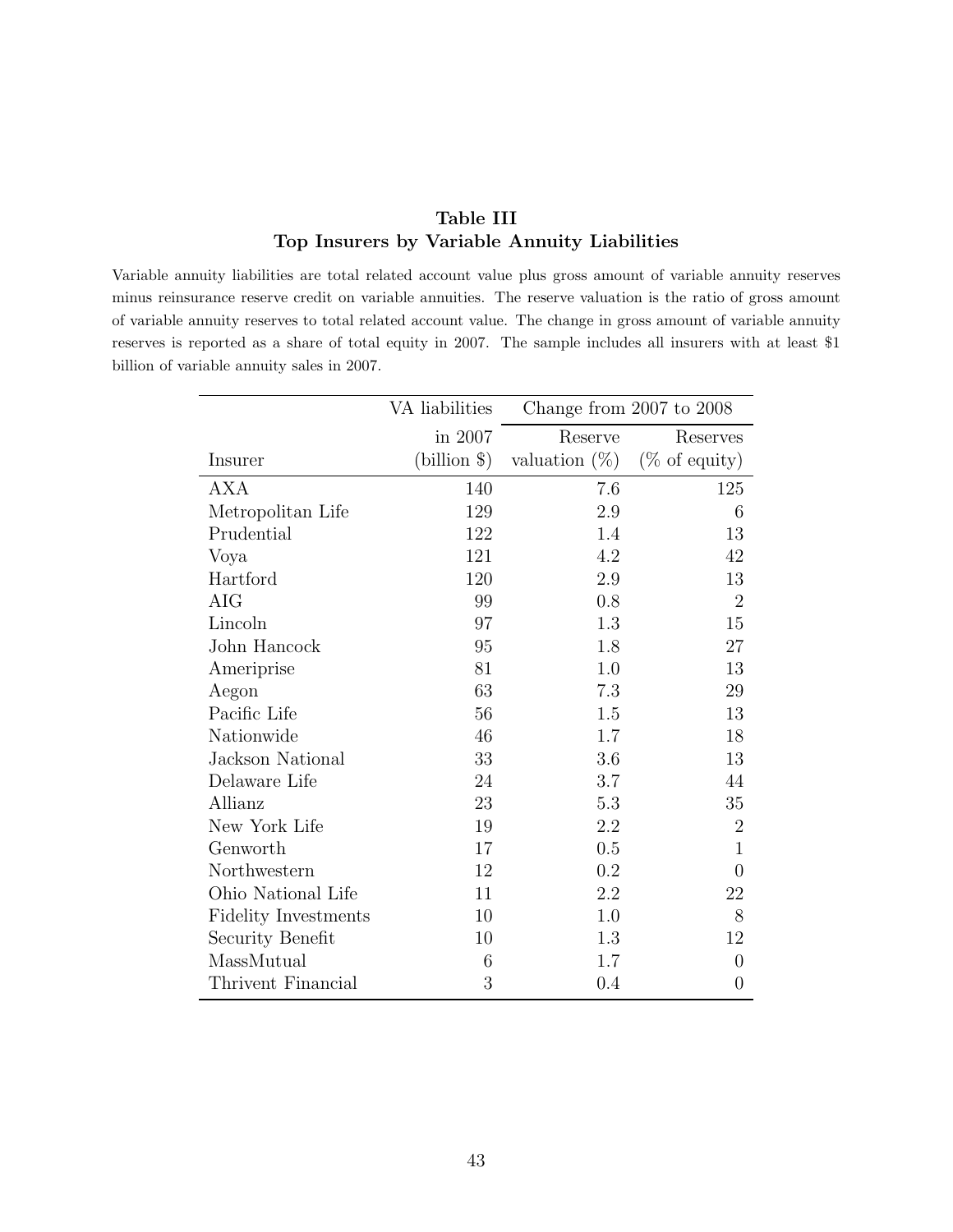## Table III
## Top Insurers by Variable Annuity Liabilities

Variable annuity liabilities are total related account value plus gross amount of variable annuity reserves minus reinsurance reserve credit on variable annuities. The reserve valuation is the ratio of gross amount of variable annuity reserves to total related account value. The change in gross amount of variable annuity reserves is reported as a share of total equity in 2007. The sample includes all insurers with at least $1 billion of variable annuity sales in 2007.

| | VA liabilities | Change from 2007 to 2008 | |
|---|---|---|---|
| Insurer | in 2007 (billion $) | Reserve valuation (%) | Reserves (% of equity) |
| AXA | 140 | 7.6 | 125 |
| Metropolitan Life | 129 | 2.9 | 6 |
| Prudential | 122 | 1.4 | 13 |
| Voya | 121 | 4.2 | 42 |
| Hartford | 120 | 2.9 | 13 |
| AIG | 99 | 0.8 | 2 |
| Lincoln | 97 | 1.3 | 15 |
| John Hancock | 95 | 1.8 | 27 |
| Ameriprise | 81 | 1.0 | 13 |
| Aegon | 63 | 7.3 | 29 |
| Pacific Life | 56 | 1.5 | 13 |
| Nationwide | 46 | 1.7 | 18 |
| Jackson National | 33 | 3.6 | 13 |
| Delaware Life | 24 | 3.7 | 44 |
| Allianz | 23 | 5.3 | 35 |
| New York Life | 19 | 2.2 | 2 |
| Genworth | 17 | 0.5 | 1 |
| Northwestern | 12 | 0.2 | 0 |
| Ohio National Life | 11 | 2.2 | 22 |
| Fidelity Investments | 10 | 1.0 | 8 |
| Security Benefit | 10 | 1.3 | 12 |
| MassMutual | 6 | 1.7 | 0 |
| Thrivent Financial | 3 | 0.4 | 0 |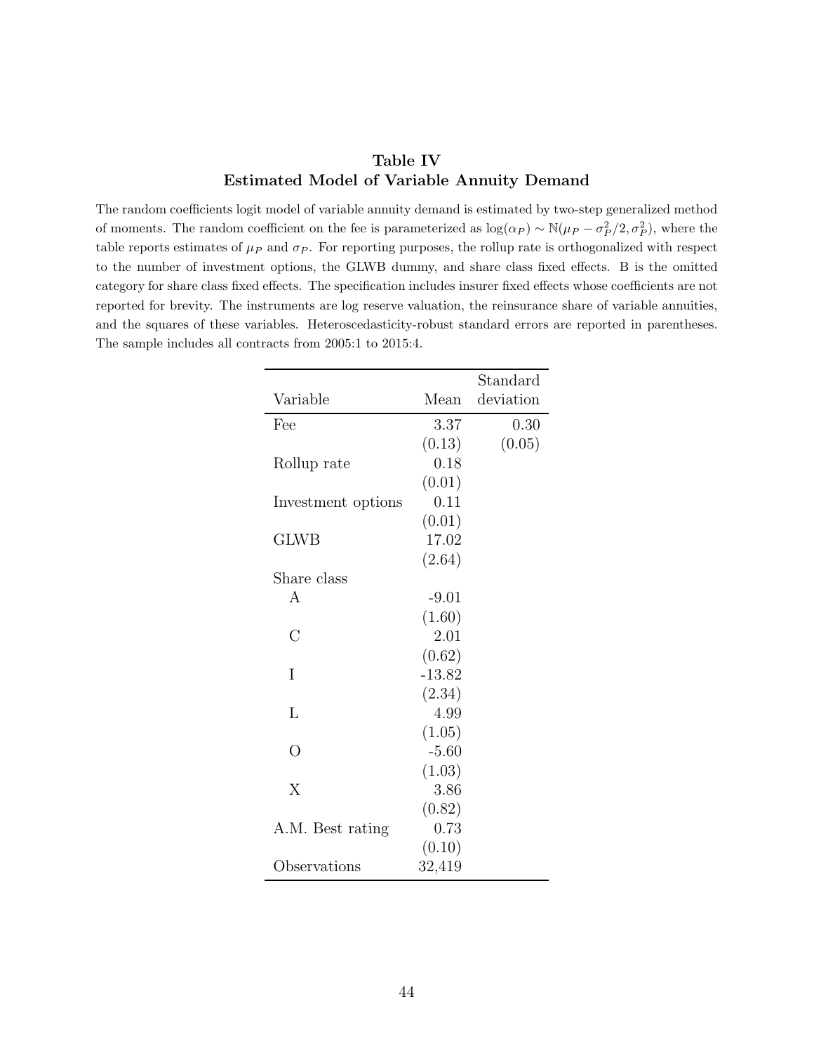## Table IV
## Estimated Model of Variable Annuity Demand

The random coefficients logit model of variable annuity demand is estimated by two-step generalized method of moments. The random coefficient on the fee is parameterized as $\log(\alpha_P) \sim \mathbb{N}(\mu_P - \sigma_P^2/2, \sigma_P^2)$, where the table reports estimates of $\mu_P$ and $\sigma_P$. For reporting purposes, the rollup rate is orthogonalized with respect to the number of investment options, the GLWB dummy, and share class fixed effects. B is the omitted category for share class fixed effects. The specification includes insurer fixed effects whose coefficients are not reported for brevity. The instruments are log reserve valuation, the reinsurance share of variable annuities, and the squares of these variables. Heteroscedasticity-robust standard errors are reported in parentheses. The sample includes all contracts from 2005:1 to 2015:4.

| Variable | Mean | Standard deviation |
|---|---|---|
| Fee | 3.37 | 0.30 |
| | (0.13) | (0.05) |
| Rollup rate | 0.18 | |
| | (0.01) | |
| Investment options | 0.11 | |
| | (0.01) | |
| GLWB | 17.02 | |
| | (2.64) | |
| Share class | | |
| A | -9.01 | |
| | (1.60) | |
| C | 2.01 | |
| | (0.62) | |
| I | -13.82 | |
| | (2.34) | |
| L | 4.99 | |
| | (1.05) | |
| O | -5.60 | |
| | (1.03) | |
| X | 3.86 | |
| | (0.82) | |
| A.M. Best rating | 0.73 | |
| | (0.10) | |
| Observations | 32,419 | |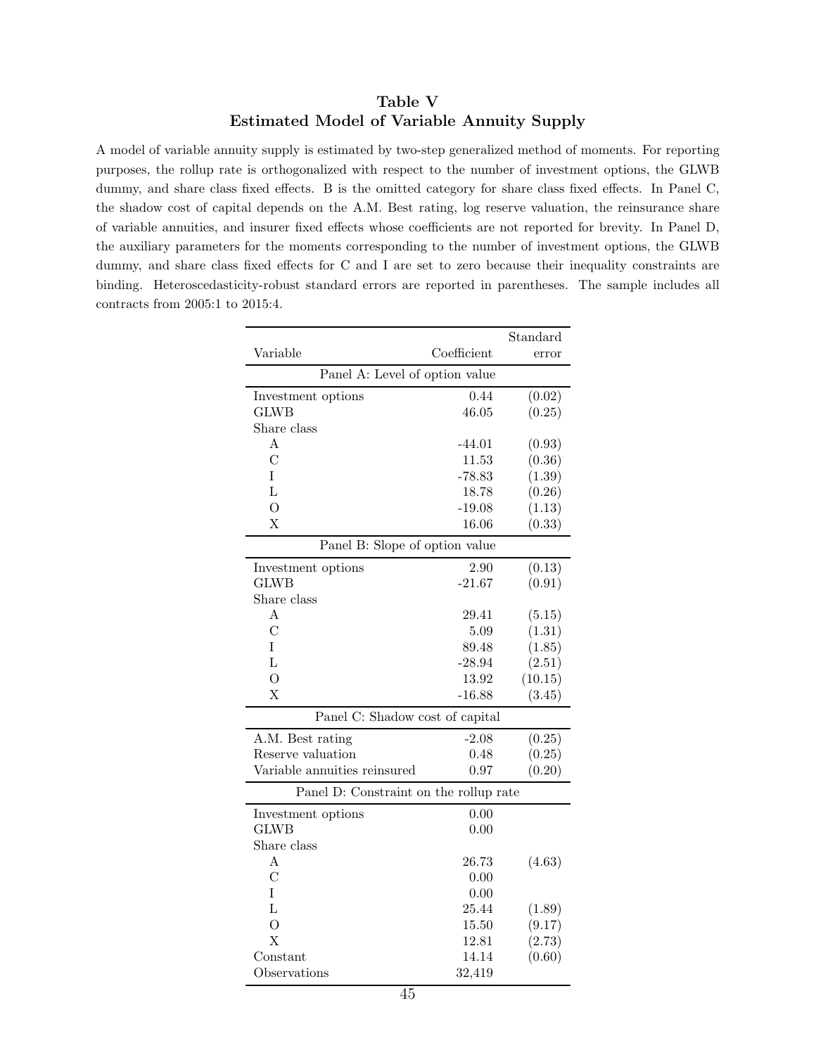## Table V
## Estimated Model of Variable Annuity Supply

A model of variable annuity supply is estimated by two-step generalized method of moments. For reporting purposes, the rollup rate is orthogonalized with respect to the number of investment options, the GLWB dummy, and share class fixed effects. B is the omitted category for share class fixed effects. In Panel C, the shadow cost of capital depends on the A.M. Best rating, log reserve valuation, the reinsurance share of variable annuities, and insurer fixed effects whose coefficients are not reported for brevity. In Panel D, the auxiliary parameters for the moments corresponding to the number of investment options, the GLWB dummy, and share class fixed effects for C and I are set to zero because their inequality constraints are binding. Heteroscedasticity-robust standard errors are reported in parentheses. The sample includes all contracts from 2005:1 to 2015:4.

| Variable | Coefficient | Standard error |
|---|---|---|
| **Panel A: Level of option value** | | |
| Investment options | 0.44 | (0.02) |
| GLWB | 46.05 | (0.25) |
| Share class | | |
| A | -44.01 | (0.93) |
| C | 11.53 | (0.36) |
| I | -78.83 | (1.39) |
| L | 18.78 | (0.26) |
| O | -19.08 | (1.13) |
| X | 16.06 | (0.33) |
| **Panel B: Slope of option value** | | |
| Investment options | 2.90 | (0.13) |
| GLWB | -21.67 | (0.91) |
| Share class | | |
| A | 29.41 | (5.15) |
| C | 5.09 | (1.31) |
| I | 89.48 | (1.85) |
| L | -28.94 | (2.51) |
| O | 13.92 | (10.15) |
| X | -16.88 | (3.45) |
| **Panel C: Shadow cost of capital** | | |
| A.M. Best rating | -2.08 | (0.25) |
| Reserve valuation | 0.48 | (0.25) |
| Variable annuities reinsured | 0.97 | (0.20) |
| **Panel D: Constraint on the rollup rate** | | |
| Investment options | 0.00 | |
| GLWB | 0.00 | |
| Share class | | |
| A | 26.73 | (4.63) |
| C | 0.00 | |
| I | 0.00 | |
| L | 25.44 | (1.89) |
| O | 15.50 | (9.17) |
| X | 12.81 | (2.73) |
| Constant | 14.14 | (0.60) |
| Observations | 32,419 | |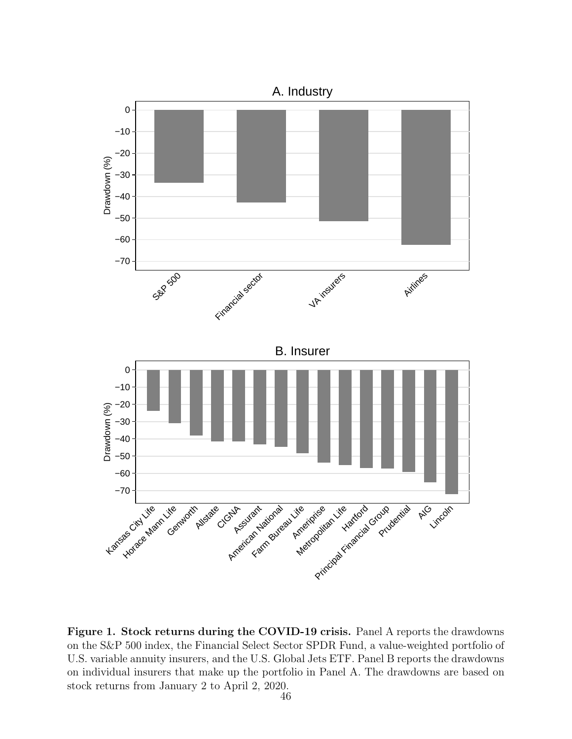**Figure 1. Stock returns during the COVID-19 crisis.** Panel A reports the drawdowns on the S&P 500 index, the Financial Select Sector SPDR Fund, a value-weighted portfolio of U.S. variable annuity insurers, and the U.S. Global Jets ETF. Panel B reports the drawdowns on individual insurers that make up the portfolio in Panel A. The drawdowns are based on stock returns from January 2 to April 2, 2020.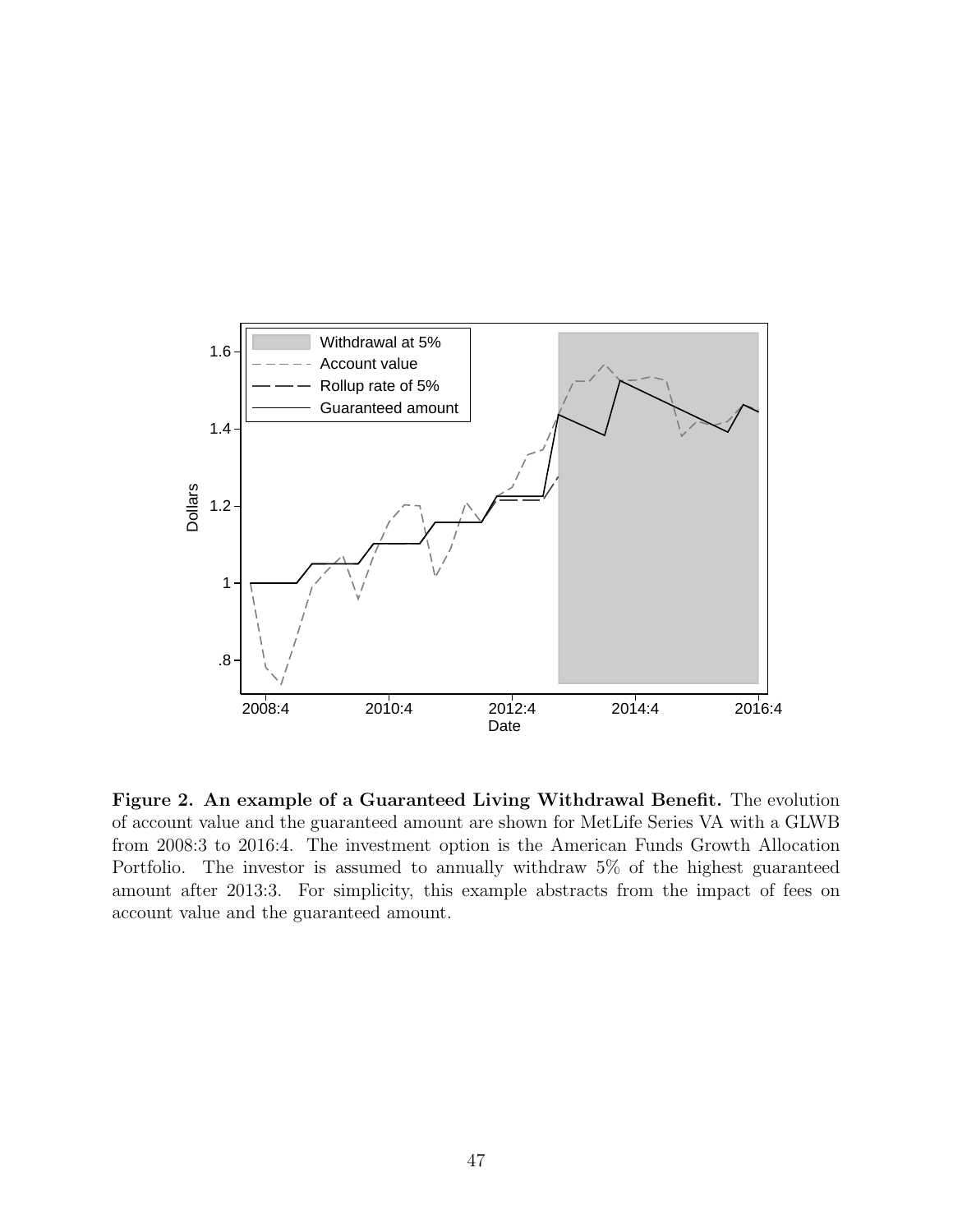**Figure 2. An example of a Guaranteed Living Withdrawal Benefit.** The evolution of account value and the guaranteed amount are shown for MetLife Series VA with a GLWB from 2008:3 to 2016:4. The investment option is the American Funds Growth Allocation Portfolio. The investor is assumed to annually withdraw 5% of the highest guaranteed amount after 2013:3. For simplicity, this example abstracts from the impact of fees on account value and the guaranteed amount.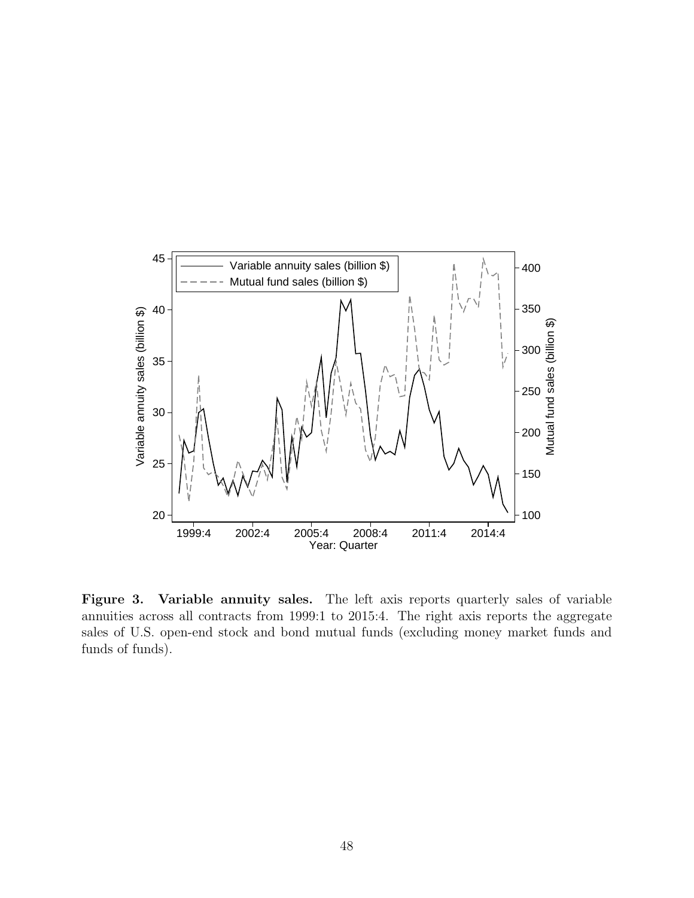**Figure 3. Variable annuity sales.** The left axis reports quarterly sales of variable annuities across all contracts from 1999:1 to 2015:4. The right axis reports the aggregate sales of U.S. open-end stock and bond mutual funds (excluding money market funds and funds of funds).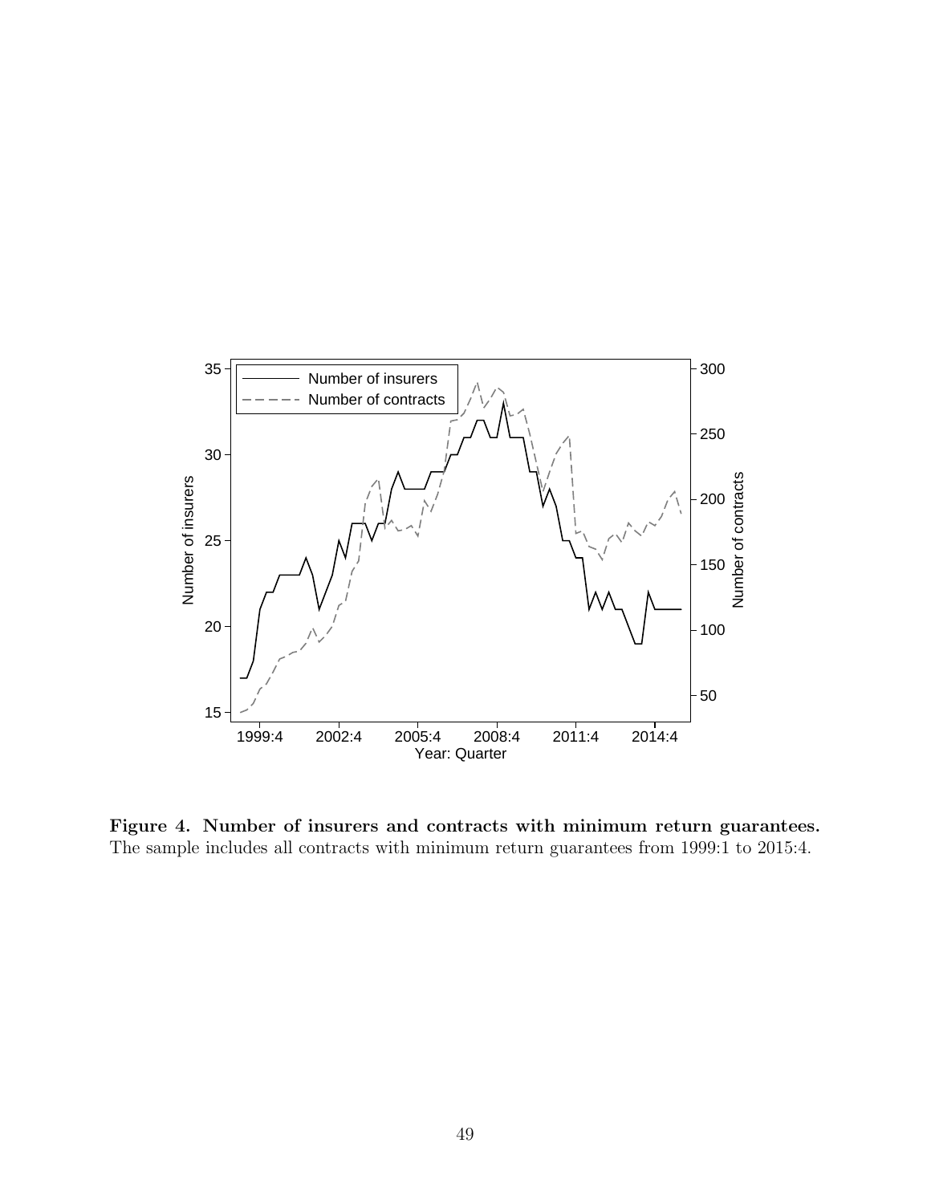**Figure 4. Number of insurers and contracts with minimum return guarantees.** The sample includes all contracts with minimum return guarantees from 1999:1 to 2015:4.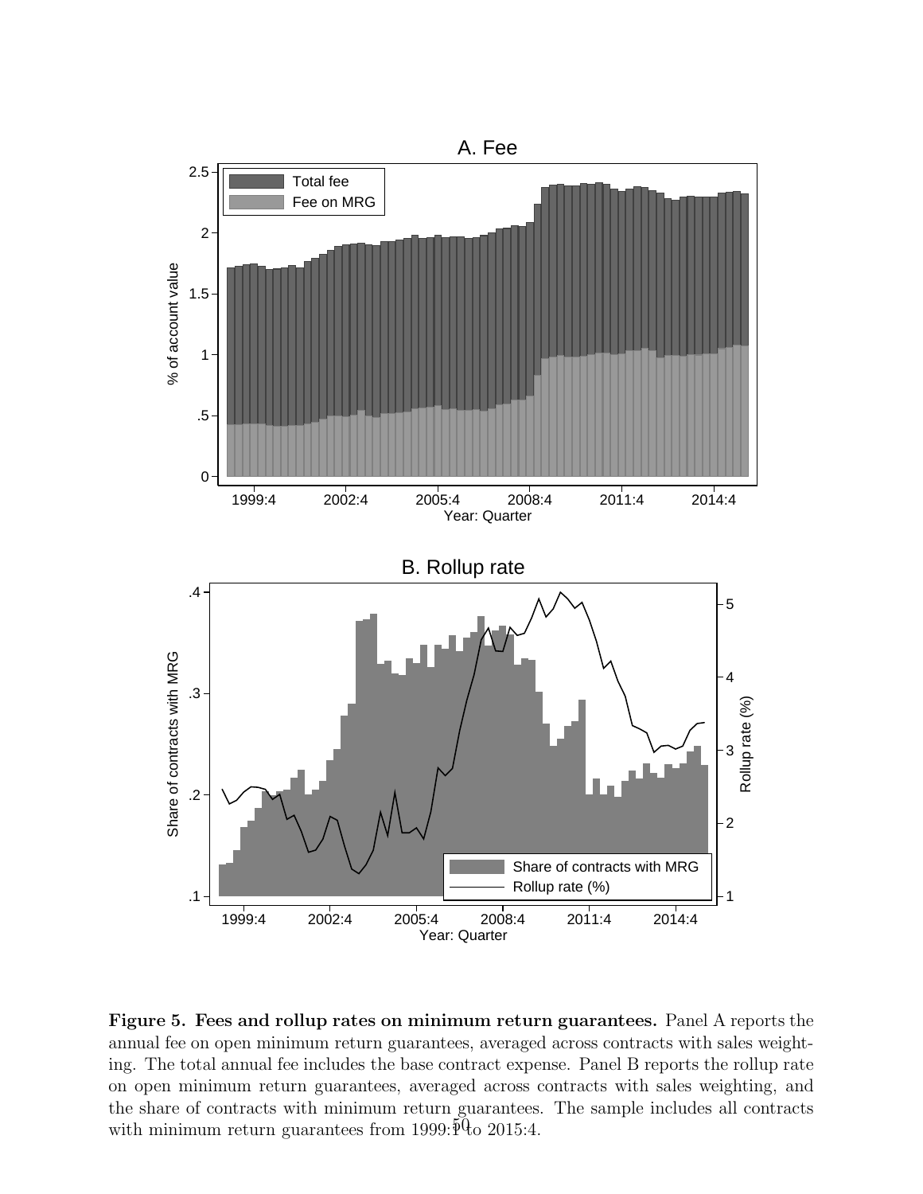**Figure 5. Fees and rollup rates on minimum return guarantees.** Panel A reports the annual fee on open minimum return guarantees, averaged across contracts with sales weighting. The total annual fee includes the base contract expense. Panel B reports the rollup rate on open minimum return guarantees, averaged across contracts with sales weighting, and the share of contracts with minimum return guarantees. The sample includes all contracts with minimum return guarantees from 1999:1 to 2015:4.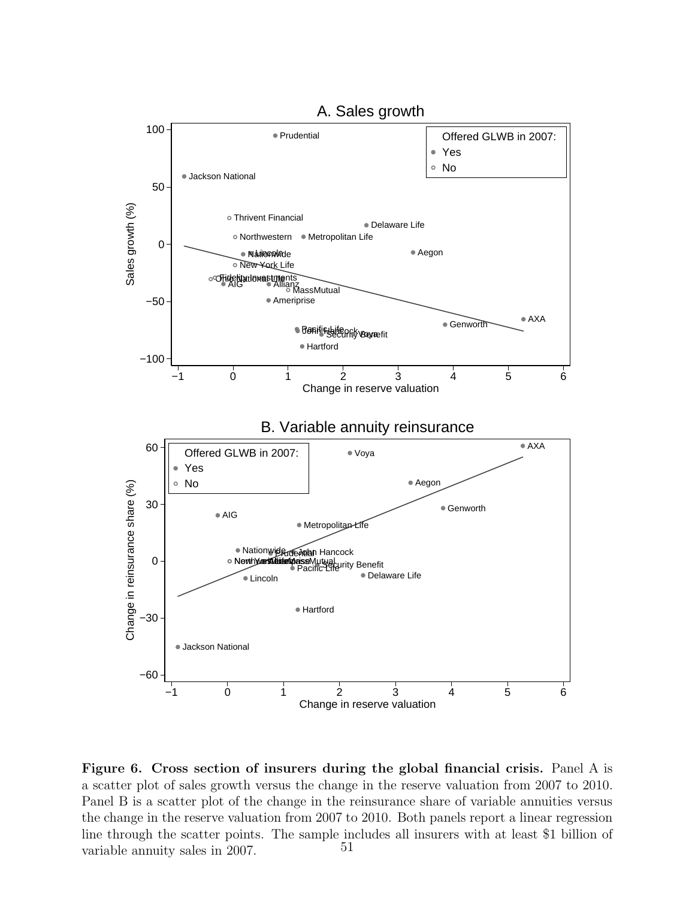**Figure 6. Cross section of insurers during the global financial crisis.** Panel A is a scatter plot of sales growth versus the change in the reserve valuation from 2007 to 2010. Panel B is a scatter plot of the change in the reinsurance share of variable annuities versus the change in the reserve valuation from 2007 to 2010. Both panels report a linear regression line through the scatter points. The sample includes all insurers with at least \$1 billion of variable annuity sales in 2007.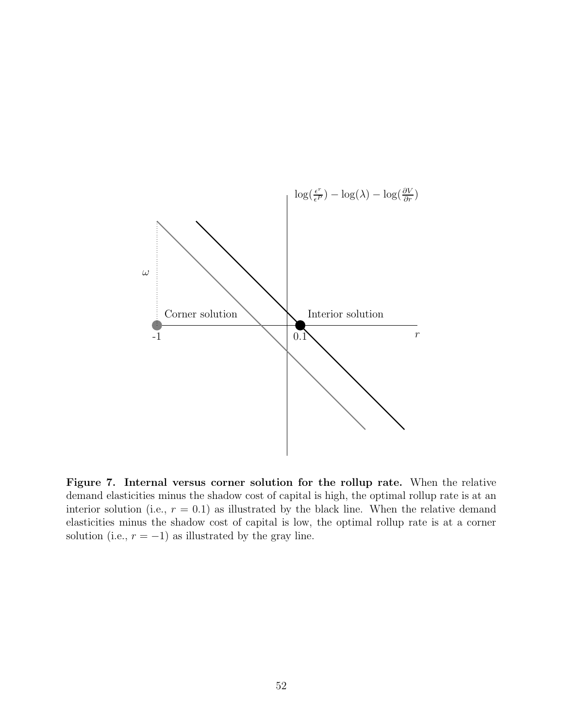$\log(\frac{\epsilon^r}{\epsilon^P}) - \log(\lambda) - \log(\frac{\partial V}{\partial r})$

$\omega$

Corner solution

Interior solution

-1

0.1

$r$

**Figure 7. Internal versus corner solution for the rollup rate.** When the relative demand elasticities minus the shadow cost of capital is high, the optimal rollup rate is at an interior solution (i.e., $r = 0.1$) as illustrated by the black line. When the relative demand elasticities minus the shadow cost of capital is low, the optimal rollup rate is at a corner solution (i.e., $r = -1$) as illustrated by the gray line.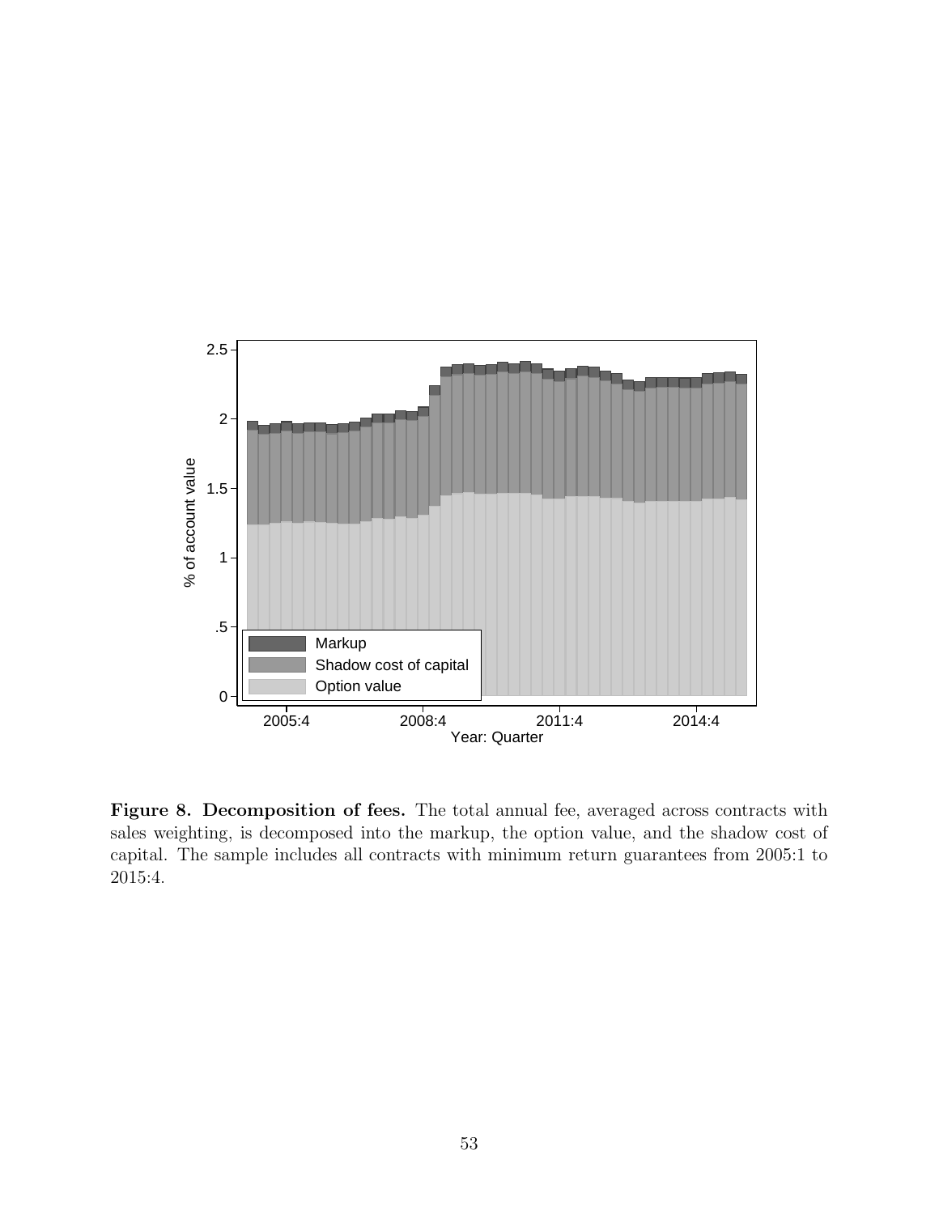**Figure 8. Decomposition of fees.** The total annual fee, averaged across contracts with sales weighting, is decomposed into the markup, the option value, and the shadow cost of capital. The sample includes all contracts with minimum return guarantees from 2005:1 to 2015:4.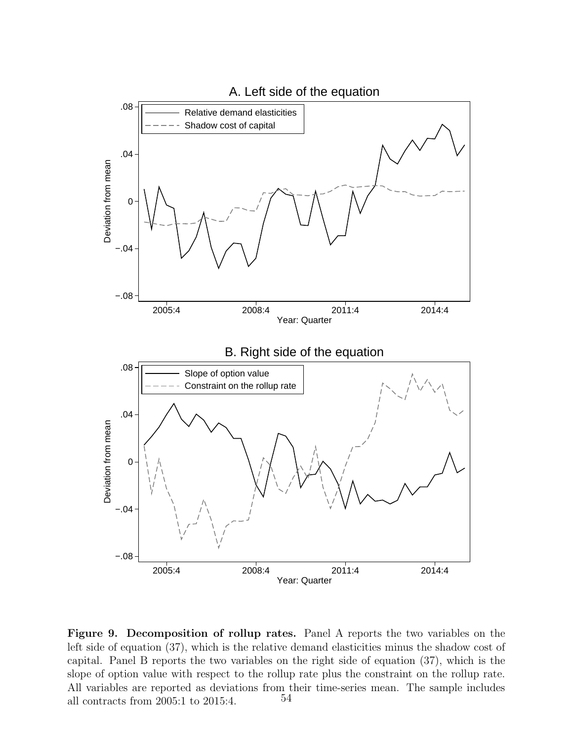**Figure 9. Decomposition of rollup rates.** Panel A reports the two variables on the left side of equation (37), which is the relative demand elasticities minus the shadow cost of capital. Panel B reports the two variables on the right side of equation (37), which is the slope of option value with respect to the rollup rate plus the constraint on the rollup rate. All variables are reported as deviations from their time-series mean. The sample includes all contracts from 2005:1 to 2015:4.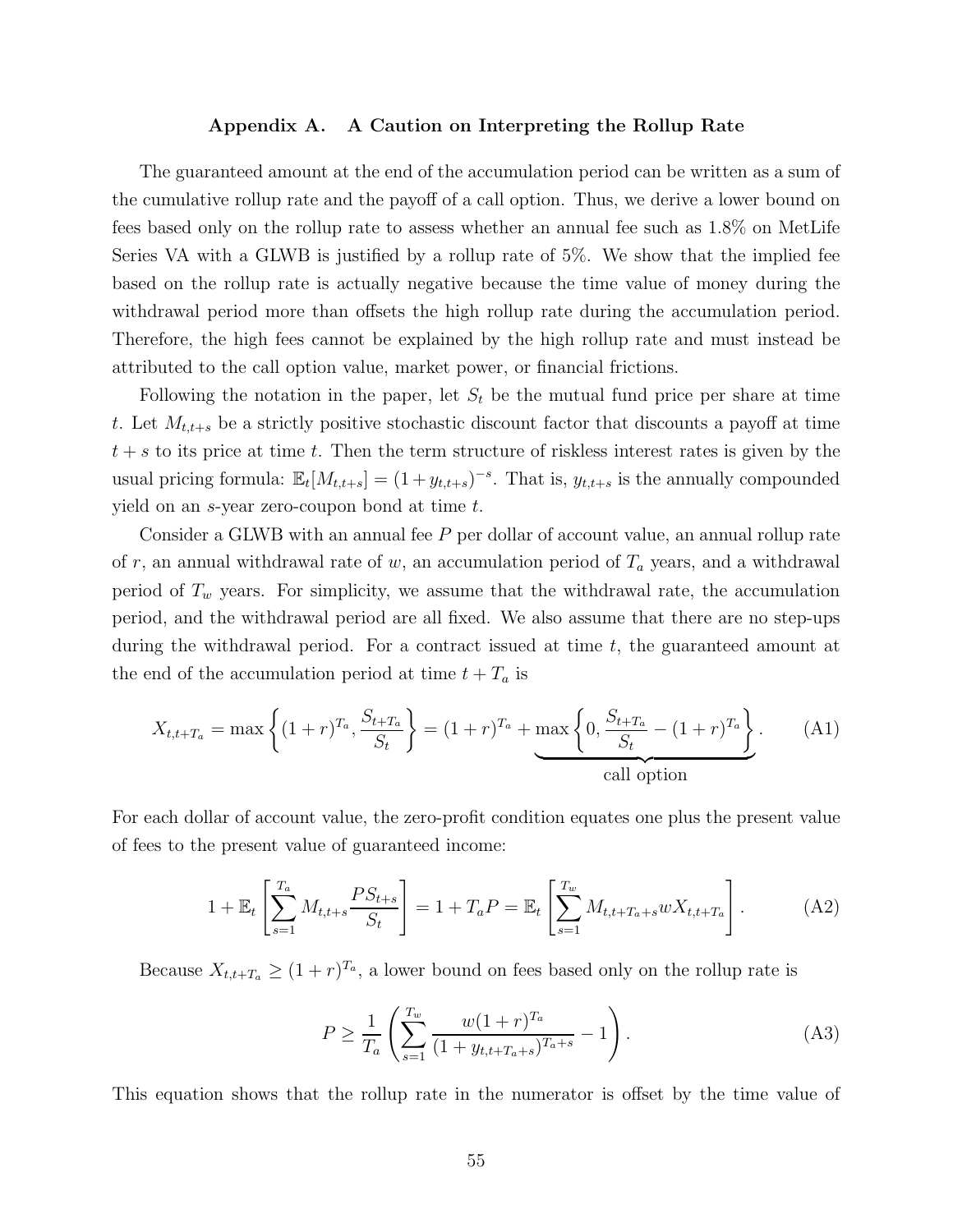## Appendix A. A Caution on Interpreting the Rollup Rate

The guaranteed amount at the end of the accumulation period can be written as a sum of the cumulative rollup rate and the payoff of a call option. Thus, we derive a lower bound on fees based only on the rollup rate to assess whether an annual fee such as 1.8% on MetLife Series VA with a GLWB is justified by a rollup rate of 5%. We show that the implied fee based on the rollup rate is actually negative because the time value of money during the withdrawal period more than offsets the high rollup rate during the accumulation period. Therefore, the high fees cannot be explained by the high rollup rate and must instead be attributed to the call option value, market power, or financial frictions.

Following the notation in the paper, let $S_t$ be the mutual fund price per share at time $t$. Let $M_{t,t+s}$ be a strictly positive stochastic discount factor that discounts a payoff at time $t+s$ to its price at time $t$. Then the term structure of riskless interest rates is given by the usual pricing formula: $\mathbb{E}_t[M_{t,t+s}] = (1+y_{t,t+s})^{-s}$. That is, $y_{t,t+s}$ is the annually compounded yield on an $s$-year zero-coupon bond at time $t$.

Consider a GLWB with an annual fee $P$ per dollar of account value, an annual rollup rate of $r$, an annual withdrawal rate of $w$, an accumulation period of $T_a$ years, and a withdrawal period of $T_w$ years. For simplicity, we assume that the withdrawal rate, the accumulation period, and the withdrawal period are all fixed. We also assume that there are no step-ups during the withdrawal period. For a contract issued at time $t$, the guaranteed amount at the end of the accumulation period at time $t+T_a$ is

$$X_{t,t+T_a} = \max\left\{(1+r)^{T_a}, \frac{S_{t+T_a}}{S_t}\right\} = (1+r)^{T_a} + \underbrace{\max\left\{0, \frac{S_{t+T_a}}{S_t} - (1+r)^{T_a}\right\}}_{\text{call option}}. \tag{A1}$$

For each dollar of account value, the zero-profit condition equates one plus the present value of fees to the present value of guaranteed income:

$$1 + \mathbb{E}_t\left[\sum_{s=1}^{T_a} M_{t,t+s}\frac{PS_{t+s}}{S_t}\right] = 1 + T_aP = \mathbb{E}_t\left[\sum_{s=1}^{T_w} M_{t,t+T_a+s}wX_{t,t+T_a}\right]. \tag{A2}$$

Because $X_{t,t+T_a} \geq (1+r)^{T_a}$, a lower bound on fees based only on the rollup rate is

$$P \geq \frac{1}{T_a}\left(\sum_{s=1}^{T_w}\frac{w(1+r)^{T_a}}{(1+y_{t,t+T_a+s})^{T_a+s}} - 1\right). \tag{A3}$$

This equation shows that the rollup rate in the numerator is offset by the time value of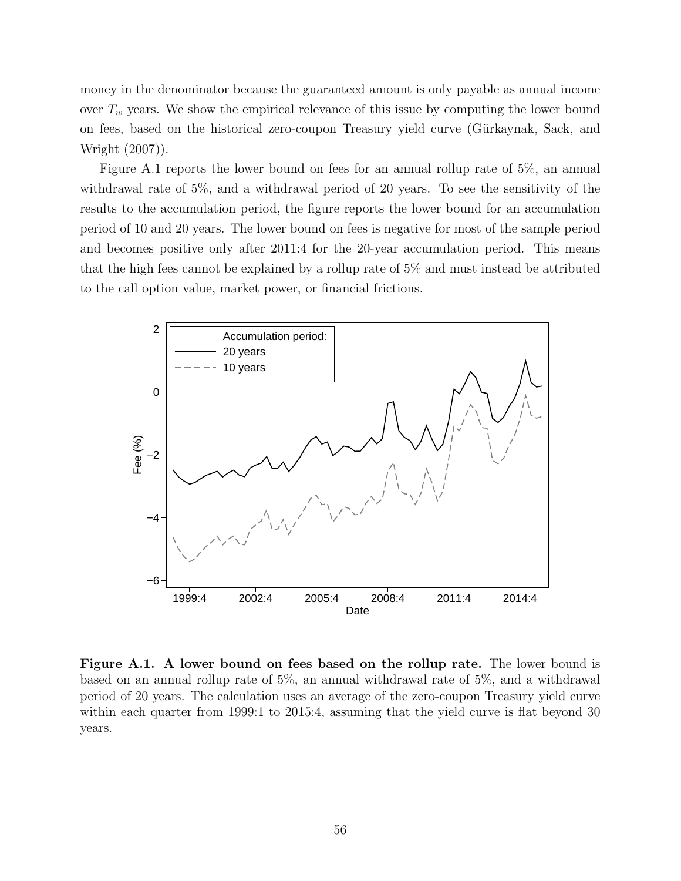money in the denominator because the guaranteed amount is only payable as annual income over $T_w$ years. We show the empirical relevance of this issue by computing the lower bound on fees, based on the historical zero-coupon Treasury yield curve (Gürkaynak, Sack, and Wright (2007)).

Figure A.1 reports the lower bound on fees for an annual rollup rate of 5%, an annual withdrawal rate of 5%, and a withdrawal period of 20 years. To see the sensitivity of the results to the accumulation period, the figure reports the lower bound for an accumulation period of 10 and 20 years. The lower bound on fees is negative for most of the sample period and becomes positive only after 2011:4 for the 20-year accumulation period. This means that the high fees cannot be explained by a rollup rate of 5% and must instead be attributed to the call option value, market power, or financial frictions.

**Figure A.1. A lower bound on fees based on the rollup rate.** The lower bound is based on an annual rollup rate of 5%, an annual withdrawal rate of 5%, and a withdrawal period of 20 years. The calculation uses an average of the zero-coupon Treasury yield curve within each quarter from 1999:1 to 2015:4, assuming that the yield curve is flat beyond 30 years.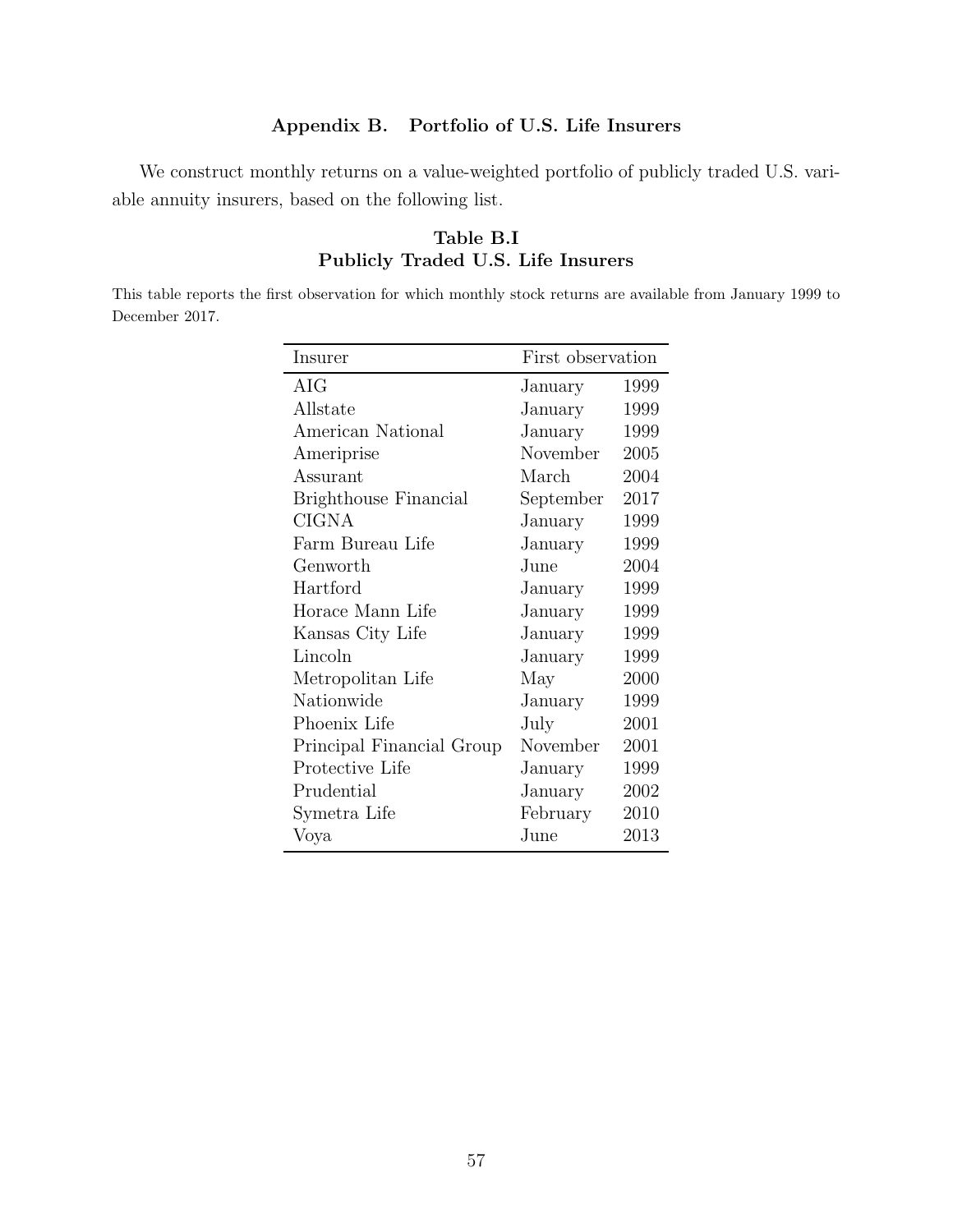## Appendix B. Portfolio of U.S. Life Insurers

We construct monthly returns on a value-weighted portfolio of publicly traded U.S. variable annuity insurers, based on the following list.

**Table B.I**
**Publicly Traded U.S. Life Insurers**

This table reports the first observation for which monthly stock returns are available from January 1999 to December 2017.

| Insurer | First observation | |
|---|---|---|
| AIG | January | 1999 |
| Allstate | January | 1999 |
| American National | January | 1999 |
| Ameriprise | November | 2005 |
| Assurant | March | 2004 |
| Brighthouse Financial | September | 2017 |
| CIGNA | January | 1999 |
| Farm Bureau Life | January | 1999 |
| Genworth | June | 2004 |
| Hartford | January | 1999 |
| Horace Mann Life | January | 1999 |
| Kansas City Life | January | 1999 |
| Lincoln | January | 1999 |
| Metropolitan Life | May | 2000 |
| Nationwide | January | 1999 |
| Phoenix Life | July | 2001 |
| Principal Financial Group | November | 2001 |
| Protective Life | January | 1999 |
| Prudential | January | 2002 |
| Symetra Life | February | 2010 |
| Voya | June | 2013 |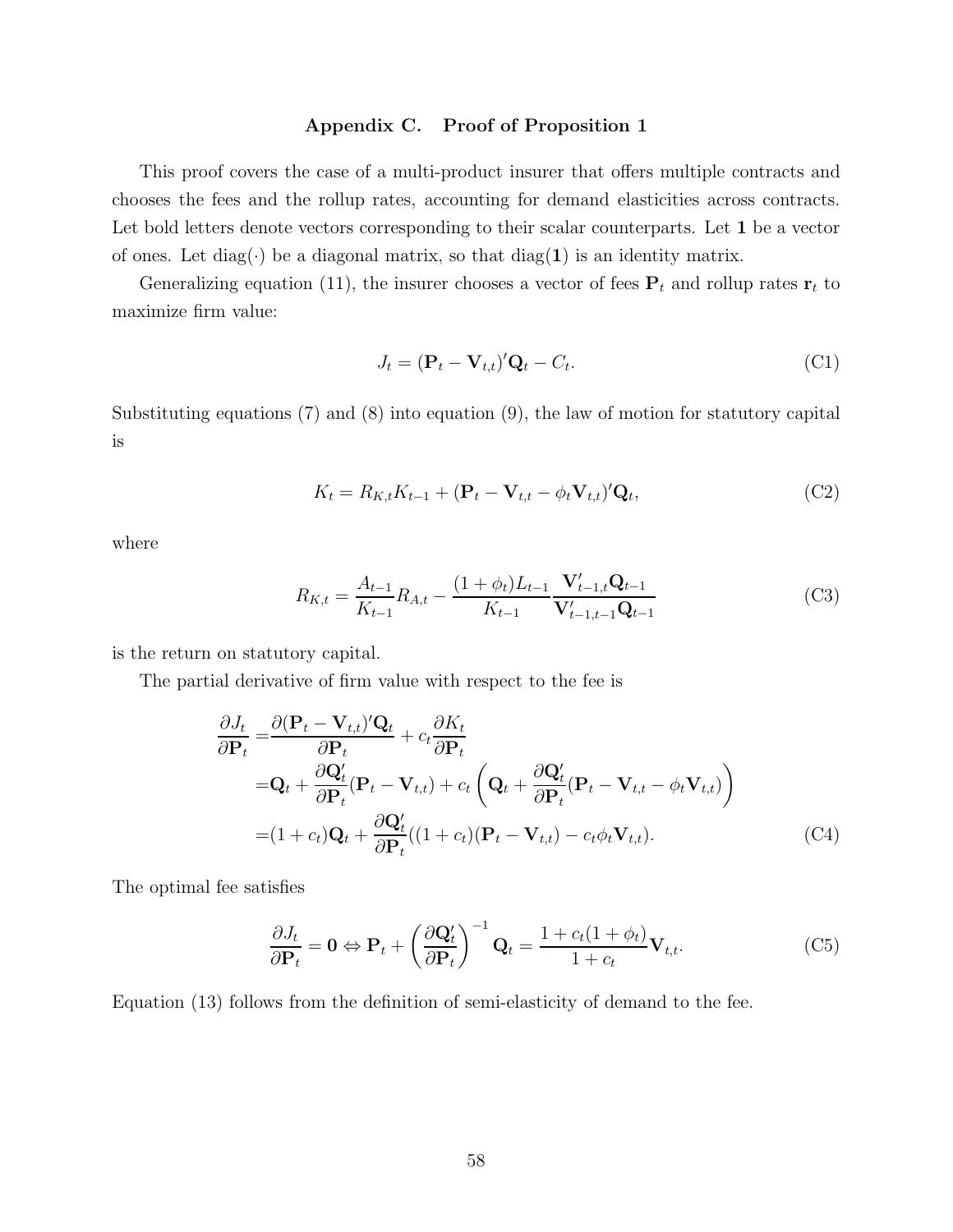## Appendix C. Proof of Proposition 1

This proof covers the case of a multi-product insurer that offers multiple contracts and chooses the fees and the rollup rates, accounting for demand elasticities across contracts. Let bold letters denote vectors corresponding to their scalar counterparts. Let $\mathbf{1}$ be a vector of ones. Let $\text{diag}(\cdot)$ be a diagonal matrix, so that $\text{diag}(\mathbf{1})$ is an identity matrix.

Generalizing equation (11), the insurer chooses a vector of fees $\mathbf{P}_t$ and rollup rates $\mathbf{r}_t$ to maximize firm value:

$$J_t = (\mathbf{P}_t - \mathbf{V}_{t,t})'\mathbf{Q}_t - C_t. \tag{C1}$$

Substituting equations (7) and (8) into equation (9), the law of motion for statutory capital is

$$K_t = R_{K,t}K_{t-1} + (\mathbf{P}_t - \mathbf{V}_{t,t} - \phi_t \mathbf{V}_{t,t})'\mathbf{Q}_t, \tag{C2}$$

where

$$R_{K,t} = \frac{A_{t-1}}{K_{t-1}}R_{A,t} - \frac{(1+\phi_t)L_{t-1}}{K_{t-1}}\frac{\mathbf{V}'_{t-1,t}\mathbf{Q}_{t-1}}{\mathbf{V}'_{t-1,t-1}\mathbf{Q}_{t-1}} \tag{C3}$$

is the return on statutory capital.

The partial derivative of firm value with respect to the fee is

$$\begin{aligned}
\frac{\partial J_t}{\partial \mathbf{P}_t} =& \frac{\partial (\mathbf{P}_t - \mathbf{V}_{t,t})'\mathbf{Q}_t}{\partial \mathbf{P}_t} + c_t \frac{\partial K_t}{\partial \mathbf{P}_t} \\
=& \mathbf{Q}_t + \frac{\partial \mathbf{Q}'_t}{\partial \mathbf{P}_t}(\mathbf{P}_t - \mathbf{V}_{t,t}) + c_t\left(\mathbf{Q}_t + \frac{\partial \mathbf{Q}'_t}{\partial \mathbf{P}_t}(\mathbf{P}_t - \mathbf{V}_{t,t} - \phi_t \mathbf{V}_{t,t})\right) \\
=& (1+c_t)\mathbf{Q}_t + \frac{\partial \mathbf{Q}'_t}{\partial \mathbf{P}_t}((1+c_t)(\mathbf{P}_t - \mathbf{V}_{t,t}) - c_t\phi_t \mathbf{V}_{t,t}).
\end{aligned} \tag{C4}$$

The optimal fee satisfies

$$\frac{\partial J_t}{\partial \mathbf{P}_t} = \mathbf{0} \Leftrightarrow \mathbf{P}_t + \left(\frac{\partial \mathbf{Q}'_t}{\partial \mathbf{P}_t}\right)^{-1}\mathbf{Q}_t = \frac{1 + c_t(1+\phi_t)}{1+c_t}\mathbf{V}_{t,t}. \tag{C5}$$

Equation (13) follows from the definition of semi-elasticity of demand to the fee.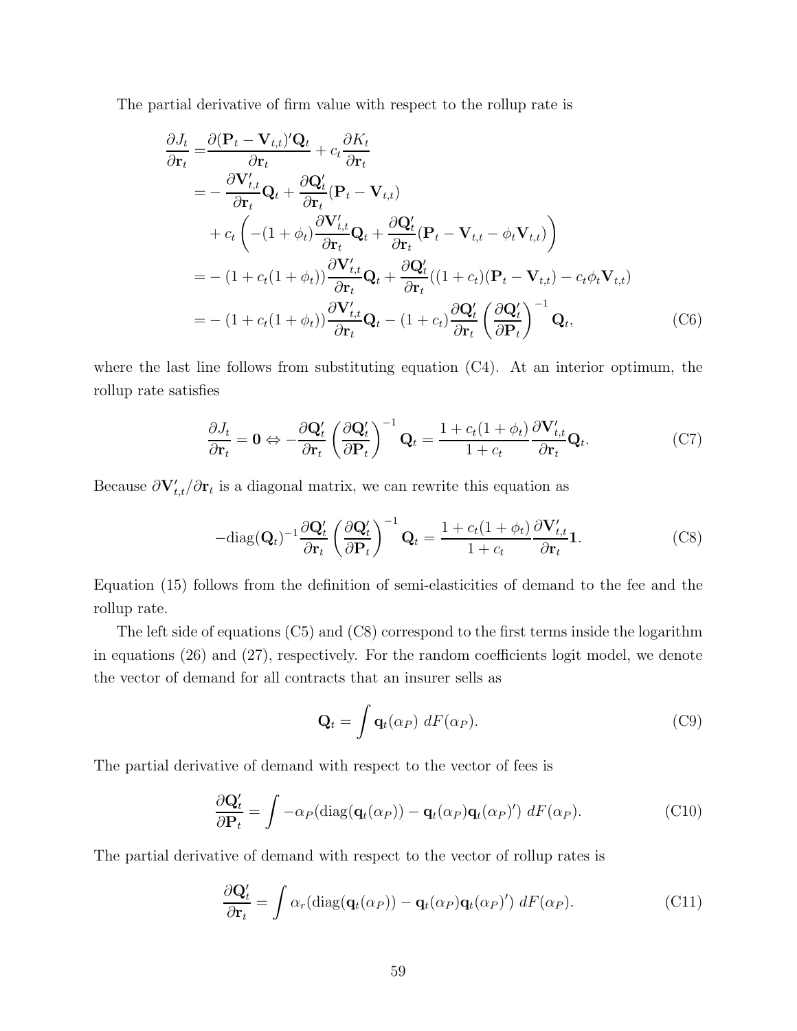The partial derivative of firm value with respect to the rollup rate is

$$
\begin{aligned}
\frac{\partial J_t}{\partial \mathbf{r}_t} =& \frac{\partial (\mathbf{P}_t - \mathbf{V}_{t,t})' \mathbf{Q}_t}{\partial \mathbf{r}_t} + c_t \frac{\partial K_t}{\partial \mathbf{r}_t} \\
=& -\frac{\partial \mathbf{V}_{t,t}'}{\partial \mathbf{r}_t} \mathbf{Q}_t + \frac{\partial \mathbf{Q}_t'}{\partial \mathbf{r}_t} (\mathbf{P}_t - \mathbf{V}_{t,t}) \\
&+ c_t \left( -(1+\phi_t) \frac{\partial \mathbf{V}_{t,t}'}{\partial \mathbf{r}_t} \mathbf{Q}_t + \frac{\partial \mathbf{Q}_t'}{\partial \mathbf{r}_t} (\mathbf{P}_t - \mathbf{V}_{t,t} - \phi_t \mathbf{V}_{t,t}) \right) \\
=& -(1 + c_t(1+\phi_t)) \frac{\partial \mathbf{V}_{t,t}'}{\partial \mathbf{r}_t} \mathbf{Q}_t + \frac{\partial \mathbf{Q}_t'}{\partial \mathbf{r}_t} ((1+c_t)(\mathbf{P}_t - \mathbf{V}_{t,t}) - c_t \phi_t \mathbf{V}_{t,t}) \\
=& -(1 + c_t(1+\phi_t)) \frac{\partial \mathbf{V}_{t,t}'}{\partial \mathbf{r}_t} \mathbf{Q}_t - (1+c_t) \frac{\partial \mathbf{Q}_t'}{\partial \mathbf{r}_t} \left( \frac{\partial \mathbf{Q}_t'}{\partial \mathbf{P}_t} \right)^{-1} \mathbf{Q}_t,
\end{aligned}
\tag{C6}
$$

where the last line follows from substituting equation (C4). At an interior optimum, the rollup rate satisfies

$$
\frac{\partial J_t}{\partial \mathbf{r}_t} = \mathbf{0} \Leftrightarrow -\frac{\partial \mathbf{Q}_t'}{\partial \mathbf{r}_t} \left( \frac{\partial \mathbf{Q}_t'}{\partial \mathbf{P}_t} \right)^{-1} \mathbf{Q}_t = \frac{1 + c_t(1+\phi_t)}{1+c_t} \frac{\partial \mathbf{V}_{t,t}'}{\partial \mathbf{r}_t} \mathbf{Q}_t. \tag{C7}
$$

Because $\partial \mathbf{V}_{t,t}' / \partial \mathbf{r}_t$ is a diagonal matrix, we can rewrite this equation as

$$
-\operatorname{diag}(\mathbf{Q}_t)^{-1} \frac{\partial \mathbf{Q}_t'}{\partial \mathbf{r}_t} \left( \frac{\partial \mathbf{Q}_t'}{\partial \mathbf{P}_t} \right)^{-1} \mathbf{Q}_t = \frac{1 + c_t(1+\phi_t)}{1+c_t} \frac{\partial \mathbf{V}_{t,t}'}{\partial \mathbf{r}_t} \mathbf{1}. \tag{C8}
$$

Equation (15) follows from the definition of semi-elasticities of demand to the fee and the rollup rate.

The left side of equations (C5) and (C8) correspond to the first terms inside the logarithm in equations (26) and (27), respectively. For the random coefficients logit model, we denote the vector of demand for all contracts that an insurer sells as

$$
\mathbf{Q}_t = \int \mathbf{q}_t(\alpha_P) \; dF(\alpha_P). \tag{C9}
$$

The partial derivative of demand with respect to the vector of fees is

$$
\frac{\partial \mathbf{Q}_t'}{\partial \mathbf{P}_t} = \int -\alpha_P (\operatorname{diag}(\mathbf{q}_t(\alpha_P)) - \mathbf{q}_t(\alpha_P) \mathbf{q}_t(\alpha_P)') \; dF(\alpha_P). \tag{C10}
$$

The partial derivative of demand with respect to the vector of rollup rates is

$$
\frac{\partial \mathbf{Q}_t'}{\partial \mathbf{r}_t} = \int \alpha_r (\operatorname{diag}(\mathbf{q}_t(\alpha_P)) - \mathbf{q}_t(\alpha_P) \mathbf{q}_t(\alpha_P)') \; dF(\alpha_P). \tag{C11}
$$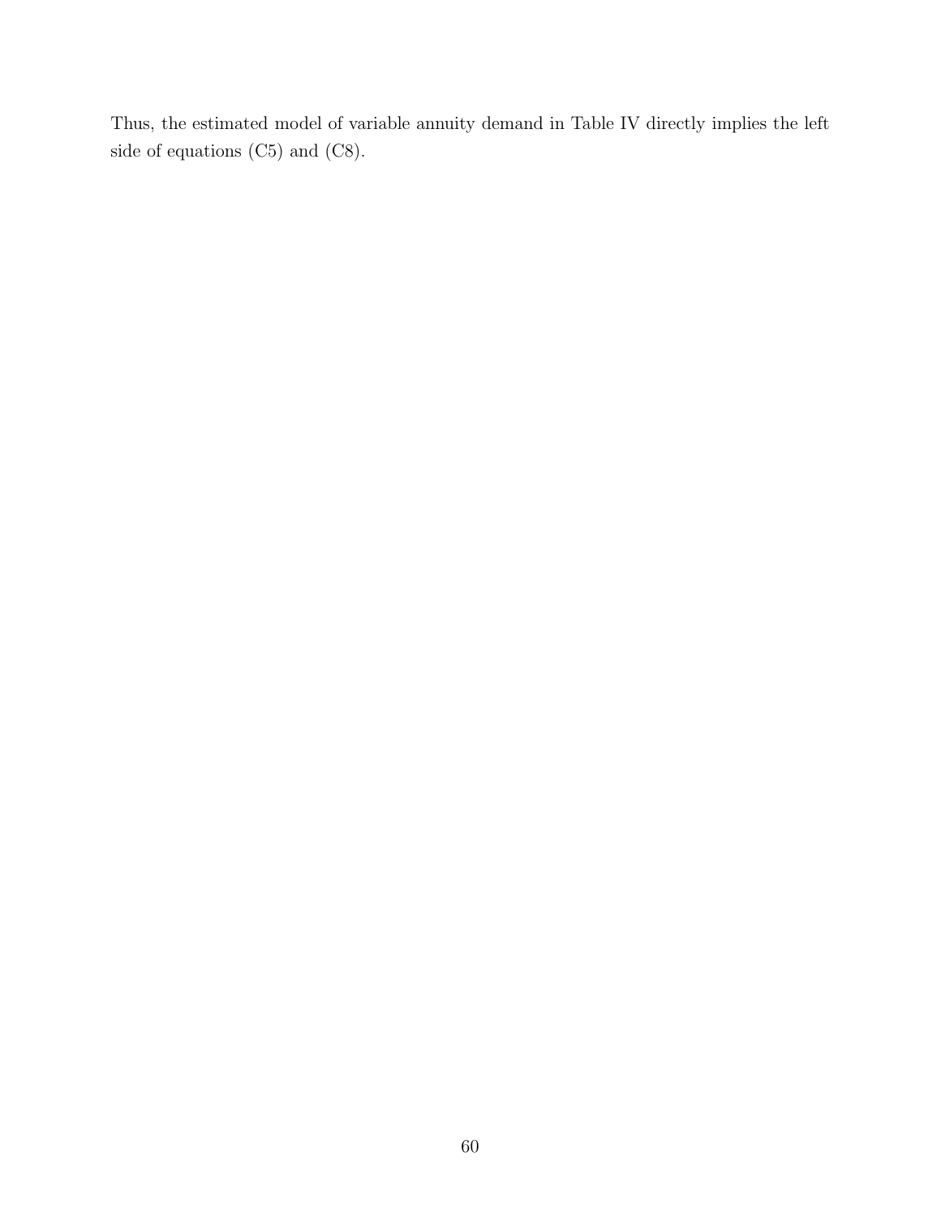Thus, the estimated model of variable annuity demand in Table IV directly implies the left side of equations (C5) and (C8).